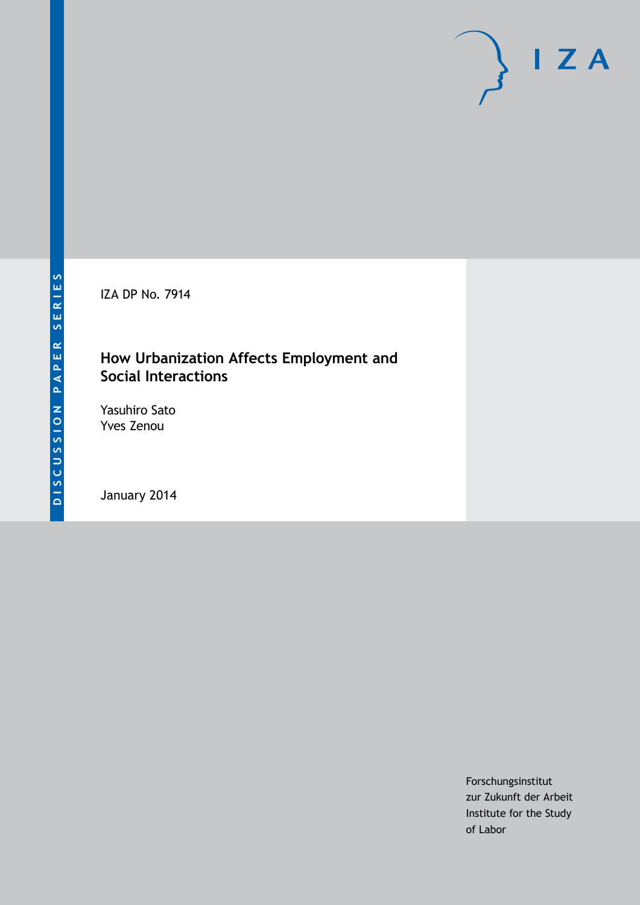DISCUSSION PAPER SERIES

IZA DP No. 7914

# How Urbanization Affects Employment and Social Interactions

Yasuhiro Sato
Yves Zenou

January 2014

Forschungsinstitut
zur Zukunft der Arbeit
Institute for the Study
of Labor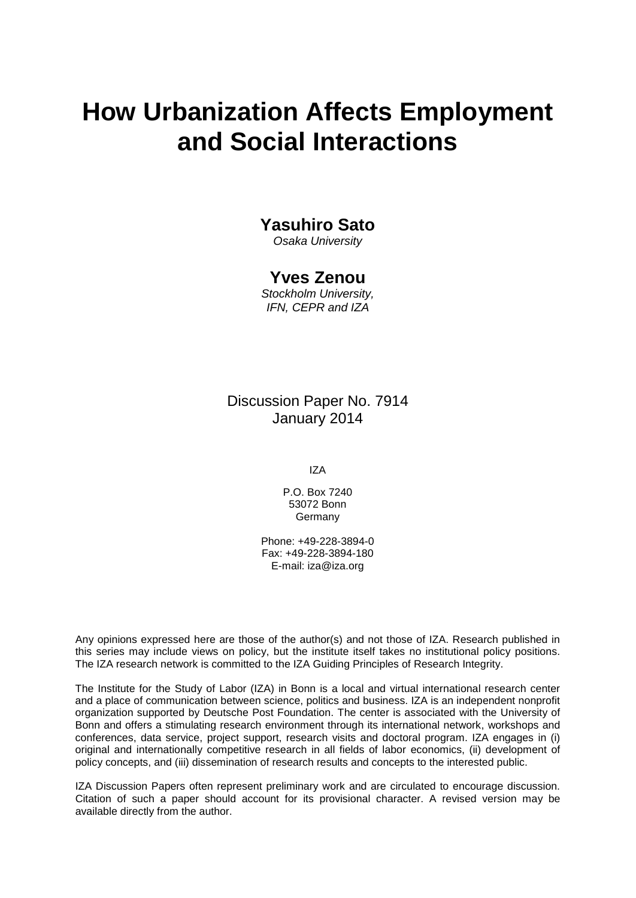# How Urbanization Affects Employment and Social Interactions

**Yasuhiro Sato**
*Osaka University*

**Yves Zenou**
*Stockholm University, IFN, CEPR and IZA*

Discussion Paper No. 7914
January 2014

IZA

P.O. Box 7240
53072 Bonn
Germany

Phone: +49-228-3894-0
Fax: +49-228-3894-180
E-mail: iza@iza.org

Any opinions expressed here are those of the author(s) and not those of IZA. Research published in this series may include views on policy, but the institute itself takes no institutional policy positions. The IZA research network is committed to the IZA Guiding Principles of Research Integrity.

The Institute for the Study of Labor (IZA) in Bonn is a local and virtual international research center and a place of communication between science, politics and business. IZA is an independent nonprofit organization supported by Deutsche Post Foundation. The center is associated with the University of Bonn and offers a stimulating research environment through its international network, workshops and conferences, data service, project support, research visits and doctoral program. IZA engages in (i) original and internationally competitive research in all fields of labor economics, (ii) development of policy concepts, and (iii) dissemination of research results and concepts to the interested public.

IZA Discussion Papers often represent preliminary work and are circulated to encourage discussion. Citation of such a paper should account for its provisional character. A revised version may be available directly from the author.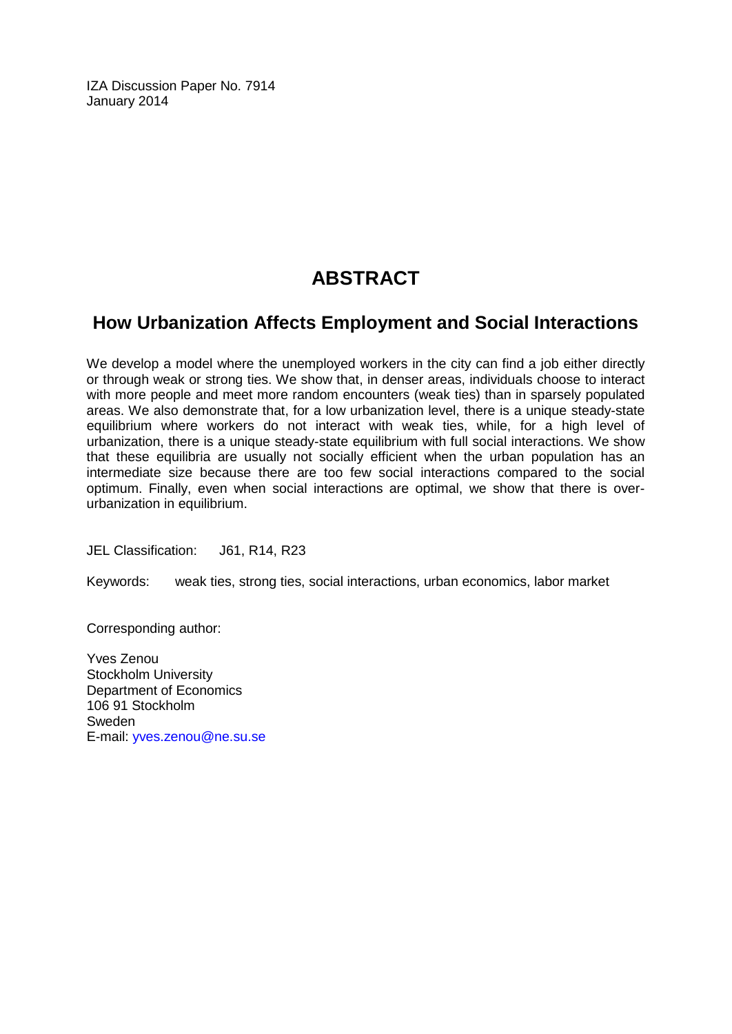IZA Discussion Paper No. 7914
January 2014

# ABSTRACT

## How Urbanization Affects Employment and Social Interactions

We develop a model where the unemployed workers in the city can find a job either directly or through weak or strong ties. We show that, in denser areas, individuals choose to interact with more people and meet more random encounters (weak ties) than in sparsely populated areas. We also demonstrate that, for a low urbanization level, there is a unique steady-state equilibrium where workers do not interact with weak ties, while, for a high level of urbanization, there is a unique steady-state equilibrium with full social interactions. We show that these equilibria are usually not socially efficient when the urban population has an intermediate size because there are too few social interactions compared to the social optimum. Finally, even when social interactions are optimal, we show that there is over-urbanization in equilibrium.

JEL Classification: J61, R14, R23

Keywords: weak ties, strong ties, social interactions, urban economics, labor market

Corresponding author:

Yves Zenou
Stockholm University
Department of Economics
106 91 Stockholm
Sweden
E-mail: yves.zenou@ne.su.se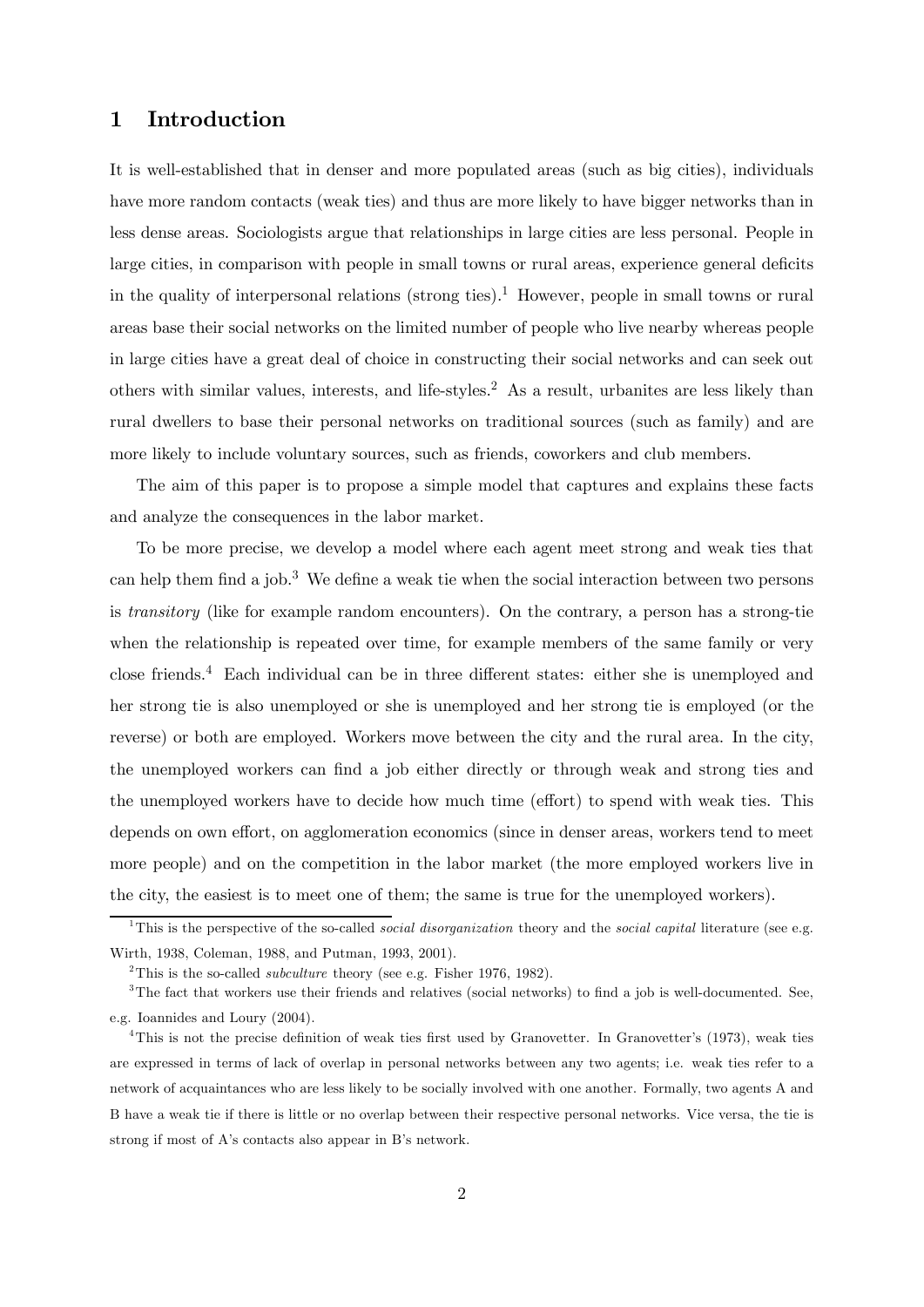# 1 Introduction

It is well-established that in denser and more populated areas (such as big cities), individuals have more random contacts (weak ties) and thus are more likely to have bigger networks than in less dense areas. Sociologists argue that relationships in large cities are less personal. People in large cities, in comparison with people in small towns or rural areas, experience general deficits in the quality of interpersonal relations (strong ties).[1] However, people in small towns or rural areas base their social networks on the limited number of people who live nearby whereas people in large cities have a great deal of choice in constructing their social networks and can seek out others with similar values, interests, and life-styles.[2] As a result, urbanites are less likely than rural dwellers to base their personal networks on traditional sources (such as family) and are more likely to include voluntary sources, such as friends, coworkers and club members.

The aim of this paper is to propose a simple model that captures and explains these facts and analyze the consequences in the labor market.

To be more precise, we develop a model where each agent meet strong and weak ties that can help them find a job.[3] We define a weak tie when the social interaction between two persons is *transitory* (like for example random encounters). On the contrary, a person has a strong-tie when the relationship is repeated over time, for example members of the same family or very close friends.[4] Each individual can be in three different states: either she is unemployed and her strong tie is also unemployed or she is unemployed and her strong tie is employed (or the reverse) or both are employed. Workers move between the city and the rural area. In the city, the unemployed workers can find a job either directly or through weak and strong ties and the unemployed workers have to decide how much time (effort) to spend with weak ties. This depends on own effort, on agglomeration economics (since in denser areas, workers tend to meet more people) and on the competition in the labor market (the more employed workers live in the city, the easiest is to meet one of them; the same is true for the unemployed workers).

[1] This is the perspective of the so-called *social disorganization* theory and the *social capital* literature (see e.g. Wirth, 1938, Coleman, 1988, and Putman, 1993, 2001).

[2] This is the so-called *subculture* theory (see e.g. Fisher 1976, 1982).

[3] The fact that workers use their friends and relatives (social networks) to find a job is well-documented. See, e.g. Ioannides and Loury (2004).

[4] This is not the precise definition of weak ties first used by Granovetter. In Granovetter's (1973), weak ties are expressed in terms of lack of overlap in personal networks between any two agents; i.e. weak ties refer to a network of acquaintances who are less likely to be socially involved with one another. Formally, two agents A and B have a weak tie if there is little or no overlap between their respective personal networks. Vice versa, the tie is strong if most of A's contacts also appear in B's network.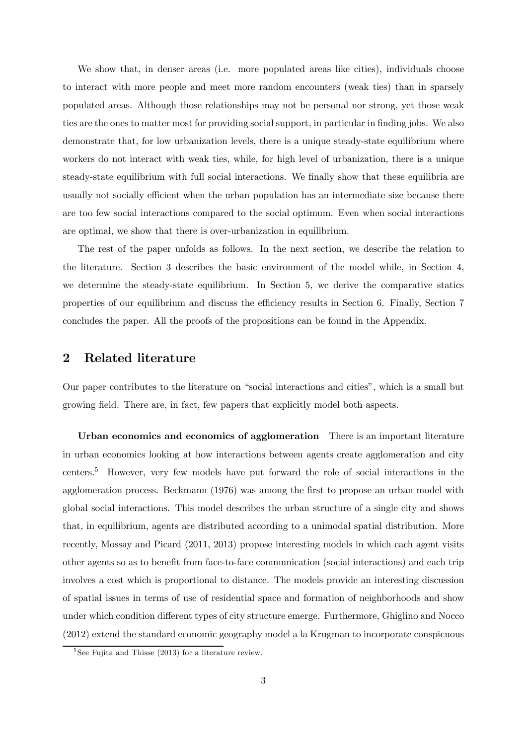We show that, in denser areas (i.e. more populated areas like cities), individuals choose to interact with more people and meet more random encounters (weak ties) than in sparsely populated areas. Although those relationships may not be personal nor strong, yet those weak ties are the ones to matter most for providing social support, in particular in finding jobs. We also demonstrate that, for low urbanization levels, there is a unique steady-state equilibrium where workers do not interact with weak ties, while, for high level of urbanization, there is a unique steady-state equilibrium with full social interactions. We finally show that these equilibria are usually not socially efficient when the urban population has an intermediate size because there are too few social interactions compared to the social optimum. Even when social interactions are optimal, we show that there is over-urbanization in equilibrium.

The rest of the paper unfolds as follows. In the next section, we describe the relation to the literature. Section 3 describes the basic environment of the model while, in Section 4, we determine the steady-state equilibrium. In Section 5, we derive the comparative statics properties of our equilibrium and discuss the efficiency results in Section 6. Finally, Section 7 concludes the paper. All the proofs of the propositions can be found in the Appendix.

## 2 Related literature

Our paper contributes to the literature on "social interactions and cities", which is a small but growing field. There are, in fact, few papers that explicitly model both aspects.

**Urban economics and economics of agglomeration** There is an important literature in urban economics looking at how interactions between agents create agglomeration and city centers.[5] However, very few models have put forward the role of social interactions in the agglomeration process. Beckmann (1976) was among the first to propose an urban model with global social interactions. This model describes the urban structure of a single city and shows that, in equilibrium, agents are distributed according to a unimodal spatial distribution. More recently, Mossay and Picard (2011, 2013) propose interesting models in which each agent visits other agents so as to benefit from face-to-face communication (social interactions) and each trip involves a cost which is proportional to distance. The models provide an interesting discussion of spatial issues in terms of use of residential space and formation of neighborhoods and show under which condition different types of city structure emerge. Furthermore, Ghiglino and Nocco (2012) extend the standard economic geography model a la Krugman to incorporate conspicuous

[5]See Fujita and Thisse (2013) for a literature review.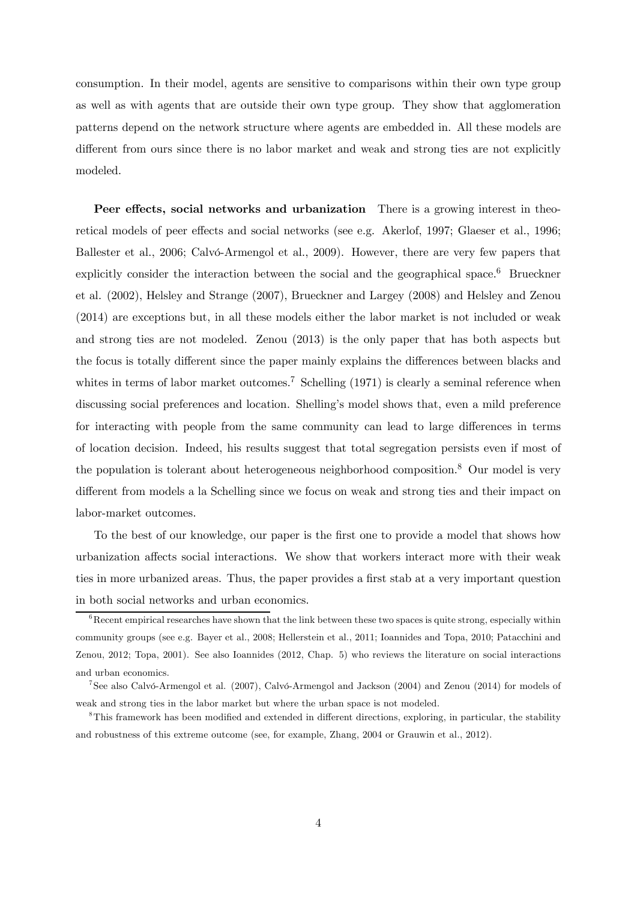consumption. In their model, agents are sensitive to comparisons within their own type group as well as with agents that are outside their own type group. They show that agglomeration patterns depend on the network structure where agents are embedded in. All these models are different from ours since there is no labor market and weak and strong ties are not explicitly modeled.

**Peer effects, social networks and urbanization** There is a growing interest in theoretical models of peer effects and social networks (see e.g. Akerlof, 1997; Glaeser et al., 1996; Ballester et al., 2006; Calvó-Armengol et al., 2009). However, there are very few papers that explicitly consider the interaction between the social and the geographical space.[6] Brueckner et al. (2002), Helsley and Strange (2007), Brueckner and Largey (2008) and Helsley and Zenou (2014) are exceptions but, in all these models either the labor market is not included or weak and strong ties are not modeled. Zenou (2013) is the only paper that has both aspects but the focus is totally different since the paper mainly explains the differences between blacks and whites in terms of labor market outcomes.[7] Schelling (1971) is clearly a seminal reference when discussing social preferences and location. Shelling's model shows that, even a mild preference for interacting with people from the same community can lead to large differences in terms of location decision. Indeed, his results suggest that total segregation persists even if most of the population is tolerant about heterogeneous neighborhood composition.[8] Our model is very different from models a la Schelling since we focus on weak and strong ties and their impact on labor-market outcomes.

To the best of our knowledge, our paper is the first one to provide a model that shows how urbanization affects social interactions. We show that workers interact more with their weak ties in more urbanized areas. Thus, the paper provides a first stab at a very important question in both social networks and urban economics.

[6] Recent empirical researches have shown that the link between these two spaces is quite strong, especially within community groups (see e.g. Bayer et al., 2008; Hellerstein et al., 2011; Ioannides and Topa, 2010; Patacchini and Zenou, 2012; Topa, 2001). See also Ioannides (2012, Chap. 5) who reviews the literature on social interactions and urban economics.

[7] See also Calvó-Armengol et al. (2007), Calvó-Armengol and Jackson (2004) and Zenou (2014) for models of weak and strong ties in the labor market but where the urban space is not modeled.

[8] This framework has been modified and extended in different directions, exploring, in particular, the stability and robustness of this extreme outcome (see, for example, Zhang, 2004 or Grauwin et al., 2012).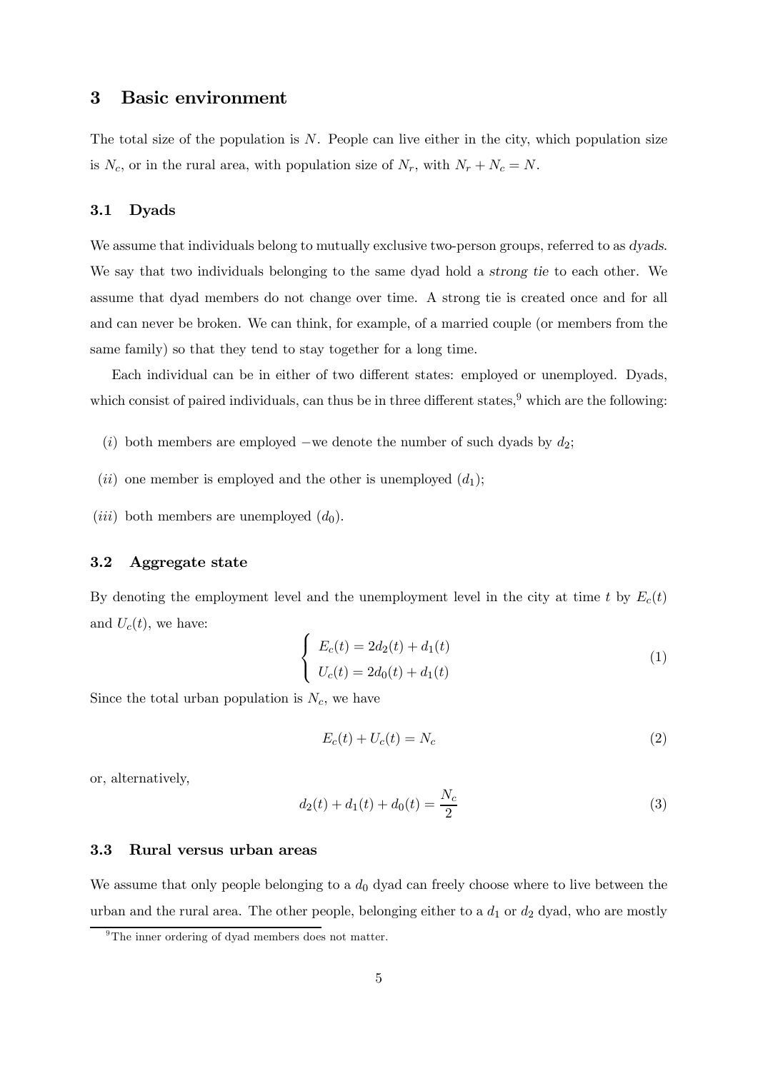## 3 Basic environment

The total size of the population is $N$. People can live either in the city, which population size is $N_c$, or in the rural area, with population size of $N_r$, with $N_r + N_c = N$.

### 3.1 Dyads

We assume that individuals belong to mutually exclusive two-person groups, referred to as *dyads*. We say that two individuals belonging to the same dyad hold a *strong tie* to each other. We assume that dyad members do not change over time. A strong tie is created once and for all and can never be broken. We can think, for example, of a married couple (or members from the same family) so that they tend to stay together for a long time.

Each individual can be in either of two different states: employed or unemployed. Dyads, which consist of paired individuals, can thus be in three different states,[9] which are the following:

($i$) both members are employed −we denote the number of such dyads by $d_2$;

($ii$) one member is employed and the other is unemployed ($d_1$);

($iii$) both members are unemployed ($d_0$).

### 3.2 Aggregate state

By denoting the employment level and the unemployment level in the city at time $t$ by $E_c(t)$ and $U_c(t)$, we have:

$$\begin{cases} E_c(t) = 2d_2(t) + d_1(t) \\ U_c(t) = 2d_0(t) + d_1(t) \end{cases} \tag{1}$$

Since the total urban population is $N_c$, we have

$$E_c(t) + U_c(t) = N_c \tag{2}$$

or, alternatively,

$$d_2(t) + d_1(t) + d_0(t) = \frac{N_c}{2} \tag{3}$$

### 3.3 Rural versus urban areas

We assume that only people belonging to a $d_0$ dyad can freely choose where to live between the urban and the rural area. The other people, belonging either to a $d_1$ or $d_2$ dyad, who are mostly

[9] The inner ordering of dyad members does not matter.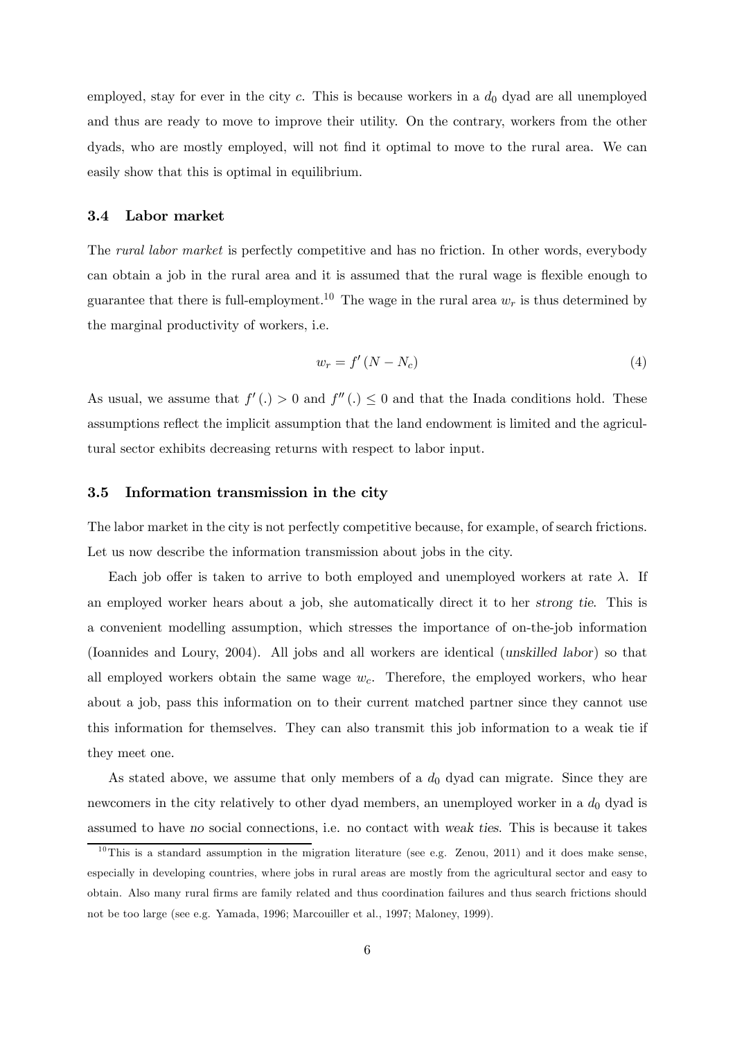employed, stay for ever in the city $c$. This is because workers in a $d_0$ dyad are all unemployed and thus are ready to move to improve their utility. On the contrary, workers from the other dyads, who are mostly employed, will not find it optimal to move to the rural area. We can easily show that this is optimal in equilibrium.

### 3.4 Labor market

The *rural labor market* is perfectly competitive and has no friction. In other words, everybody can obtain a job in the rural area and it is assumed that the rural wage is flexible enough to guarantee that there is full-employment.[10] The wage in the rural area $w_r$ is thus determined by the marginal productivity of workers, i.e.

$$w_r = f'(N - N_c) \tag{4}$$

As usual, we assume that $f'(.) > 0$ and $f''(.) \leq 0$ and that the Inada conditions hold. These assumptions reflect the implicit assumption that the land endowment is limited and the agricultural sector exhibits decreasing returns with respect to labor input.

### 3.5 Information transmission in the city

The labor market in the city is not perfectly competitive because, for example, of search frictions. Let us now describe the information transmission about jobs in the city.

Each job offer is taken to arrive to both employed and unemployed workers at rate $\lambda$. If an employed worker hears about a job, she automatically direct it to her *strong tie*. This is a convenient modelling assumption, which stresses the importance of on-the-job information (Ioannides and Loury, 2004). All jobs and all workers are identical (*unskilled labor*) so that all employed workers obtain the same wage $w_c$. Therefore, the employed workers, who hear about a job, pass this information on to their current matched partner since they cannot use this information for themselves. They can also transmit this job information to a weak tie if they meet one.

As stated above, we assume that only members of a $d_0$ dyad can migrate. Since they are newcomers in the city relatively to other dyad members, an unemployed worker in a $d_0$ dyad is assumed to have *no* social connections, i.e. no contact with *weak ties*. This is because it takes

[10] This is a standard assumption in the migration literature (see e.g. Zenou, 2011) and it does make sense, especially in developing countries, where jobs in rural areas are mostly from the agricultural sector and easy to obtain. Also many rural firms are family related and thus coordination failures and thus search frictions should not be too large (see e.g. Yamada, 1996; Marcouiller et al., 1997; Maloney, 1999).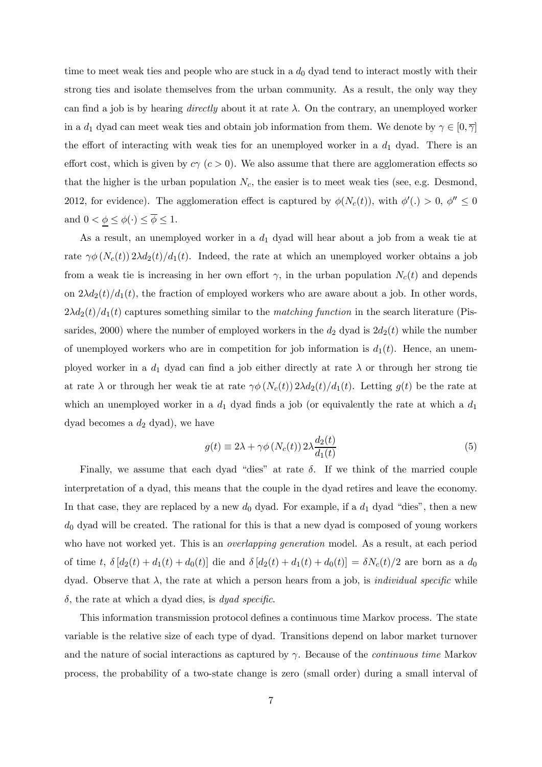time to meet weak ties and people who are stuck in a $d_0$ dyad tend to interact mostly with their strong ties and isolate themselves from the urban community. As a result, the only way they can find a job is by hearing *directly* about it at rate $\lambda$. On the contrary, an unemployed worker in a $d_1$ dyad can meet weak ties and obtain job information from them. We denote by $\gamma \in [0, \overline{\gamma}]$ the effort of interacting with weak ties for an unemployed worker in a $d_1$ dyad. There is an effort cost, which is given by $c\gamma$ ($c > 0$). We also assume that there are agglomeration effects so that the higher is the urban population $N_c$, the easier is to meet weak ties (see, e.g. Desmond, 2012, for evidence). The agglomeration effect is captured by $\phi(N_c(t))$, with $\phi'(.) > 0$, $\phi'' \leq 0$ and $0 < \underline{\phi} \leq \phi(\cdot) \leq \overline{\phi} \leq 1$.

As a result, an unemployed worker in a $d_1$ dyad will hear about a job from a weak tie at rate $\gamma\phi\left(N_c(t)\right) 2\lambda d_2(t)/d_1(t)$. Indeed, the rate at which an unemployed worker obtains a job from a weak tie is increasing in her own effort $\gamma$, in the urban population $N_c(t)$ and depends on $2\lambda d_2(t)/d_1(t)$, the fraction of employed workers who are aware about a job. In other words, $2\lambda d_2(t)/d_1(t)$ captures something similar to the *matching function* in the search literature (Pissarides, 2000) where the number of employed workers in the $d_2$ dyad is $2d_2(t)$ while the number of unemployed workers who are in competition for job information is $d_1(t)$. Hence, an unemployed worker in a $d_1$ dyad can find a job either directly at rate $\lambda$ or through her strong tie at rate $\lambda$ or through her weak tie at rate $\gamma\phi\left(N_c(t)\right) 2\lambda d_2(t)/d_1(t)$. Letting $g(t)$ be the rate at which an unemployed worker in a $d_1$ dyad finds a job (or equivalently the rate at which a $d_1$ dyad becomes a $d_2$ dyad), we have

$$g(t) \equiv 2\lambda + \gamma\phi\left(N_c(t)\right) 2\lambda \frac{d_2(t)}{d_1(t)} \tag{5}$$

Finally, we assume that each dyad "dies" at rate $\delta$. If we think of the married couple interpretation of a dyad, this means that the couple in the dyad retires and leave the economy. In that case, they are replaced by a new $d_0$ dyad. For example, if a $d_1$ dyad "dies", then a new $d_0$ dyad will be created. The rational for this is that a new dyad is composed of young workers who have not worked yet. This is an *overlapping generation* model. As a result, at each period of time $t$, $\delta\left[d_2(t) + d_1(t) + d_0(t)\right]$ die and $\delta\left[d_2(t) + d_1(t) + d_0(t)\right] = \delta N_c(t)/2$ are born as a $d_0$ dyad. Observe that $\lambda$, the rate at which a person hears from a job, is *individual specific* while $\delta$, the rate at which a dyad dies, is *dyad specific*.

This information transmission protocol defines a continuous time Markov process. The state variable is the relative size of each type of dyad. Transitions depend on labor market turnover and the nature of social interactions as captured by $\gamma$. Because of the *continuous time* Markov process, the probability of a two-state change is zero (small order) during a small interval of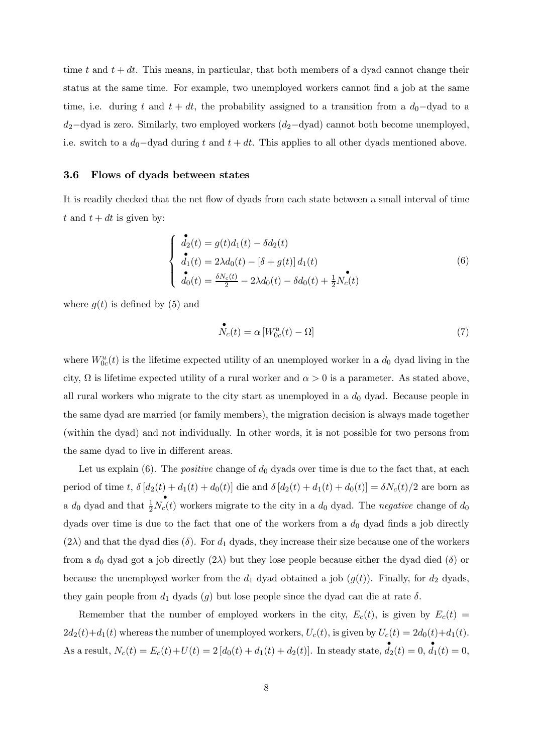time $t$ and $t+dt$. This means, in particular, that both members of a dyad cannot change their status at the same time. For example, two unemployed workers cannot find a job at the same time, i.e. during $t$ and $t+dt$, the probability assigned to a transition from a $d_0-$dyad to a $d_2-$dyad is zero. Similarly, two employed workers ($d_2-$dyad) cannot both become unemployed, i.e. switch to a $d_0-$dyad during $t$ and $t+dt$. This applies to all other dyads mentioned above.

### 3.6 Flows of dyads between states

It is readily checked that the net flow of dyads from each state between a small interval of time $t$ and $t+dt$ is given by:

$$
\left\{
\begin{array}{l}
\overset{\bullet}{d}_2(t) = g(t)d_1(t) - \delta d_2(t) \\
\overset{\bullet}{d}_1(t) = 2\lambda d_0(t) - \left[\delta + g(t)\right] d_1(t) \\
\overset{\bullet}{d}_0(t) = \frac{\delta N_c(t)}{2} - 2\lambda d_0(t) - \delta d_0(t) + \frac{1}{2}\overset{\bullet}{N}_c(t)
\end{array}
\right.
\tag{6}
$$

where $g(t)$ is defined by (5) and

$$
\overset{\bullet}{N}_c(t) = \alpha \left[W_{0c}^u(t) - \Omega\right]
\tag{7}
$$

where $W_{0c}^u(t)$ is the lifetime expected utility of an unemployed worker in a $d_0$ dyad living in the city, $\Omega$ is lifetime expected utility of a rural worker and $\alpha > 0$ is a parameter. As stated above, all rural workers who migrate to the city start as unemployed in a $d_0$ dyad. Because people in the same dyad are married (or family members), the migration decision is always made together (within the dyad) and not individually. In other words, it is not possible for two persons from the same dyad to live in different areas.

Let us explain (6). The *positive* change of $d_0$ dyads over time is due to the fact that, at each period of time $t$, $\delta\left[d_2(t) + d_1(t) + d_0(t)\right]$ die and $\delta\left[d_2(t) + d_1(t) + d_0(t)\right] = \delta N_c(t)/2$ are born as a $d_0$ dyad and that $\frac{1}{2}\overset{\bullet}{N}_c(t)$ workers migrate to the city in a $d_0$ dyad. The *negative* change of $d_0$ dyads over time is due to the fact that one of the workers from a $d_0$ dyad finds a job directly ($2\lambda$) and that the dyad dies ($\delta$). For $d_1$ dyads, they increase their size because one of the workers from a $d_0$ dyad got a job directly ($2\lambda$) but they lose people because either the dyad died ($\delta$) or because the unemployed worker from the $d_1$ dyad obtained a job ($g(t)$). Finally, for $d_2$ dyads, they gain people from $d_1$ dyads ($g$) but lose people since the dyad can die at rate $\delta$.

Remember that the number of employed workers in the city, $E_c(t)$, is given by $E_c(t) = 2d_2(t)+d_1(t)$ whereas the number of unemployed workers, $U_c(t)$, is given by $U_c(t) = 2d_0(t)+d_1(t)$. As a result, $N_c(t) = E_c(t)+U(t) = 2\left[d_0(t) + d_1(t) + d_2(t)\right]$. In steady state, $\overset{\bullet}{d}_2(t) = 0$, $\overset{\bullet}{d}_1(t) = 0$,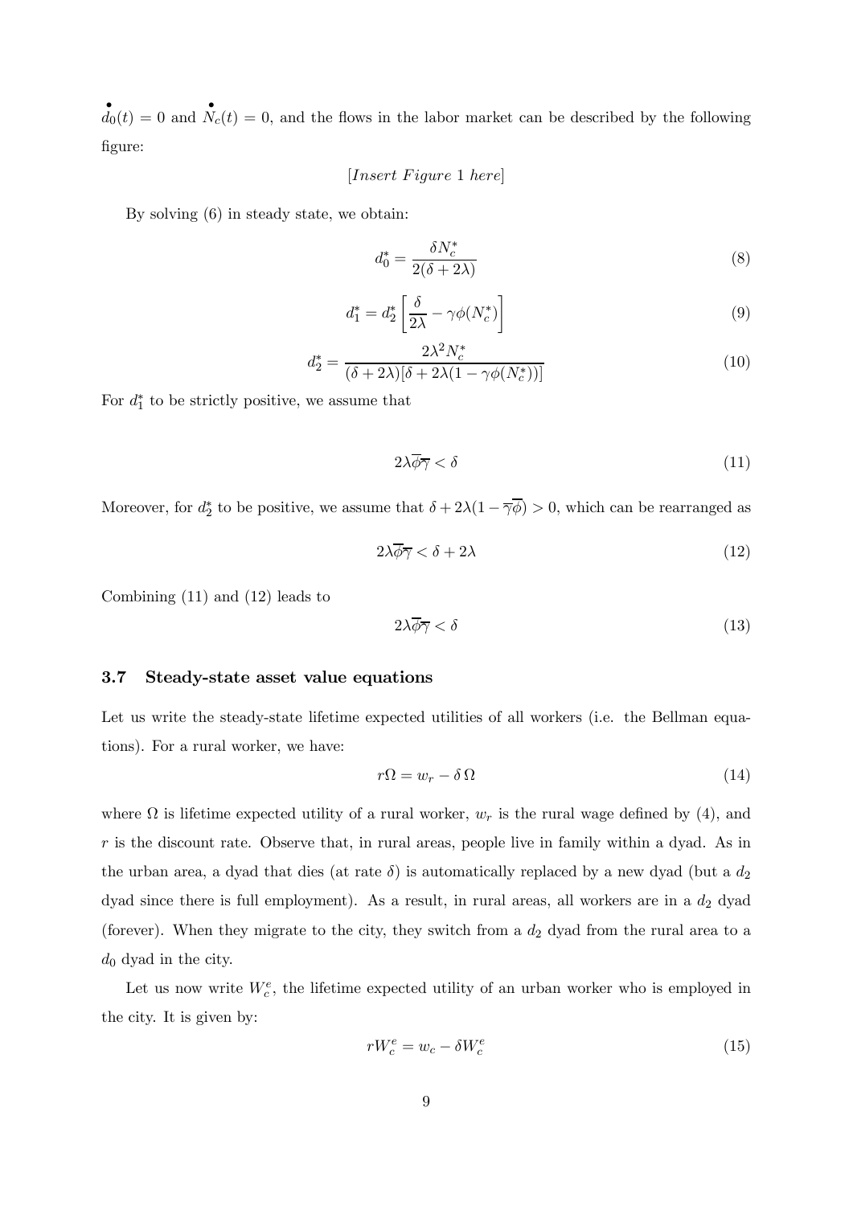$\overset{\bullet}{d}_0(t) = 0$ and $\overset{\bullet}{N}_c(t) = 0$, and the flows in the labor market can be described by the following figure:

$[Insert\ Figure\ 1\ here]$

By solving (6) in steady state, we obtain:

$$d_0^* = \frac{\delta N_c^*}{2(\delta + 2\lambda)} \tag{8}$$

$$d_1^* = d_2^* \left[ \frac{\delta}{2\lambda} - \gamma \phi(N_c^*) \right] \tag{9}$$

$$d_2^* = \frac{2\lambda^2 N_c^*}{(\delta + 2\lambda)[\delta + 2\lambda(1 - \gamma\phi(N_c^*))]} \tag{10}$$

For $d_1^*$ to be strictly positive, we assume that

$$2\lambda\overline{\phi}\overline{\gamma} < \delta \tag{11}$$

Moreover, for $d_2^*$ to be positive, we assume that $\delta + 2\lambda(1 - \overline{\gamma}\overline{\phi}) > 0$, which can be rearranged as

$$2\lambda\overline{\phi}\overline{\gamma} < \delta + 2\lambda \tag{12}$$

Combining (11) and (12) leads to

$$2\lambda\overline{\phi}\overline{\gamma} < \delta \tag{13}$$

### 3.7 Steady-state asset value equations

Let us write the steady-state lifetime expected utilities of all workers (i.e. the Bellman equations). For a rural worker, we have:

$$r\Omega = w_r - \delta\,\Omega \tag{14}$$

where $\Omega$ is lifetime expected utility of a rural worker, $w_r$ is the rural wage defined by (4), and $r$ is the discount rate. Observe that, in rural areas, people live in family within a dyad. As in the urban area, a dyad that dies (at rate $\delta$) is automatically replaced by a new dyad (but a $d_2$ dyad since there is full employment). As a result, in rural areas, all workers are in a $d_2$ dyad (forever). When they migrate to the city, they switch from a $d_2$ dyad from the rural area to a $d_0$ dyad in the city.

Let us now write $W_c^e$, the lifetime expected utility of an urban worker who is employed in the city. It is given by:

$$rW_c^e = w_c - \delta W_c^e \tag{15}$$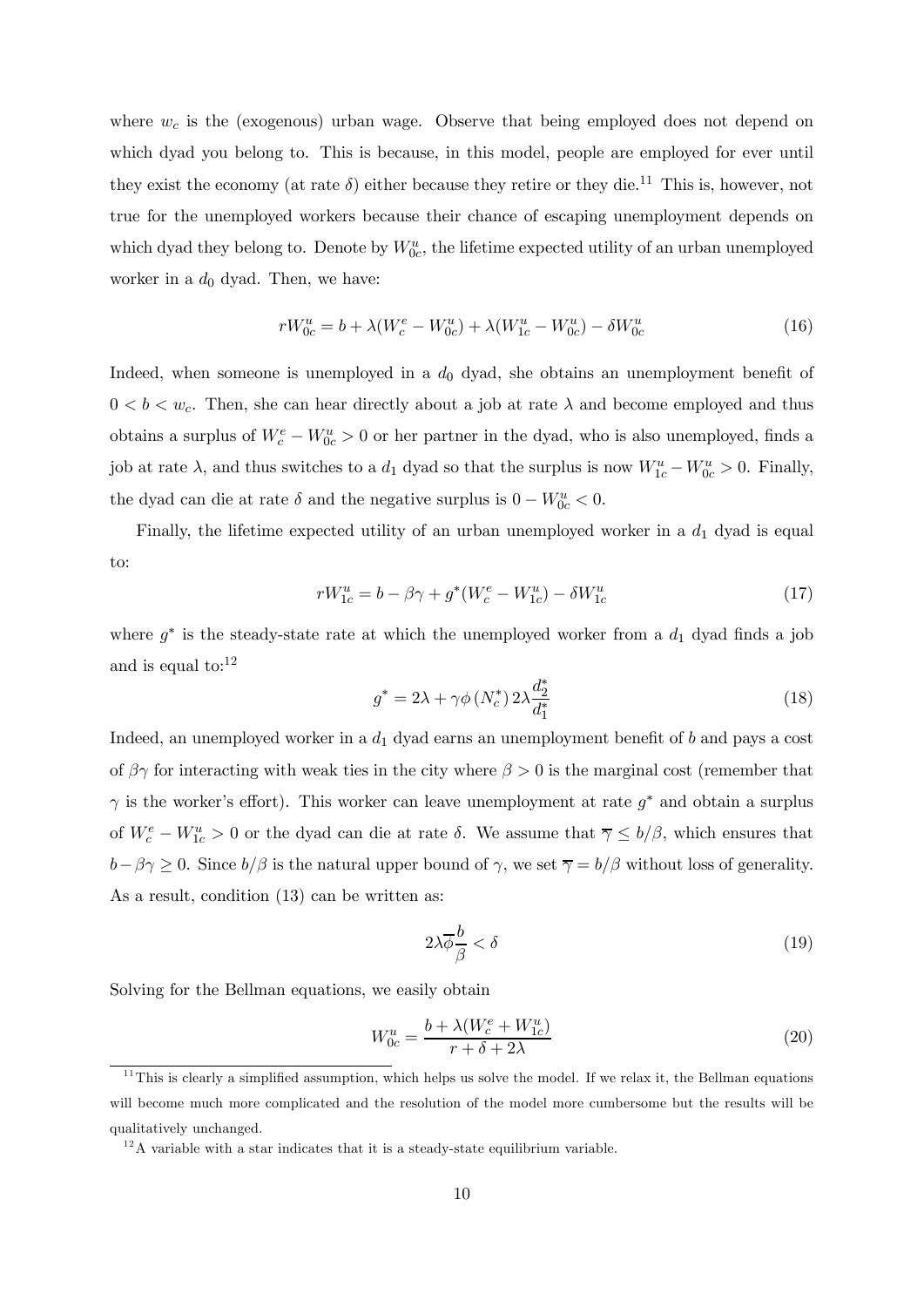where $w_c$ is the (exogenous) urban wage. Observe that being employed does not depend on which dyad you belong to. This is because, in this model, people are employed for ever until they exist the economy (at rate $\delta$) either because they retire or they die.[11] This is, however, not true for the unemployed workers because their chance of escaping unemployment depends on which dyad they belong to. Denote by $W_{0c}^u$, the lifetime expected utility of an urban unemployed worker in a $d_0$ dyad. Then, we have:

$$rW_{0c}^u = b + \lambda(W_c^e - W_{0c}^u) + \lambda(W_{1c}^u - W_{0c}^u) - \delta W_{0c}^u \tag{16}$$

Indeed, when someone is unemployed in a $d_0$ dyad, she obtains an unemployment benefit of $0 < b < w_c$. Then, she can hear directly about a job at rate $\lambda$ and become employed and thus obtains a surplus of $W_c^e - W_{0c}^u > 0$ or her partner in the dyad, who is also unemployed, finds a job at rate $\lambda$, and thus switches to a $d_1$ dyad so that the surplus is now $W_{1c}^u - W_{0c}^u > 0$. Finally, the dyad can die at rate $\delta$ and the negative surplus is $0 - W_{0c}^u < 0$.

Finally, the lifetime expected utility of an urban unemployed worker in a $d_1$ dyad is equal to:

$$rW_{1c}^u = b - \beta\gamma + g^*(W_c^e - W_{1c}^u) - \delta W_{1c}^u \tag{17}$$

where $g^*$ is the steady-state rate at which the unemployed worker from a $d_1$ dyad finds a job and is equal to:[12]

$$g^* = 2\lambda + \gamma\phi\left(N_c^*\right) 2\lambda \frac{d_2^*}{d_1^*} \tag{18}$$

Indeed, an unemployed worker in a $d_1$ dyad earns an unemployment benefit of $b$ and pays a cost of $\beta\gamma$ for interacting with weak ties in the city where $\beta > 0$ is the marginal cost (remember that $\gamma$ is the worker's effort). This worker can leave unemployment at rate $g^*$ and obtain a surplus of $W_c^e - W_{1c}^u > 0$ or the dyad can die at rate $\delta$. We assume that $\overline{\gamma} \leq b/\beta$, which ensures that $b - \beta\gamma \geq 0$. Since $b/\beta$ is the natural upper bound of $\gamma$, we set $\overline{\gamma} = b/\beta$ without loss of generality. As a result, condition (13) can be written as:

$$2\lambda\overline{\phi}\frac{b}{\beta} < \delta \tag{19}$$

Solving for the Bellman equations, we easily obtain

$$W_{0c}^u = \frac{b + \lambda(W_c^e + W_{1c}^u)}{r + \delta + 2\lambda} \tag{20}$$

---

[11] This is clearly a simplified assumption, which helps us solve the model. If we relax it, the Bellman equations will become much more complicated and the resolution of the model more cumbersome but the results will be qualitatively unchanged.

[12] A variable with a star indicates that it is a steady-state equilibrium variable.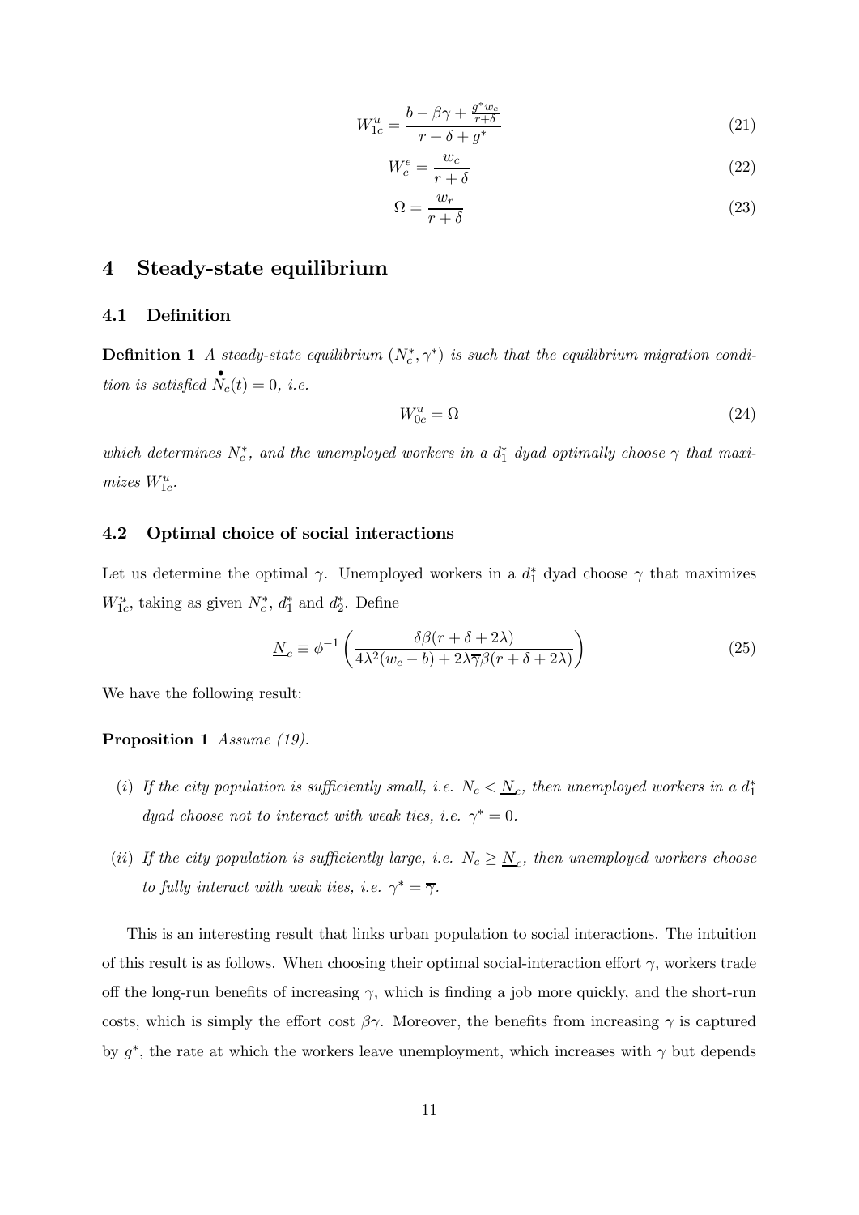$$W_{1c}^u = \frac{b - \beta\gamma + \frac{g^* w_c}{r+\delta}}{r + \delta + g^*} \tag{21}$$

$$W_c^e = \frac{w_c}{r + \delta} \tag{22}$$

$$\Omega = \frac{w_r}{r + \delta} \tag{23}$$

# 4 Steady-state equilibrium

## 4.1 Definition

**Definition 1** *A steady-state equilibrium* $(N_c^*, \gamma^*)$ *is such that the equilibrium migration condition is satisfied* $\overset{\bullet}{N}_c(t) = 0$, *i.e.*

$$W_{0c}^u = \Omega \tag{24}$$

*which determines* $N_c^*$, *and the unemployed workers in a* $d_1^*$ *dyad optimally choose* $\gamma$ *that maximizes* $W_{1c}^u$.

## 4.2 Optimal choice of social interactions

Let us determine the optimal $\gamma$. Unemployed workers in a $d_1^*$ dyad choose $\gamma$ that maximizes $W_{1c}^u$, taking as given $N_c^*$, $d_1^*$ and $d_2^*$. Define

$$\underline{N}_c \equiv \phi^{-1}\left(\frac{\delta\beta(r + \delta + 2\lambda)}{4\lambda^2(w_c - b) + 2\lambda\overline{\gamma}\beta(r + \delta + 2\lambda)}\right) \tag{25}$$

We have the following result:

**Proposition 1** *Assume (19).*

(*i*) *If the city population is sufficiently small, i.e.* $N_c < \underline{N}_c$, *then unemployed workers in a* $d_1^*$ *dyad choose not to interact with weak ties, i.e.* $\gamma^* = 0$.

(*ii*) *If the city population is sufficiently large, i.e.* $N_c \geq \underline{N}_c$, *then unemployed workers choose to fully interact with weak ties, i.e.* $\gamma^* = \overline{\gamma}$.

This is an interesting result that links urban population to social interactions. The intuition of this result is as follows. When choosing their optimal social-interaction effort $\gamma$, workers trade off the long-run benefits of increasing $\gamma$, which is finding a job more quickly, and the short-run costs, which is simply the effort cost $\beta\gamma$. Moreover, the benefits from increasing $\gamma$ is captured by $g^*$, the rate at which the workers leave unemployment, which increases with $\gamma$ but depends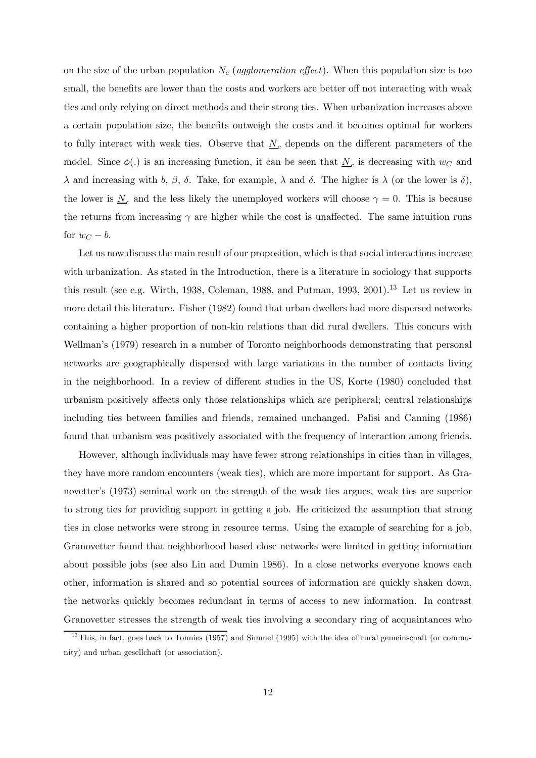on the size of the urban population $N_c$ (*agglomeration effect*). When this population size is too small, the benefits are lower than the costs and workers are better off not interacting with weak ties and only relying on direct methods and their strong ties. When urbanization increases above a certain population size, the benefits outweigh the costs and it becomes optimal for workers to fully interact with weak ties. Observe that $\underline{N}_c$ depends on the different parameters of the model. Since $\phi(.)$ is an increasing function, it can be seen that $\underline{N}_c$ is decreasing with $w_C$ and $\lambda$ and increasing with $b$, $\beta$, $\delta$. Take, for example, $\lambda$ and $\delta$. The higher is $\lambda$ (or the lower is $\delta$), the lower is $\underline{N}_c$ and the less likely the unemployed workers will choose $\gamma = 0$. This is because the returns from increasing $\gamma$ are higher while the cost is unaffected. The same intuition runs for $w_C - b$.

Let us now discuss the main result of our proposition, which is that social interactions increase with urbanization. As stated in the Introduction, there is a literature in sociology that supports this result (see e.g. Wirth, 1938, Coleman, 1988, and Putman, 1993, 2001).[13] Let us review in more detail this literature. Fisher (1982) found that urban dwellers had more dispersed networks containing a higher proportion of non-kin relations than did rural dwellers. This concurs with Wellman's (1979) research in a number of Toronto neighborhoods demonstrating that personal networks are geographically dispersed with large variations in the number of contacts living in the neighborhood. In a review of different studies in the US, Korte (1980) concluded that urbanism positively affects only those relationships which are peripheral; central relationships including ties between families and friends, remained unchanged. Palisi and Canning (1986) found that urbanism was positively associated with the frequency of interaction among friends.

However, although individuals may have fewer strong relationships in cities than in villages, they have more random encounters (weak ties), which are more important for support. As Granovetter's (1973) seminal work on the strength of the weak ties argues, weak ties are superior to strong ties for providing support in getting a job. He criticized the assumption that strong ties in close networks were strong in resource terms. Using the example of searching for a job, Granovetter found that neighborhood based close networks were limited in getting information about possible jobs (see also Lin and Dumin 1986). In a close networks everyone knows each other, information is shared and so potential sources of information are quickly shaken down, the networks quickly becomes redundant in terms of access to new information. In contrast Granovetter stresses the strength of weak ties involving a secondary ring of acquaintances who

[13] This, in fact, goes back to Tonnies (1957) and Simmel (1995) with the idea of rural gemeinschaft (or community) and urban gesellchaft (or association).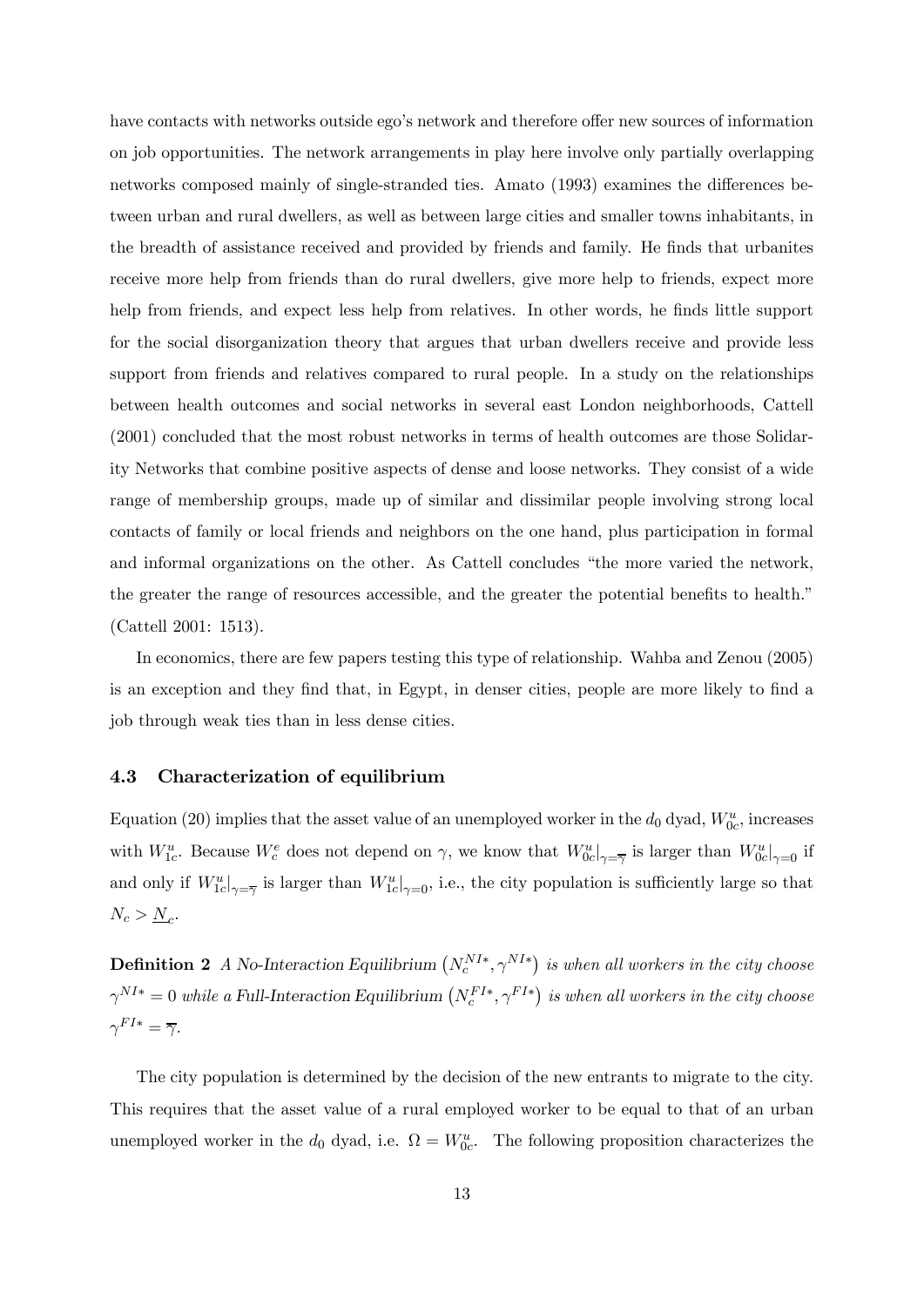have contacts with networks outside ego's network and therefore offer new sources of information on job opportunities. The network arrangements in play here involve only partially overlapping networks composed mainly of single-stranded ties. Amato (1993) examines the differences between urban and rural dwellers, as well as between large cities and smaller towns inhabitants, in the breadth of assistance received and provided by friends and family. He finds that urbanites receive more help from friends than do rural dwellers, give more help to friends, expect more help from friends, and expect less help from relatives. In other words, he finds little support for the social disorganization theory that argues that urban dwellers receive and provide less support from friends and relatives compared to rural people. In a study on the relationships between health outcomes and social networks in several east London neighborhoods, Cattell (2001) concluded that the most robust networks in terms of health outcomes are those Solidarity Networks that combine positive aspects of dense and loose networks. They consist of a wide range of membership groups, made up of similar and dissimilar people involving strong local contacts of family or local friends and neighbors on the one hand, plus participation in formal and informal organizations on the other. As Cattell concludes "the more varied the network, the greater the range of resources accessible, and the greater the potential benefits to health." (Cattell 2001: 1513).

In economics, there are few papers testing this type of relationship. Wahba and Zenou (2005) is an exception and they find that, in Egypt, in denser cities, people are more likely to find a job through weak ties than in less dense cities.

### 4.3 Characterization of equilibrium

Equation (20) implies that the asset value of an unemployed worker in the $d_0$ dyad, $W_{0c}^u$, increases with $W_{1c}^u$. Because $W_c^e$ does not depend on $\gamma$, we know that $W_{0c}^u|_{\gamma=\overline{\gamma}}$ is larger than $W_{0c}^u|_{\gamma=0}$ if and only if $W_{1c}^u|_{\gamma=\overline{\gamma}}$ is larger than $W_{1c}^u|_{\gamma=0}$, i.e., the city population is sufficiently large so that $N_c > \underline{N}_c$.

**Definition 2** *A No-Interaction Equilibrium* $\left(N_c^{NI*}, \gamma^{NI*}\right)$ *is when all workers in the city choose* $\gamma^{NI*} = 0$ *while a Full-Interaction Equilibrium* $\left(N_c^{FI*}, \gamma^{FI*}\right)$ *is when all workers in the city choose* $\gamma^{FI*} = \overline{\gamma}$.

The city population is determined by the decision of the new entrants to migrate to the city. This requires that the asset value of a rural employed worker to be equal to that of an urban unemployed worker in the $d_0$ dyad, i.e. $\Omega = W_{0c}^u$. The following proposition characterizes the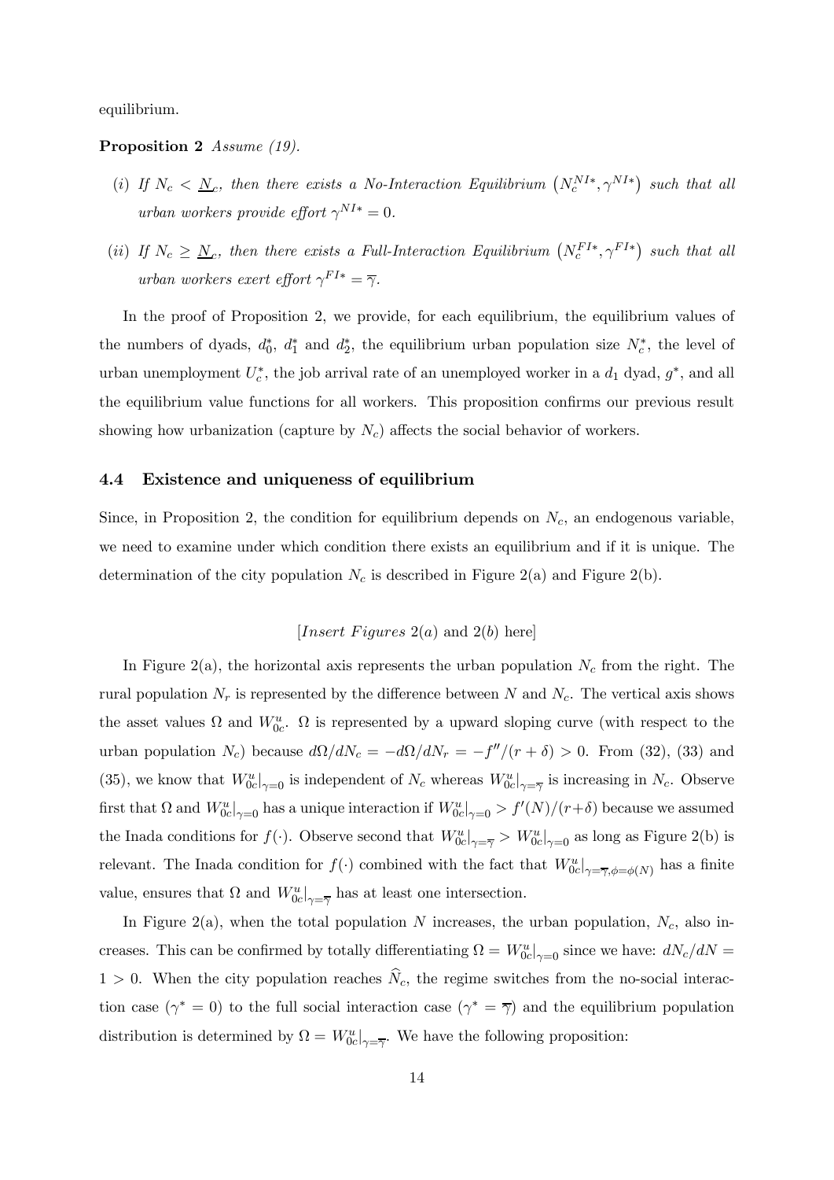equilibrium.

**Proposition 2** *Assume (19).*

*(i) If $N_c < \underline{N}_c$, then there exists a No-Interaction Equilibrium $\left(N_c^{NI*}, \gamma^{NI*}\right)$ such that all urban workers provide effort $\gamma^{NI*} = 0$.*

*(ii) If $N_c \geq \underline{N}_c$, then there exists a Full-Interaction Equilibrium $\left(N_c^{FI*}, \gamma^{FI*}\right)$ such that all urban workers exert effort $\gamma^{FI*} = \overline{\gamma}$.*

In the proof of Proposition 2, we provide, for each equilibrium, the equilibrium values of the numbers of dyads, $d_0^*$, $d_1^*$ and $d_2^*$, the equilibrium urban population size $N_c^*$, the level of urban unemployment $U_c^*$, the job arrival rate of an unemployed worker in a $d_1$ dyad, $g^*$, and all the equilibrium value functions for all workers. This proposition confirms our previous result showing how urbanization (capture by $N_c$) affects the social behavior of workers.

### 4.4 Existence and uniqueness of equilibrium

Since, in Proposition 2, the condition for equilibrium depends on $N_c$, an endogenous variable, we need to examine under which condition there exists an equilibrium and if it is unique. The determination of the city population $N_c$ is described in Figure 2(a) and Figure 2(b).

[*Insert Figures* 2(*a*) and 2(*b*) here]

In Figure 2(a), the horizontal axis represents the urban population $N_c$ from the right. The rural population $N_r$ is represented by the difference between $N$ and $N_c$. The vertical axis shows the asset values $\Omega$ and $W_{0c}^u$. $\Omega$ is represented by a upward sloping curve (with respect to the urban population $N_c$) because $d\Omega/dN_c = -d\Omega/dN_r = -f''/(r+\delta) > 0$. From (32), (33) and (35), we know that $W_{0c}^u|_{\gamma=0}$ is independent of $N_c$ whereas $W_{0c}^u|_{\gamma=\overline{\gamma}}$ is increasing in $N_c$. Observe first that $\Omega$ and $W_{0c}^u|_{\gamma=0}$ has a unique interaction if $W_{0c}^u|_{\gamma=0} > f'(N)/(r+\delta)$ because we assumed the Inada conditions for $f(\cdot)$. Observe second that $W_{0c}^u|_{\gamma=\overline{\gamma}} > W_{0c}^u|_{\gamma=0}$ as long as Figure 2(b) is relevant. The Inada condition for $f(\cdot)$ combined with the fact that $W_{0c}^u|_{\gamma=\overline{\gamma},\phi=\phi(N)}$ has a finite value, ensures that $\Omega$ and $W_{0c}^u|_{\gamma=\overline{\gamma}}$ has at least one intersection.

In Figure 2(a), when the total population $N$ increases, the urban population, $N_c$, also increases. This can be confirmed by totally differentiating $\Omega = W_{0c}^u|_{\gamma=0}$ since we have: $dN_c/dN = 1 > 0$. When the city population reaches $\widehat{N}_c$, the regime switches from the no-social interaction case ($\gamma^* = 0$) to the full social interaction case ($\gamma^* = \overline{\gamma}$) and the equilibrium population distribution is determined by $\Omega = W_{0c}^u|_{\gamma=\overline{\gamma}}$. We have the following proposition: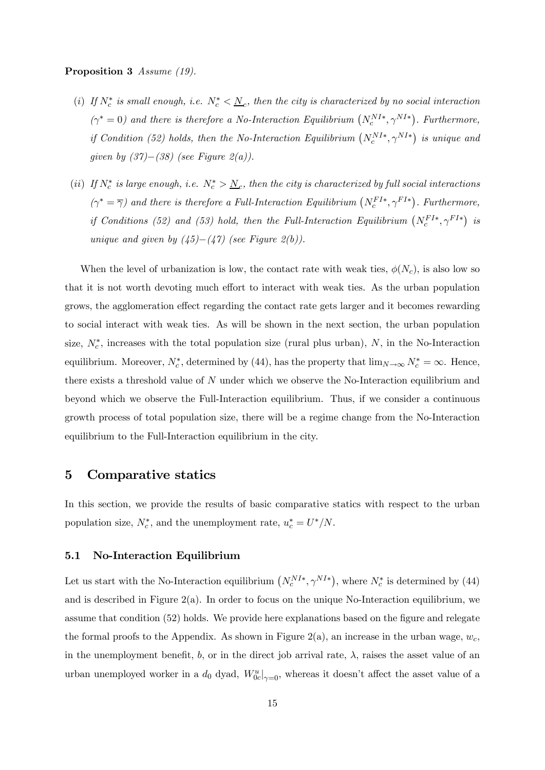**Proposition 3** *Assume (19).*

(*i*) *If $N_c^*$ is small enough, i.e. $N_c^* < \underline{N}_c$, then the city is characterized by no social interaction ($\gamma^* = 0$) and there is therefore a No-Interaction Equilibrium $\left(N_c^{NI*}, \gamma^{NI*}\right)$. Furthermore, if Condition (52) holds, then the No-Interaction Equilibrium $\left(N_c^{NI*}, \gamma^{NI*}\right)$ is unique and given by (37)–(38) (see Figure 2(a)).*

(*ii*) *If $N_c^*$ is large enough, i.e. $N_c^* > \underline{N}_c$, then the city is characterized by full social interactions ($\gamma^* = \overline{\gamma}$) and there is therefore a Full-Interaction Equilibrium $\left(N_c^{FI*}, \gamma^{FI*}\right)$. Furthermore, if Conditions (52) and (53) hold, then the Full-Interaction Equilibrium $\left(N_c^{FI*}, \gamma^{FI*}\right)$ is unique and given by (45)–(47) (see Figure 2(b)).*

When the level of urbanization is low, the contact rate with weak ties, $\phi(N_c)$, is also low so that it is not worth devoting much effort to interact with weak ties. As the urban population grows, the agglomeration effect regarding the contact rate gets larger and it becomes rewarding to social interact with weak ties. As will be shown in the next section, the urban population size, $N_c^*$, increases with the total population size (rural plus urban), $N$, in the No-Interaction equilibrium. Moreover, $N_c^*$, determined by (44), has the property that $\lim_{N \to \infty} N_c^* = \infty$. Hence, there exists a threshold value of $N$ under which we observe the No-Interaction equilibrium and beyond which we observe the Full-Interaction equilibrium. Thus, if we consider a continuous growth process of total population size, there will be a regime change from the No-Interaction equilibrium to the Full-Interaction equilibrium in the city.

# 5 Comparative statics

In this section, we provide the results of basic comparative statics with respect to the urban population size, $N_c^*$, and the unemployment rate, $u_c^* = U^*/N$.

## 5.1 No-Interaction Equilibrium

Let us start with the No-Interaction equilibrium $\left(N_c^{NI*}, \gamma^{NI*}\right)$, where $N_c^*$ is determined by (44) and is described in Figure 2(a). In order to focus on the unique No-Interaction equilibrium, we assume that condition (52) holds. We provide here explanations based on the figure and relegate the formal proofs to the Appendix. As shown in Figure 2(a), an increase in the urban wage, $w_c$, in the unemployment benefit, $b$, or in the direct job arrival rate, $\lambda$, raises the asset value of an urban unemployed worker in a $d_0$ dyad, $W_{0c}^u\big|_{\gamma=0}$, whereas it doesn't affect the asset value of a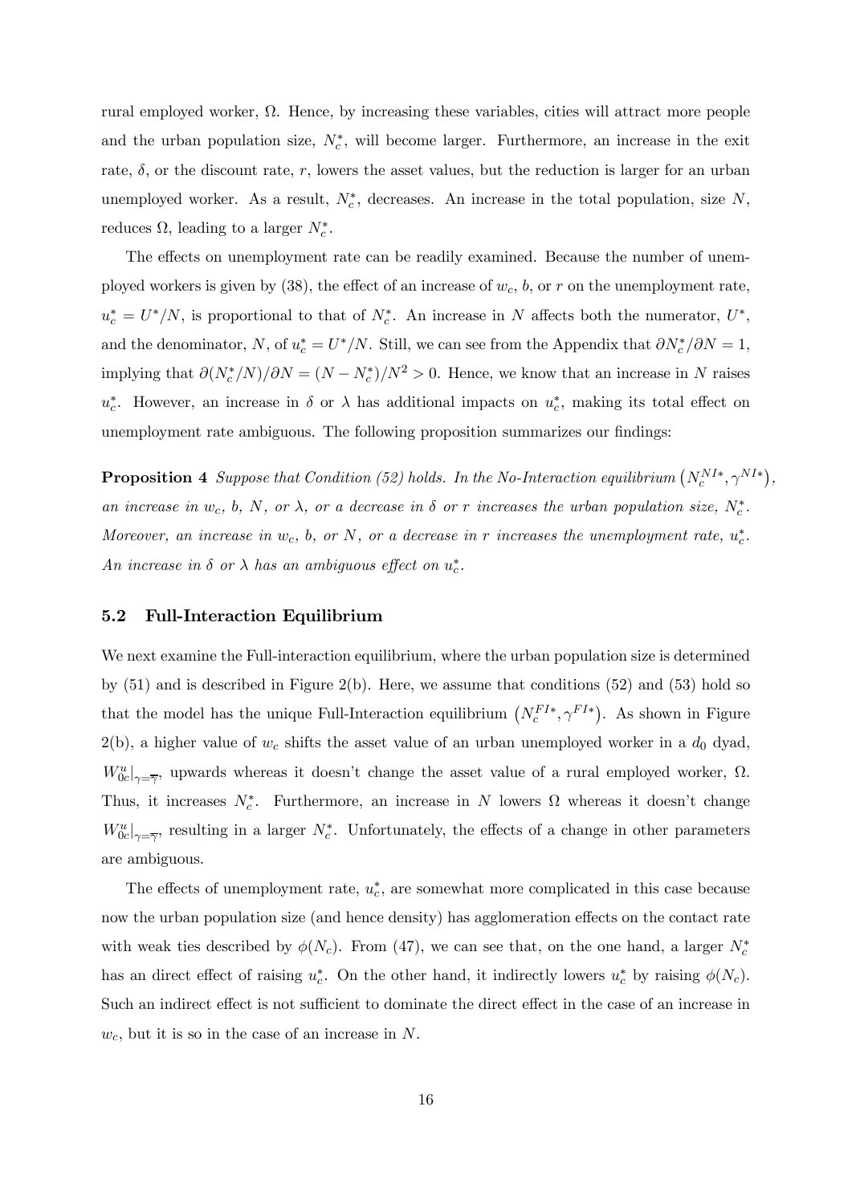rural employed worker, $\Omega$. Hence, by increasing these variables, cities will attract more people and the urban population size, $N_c^*$, will become larger. Furthermore, an increase in the exit rate, $\delta$, or the discount rate, $r$, lowers the asset values, but the reduction is larger for an urban unemployed worker. As a result, $N_c^*$, decreases. An increase in the total population, size $N$, reduces $\Omega$, leading to a larger $N_c^*$.

The effects on unemployment rate can be readily examined. Because the number of unemployed workers is given by (38), the effect of an increase of $w_c$, $b$, or $r$ on the unemployment rate, $u_c^* = U^*/N$, is proportional to that of $N_c^*$. An increase in $N$ affects both the numerator, $U^*$, and the denominator, $N$, of $u_c^* = U^*/N$. Still, we can see from the Appendix that $\partial N_c^*/\partial N = 1$, implying that $\partial(N_c^*/N)/\partial N = (N - N_c^*)/N^2 > 0$. Hence, we know that an increase in $N$ raises $u_c^*$. However, an increase in $\delta$ or $\lambda$ has additional impacts on $u_c^*$, making its total effect on unemployment rate ambiguous. The following proposition summarizes our findings:

**Proposition 4** *Suppose that Condition (52) holds. In the No-Interaction equilibrium* $\left(N_c^{NI*}, \gamma^{NI*}\right)$*, an increase in* $w_c$*,* $b$*,* $N$*, or* $\lambda$*, or a decrease in* $\delta$ *or* $r$ *increases the urban population size,* $N_c^*$*. Moreover, an increase in* $w_c$*,* $b$*, or* $N$*, or a decrease in* $r$ *increases the unemployment rate,* $u_c^*$*. An increase in* $\delta$ *or* $\lambda$ *has an ambiguous effect on* $u_c^*$*.*

### 5.2 Full-Interaction Equilibrium

We next examine the Full-interaction equilibrium, where the urban population size is determined by (51) and is described in Figure 2(b). Here, we assume that conditions (52) and (53) hold so that the model has the unique Full-Interaction equilibrium $\left(N_c^{FI*}, \gamma^{FI*}\right)$. As shown in Figure 2(b), a higher value of $w_c$ shifts the asset value of an urban unemployed worker in a $d_0$ dyad, $W_{0c}^u|_{\gamma=\overline{\gamma}}$, upwards whereas it doesn't change the asset value of a rural employed worker, $\Omega$. Thus, it increases $N_c^*$. Furthermore, an increase in $N$ lowers $\Omega$ whereas it doesn't change $W_{0c}^u|_{\gamma=\overline{\gamma}}$, resulting in a larger $N_c^*$. Unfortunately, the effects of a change in other parameters are ambiguous.

The effects of unemployment rate, $u_c^*$, are somewhat more complicated in this case because now the urban population size (and hence density) has agglomeration effects on the contact rate with weak ties described by $\phi(N_c)$. From (47), we can see that, on the one hand, a larger $N_c^*$ has an direct effect of raising $u_c^*$. On the other hand, it indirectly lowers $u_c^*$ by raising $\phi(N_c)$. Such an indirect effect is not sufficient to dominate the direct effect in the case of an increase in $w_c$, but it is so in the case of an increase in $N$.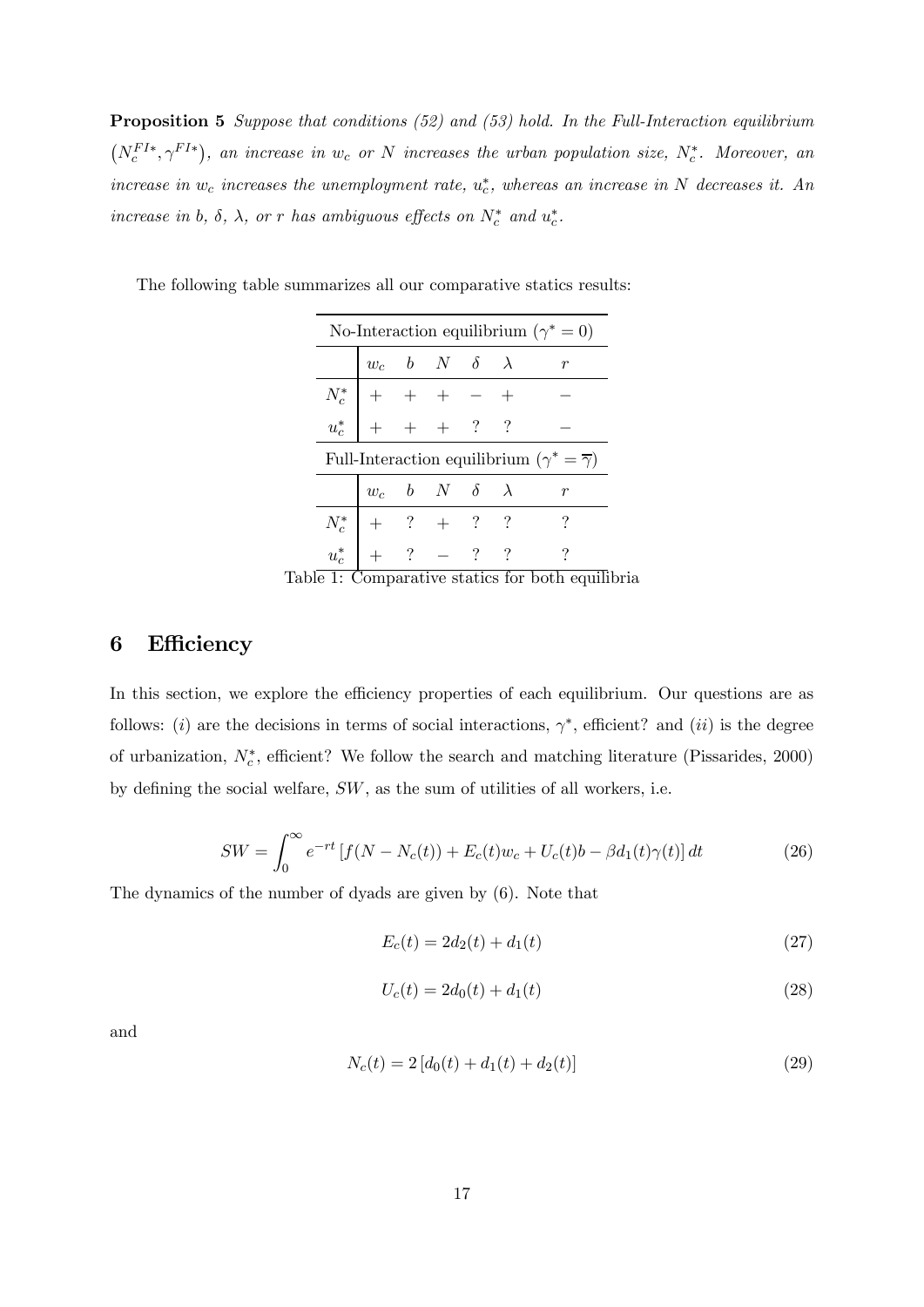**Proposition 5** *Suppose that conditions (52) and (53) hold. In the Full-Interaction equilibrium* $\left(N_c^{FI*}, \gamma^{FI*}\right)$*, an increase in* $w_c$ *or* $N$ *increases the urban population size,* $N_c^*$*. Moreover, an increase in* $w_c$ *increases the unemployment rate,* $u_c^*$*, whereas an increase in* $N$ *decreases it. An increase in* $b$*,* $\delta$*,* $\lambda$*, or* $r$ *has ambiguous effects on* $N_c^*$ *and* $u_c^*$*.*

The following table summarizes all our comparative statics results:

| No-Interaction equilibrium ($\gamma^* = 0$) | | | | | | |
|---|---|---|---|---|---|---|
| | $w_c$ | $b$ | $N$ | $\delta$ | $\lambda$ | $r$ |
| $N_c^*$ | $+$ | $+$ | $+$ | $-$ | $+$ | $-$ |
| $u_c^*$ | $+$ | $+$ | $+$ | ? | ? | $-$ |
| **Full-Interaction equilibrium ($\gamma^* = \overline{\gamma}$)** | | | | | | |
| | $w_c$ | $b$ | $N$ | $\delta$ | $\lambda$ | $r$ |
| $N_c^*$ | $+$ | ? | $+$ | ? | ? | ? |
| $u_c^*$ | $+$ | ? | $-$ | ? | ? | ? |

Table 1: Comparative statics for both equilibria

## 6 Efficiency

In this section, we explore the efficiency properties of each equilibrium. Our questions are as follows: $(i)$ are the decisions in terms of social interactions, $\gamma^*$, efficient? and $(ii)$ is the degree of urbanization, $N_c^*$, efficient? We follow the search and matching literature (Pissarides, 2000) by defining the social welfare, $SW$, as the sum of utilities of all workers, i.e.

$$SW = \int_0^\infty e^{-rt} \left[ f(N - N_c(t)) + E_c(t) w_c + U_c(t) b - \beta d_1(t) \gamma(t) \right] dt \tag{26}$$

The dynamics of the number of dyads are given by (6). Note that

$$E_c(t) = 2d_2(t) + d_1(t) \tag{27}$$

$$U_c(t) = 2d_0(t) + d_1(t) \tag{28}$$

and

$$N_c(t) = 2\left[d_0(t) + d_1(t) + d_2(t)\right] \tag{29}$$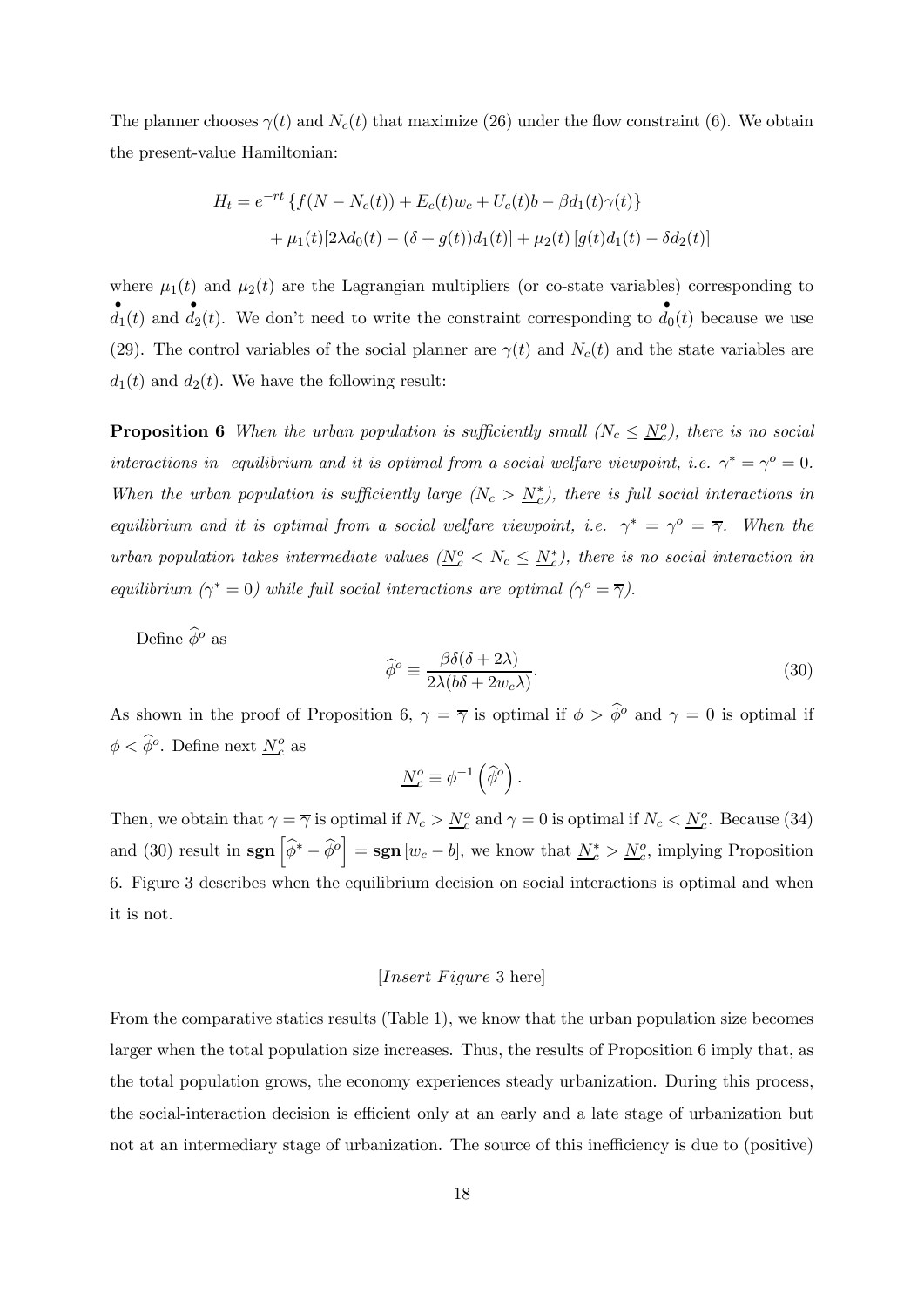The planner chooses $\gamma(t)$ and $N_c(t)$ that maximize (26) under the flow constraint (6). We obtain the present-value Hamiltonian:

$$H_t = e^{-rt}\left\{f(N - N_c(t)) + E_c(t)w_c + U_c(t)b - \beta d_1(t)\gamma(t)\right\}$$
$$+ \mu_1(t)[2\lambda d_0(t) - (\delta + g(t))d_1(t)] + \mu_2(t)\left[g(t)d_1(t) - \delta d_2(t)\right]$$

where $\mu_1(t)$ and $\mu_2(t)$ are the Lagrangian multipliers (or co-state variables) corresponding to $\overset{\bullet}{d}_1(t)$ and $\overset{\bullet}{d}_2(t)$. We don't need to write the constraint corresponding to $\overset{\bullet}{d}_0(t)$ because we use (29). The control variables of the social planner are $\gamma(t)$ and $N_c(t)$ and the state variables are $d_1(t)$ and $d_2(t)$. We have the following result:

**Proposition 6** *When the urban population is sufficiently small ($N_c \leq \underline{N}_c^o$), there is no social interactions in equilibrium and it is optimal from a social welfare viewpoint, i.e. $\gamma^* = \gamma^o = 0$. When the urban population is sufficiently large ($N_c > \underline{N}_c^*$), there is full social interactions in equilibrium and it is optimal from a social welfare viewpoint, i.e. $\gamma^* = \gamma^o = \overline{\gamma}$. When the urban population takes intermediate values ($\underline{N}_c^o < N_c \leq \underline{N}_c^*$), there is no social interaction in equilibrium ($\gamma^* = 0$) while full social interactions are optimal ($\gamma^o = \overline{\gamma}$).*

Define $\widehat{\phi}^o$ as

$$\widehat{\phi}^o \equiv \frac{\beta\delta(\delta + 2\lambda)}{2\lambda(b\delta + 2w_c\lambda)}. \tag{30}$$

As shown in the proof of Proposition 6, $\gamma = \overline{\gamma}$ is optimal if $\phi > \widehat{\phi}^o$ and $\gamma = 0$ is optimal if $\phi < \widehat{\phi}^o$. Define next $\underline{N}_c^o$ as

$$\underline{N}_c^o \equiv \phi^{-1}\left(\widehat{\phi}^o\right).$$

Then, we obtain that $\gamma = \overline{\gamma}$ is optimal if $N_c > \underline{N}_c^o$ and $\gamma = 0$ is optimal if $N_c < \underline{N}_c^o$. Because (34) and (30) result in $\mathbf{sgn}\left[\widehat{\phi}^* - \widehat{\phi}^o\right] = \mathbf{sgn}\left[w_c - b\right]$, we know that $\underline{N}_c^* > \underline{N}_c^o$, implying Proposition 6. Figure 3 describes when the equilibrium decision on social interactions is optimal and when it is not.

[*Insert Figure* 3 here]

From the comparative statics results (Table 1), we know that the urban population size becomes larger when the total population size increases. Thus, the results of Proposition 6 imply that, as the total population grows, the economy experiences steady urbanization. During this process, the social-interaction decision is efficient only at an early and a late stage of urbanization but not at an intermediary stage of urbanization. The source of this inefficiency is due to (positive)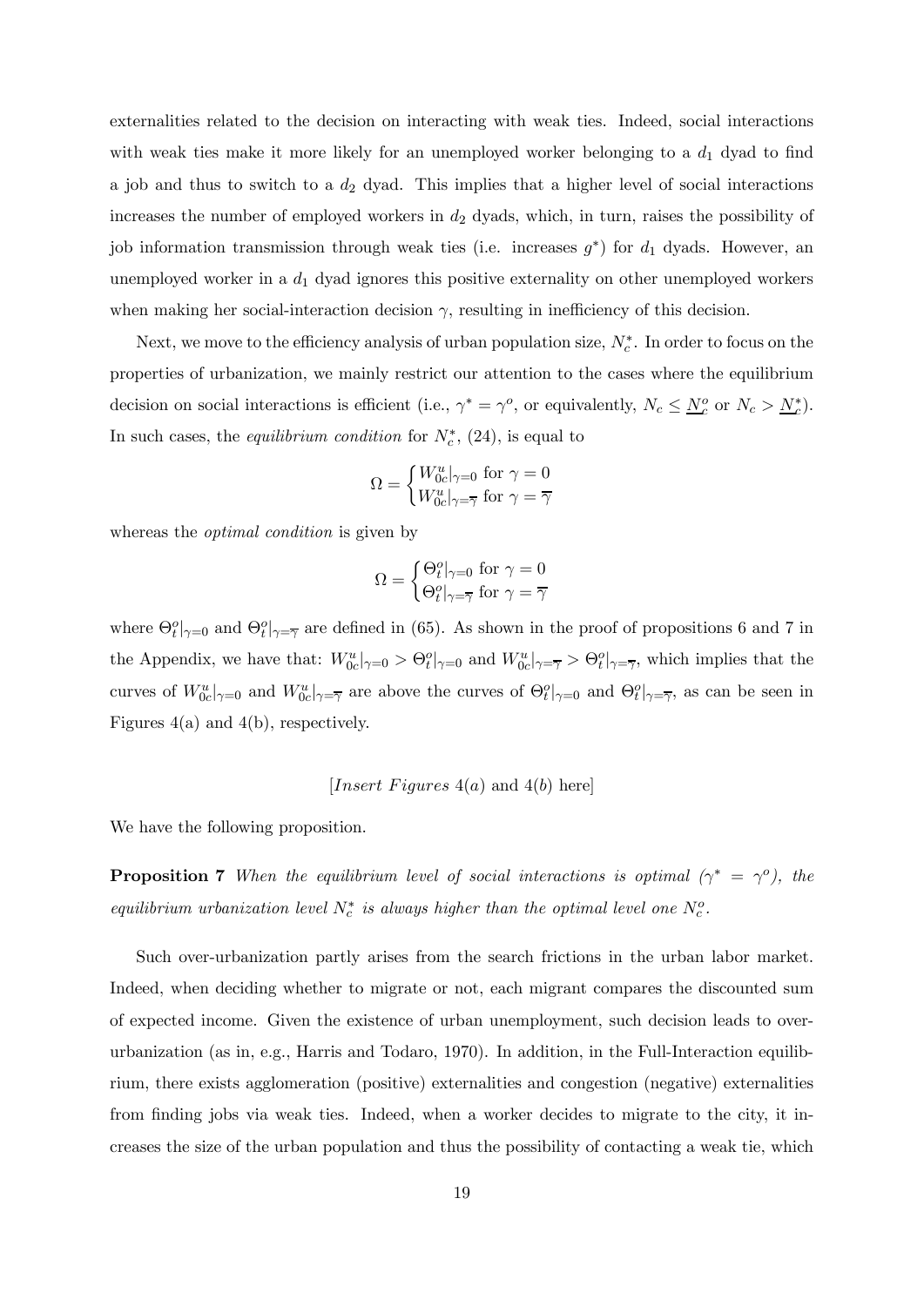externalities related to the decision on interacting with weak ties. Indeed, social interactions with weak ties make it more likely for an unemployed worker belonging to a $d_1$ dyad to find a job and thus to switch to a $d_2$ dyad. This implies that a higher level of social interactions increases the number of employed workers in $d_2$ dyads, which, in turn, raises the possibility of job information transmission through weak ties (i.e. increases $g^*$) for $d_1$ dyads. However, an unemployed worker in a $d_1$ dyad ignores this positive externality on other unemployed workers when making her social-interaction decision $\gamma$, resulting in inefficiency of this decision.

Next, we move to the efficiency analysis of urban population size, $N_c^*$. In order to focus on the properties of urbanization, we mainly restrict our attention to the cases where the equilibrium decision on social interactions is efficient (i.e., $\gamma^* = \gamma^o$, or equivalently, $N_c \leq \underline{N}_c^o$ or $N_c > \underline{N}_c^*$). In such cases, the *equilibrium condition* for $N_c^*$, (24), is equal to

$$\Omega = \begin{cases} W_{0c}^u|_{\gamma=0} \text{ for } \gamma = 0 \\ W_{0c}^u|_{\gamma=\overline{\gamma}} \text{ for } \gamma = \overline{\gamma} \end{cases}$$

whereas the *optimal condition* is given by

$$\Omega = \begin{cases} \Theta_t^o|_{\gamma=0} \text{ for } \gamma = 0 \\ \Theta_t^o|_{\gamma=\overline{\gamma}} \text{ for } \gamma = \overline{\gamma} \end{cases}$$

where $\Theta_t^o|_{\gamma=0}$ and $\Theta_t^o|_{\gamma=\overline{\gamma}}$ are defined in (65). As shown in the proof of propositions 6 and 7 in the Appendix, we have that: $W_{0c}^u|_{\gamma=0} > \Theta_t^o|_{\gamma=0}$ and $W_{0c}^u|_{\gamma=\overline{\gamma}} > \Theta_t^o|_{\gamma=\overline{\gamma}}$, which implies that the curves of $W_{0c}^u|_{\gamma=0}$ and $W_{0c}^u|_{\gamma=\overline{\gamma}}$ are above the curves of $\Theta_t^o|_{\gamma=0}$ and $\Theta_t^o|_{\gamma=\overline{\gamma}}$, as can be seen in Figures 4(a) and 4(b), respectively.

[*Insert Figures* 4(*a*) and 4(*b*) here]

We have the following proposition.

**Proposition 7** *When the equilibrium level of social interactions is optimal ($\gamma^* = \gamma^o$), the equilibrium urbanization level $N_c^*$ is always higher than the optimal level one $N_c^o$.*

Such over-urbanization partly arises from the search frictions in the urban labor market. Indeed, when deciding whether to migrate or not, each migrant compares the discounted sum of expected income. Given the existence of urban unemployment, such decision leads to over-urbanization (as in, e.g., Harris and Todaro, 1970). In addition, in the Full-Interaction equilibrium, there exists agglomeration (positive) externalities and congestion (negative) externalities from finding jobs via weak ties. Indeed, when a worker decides to migrate to the city, it increases the size of the urban population and thus the possibility of contacting a weak tie, which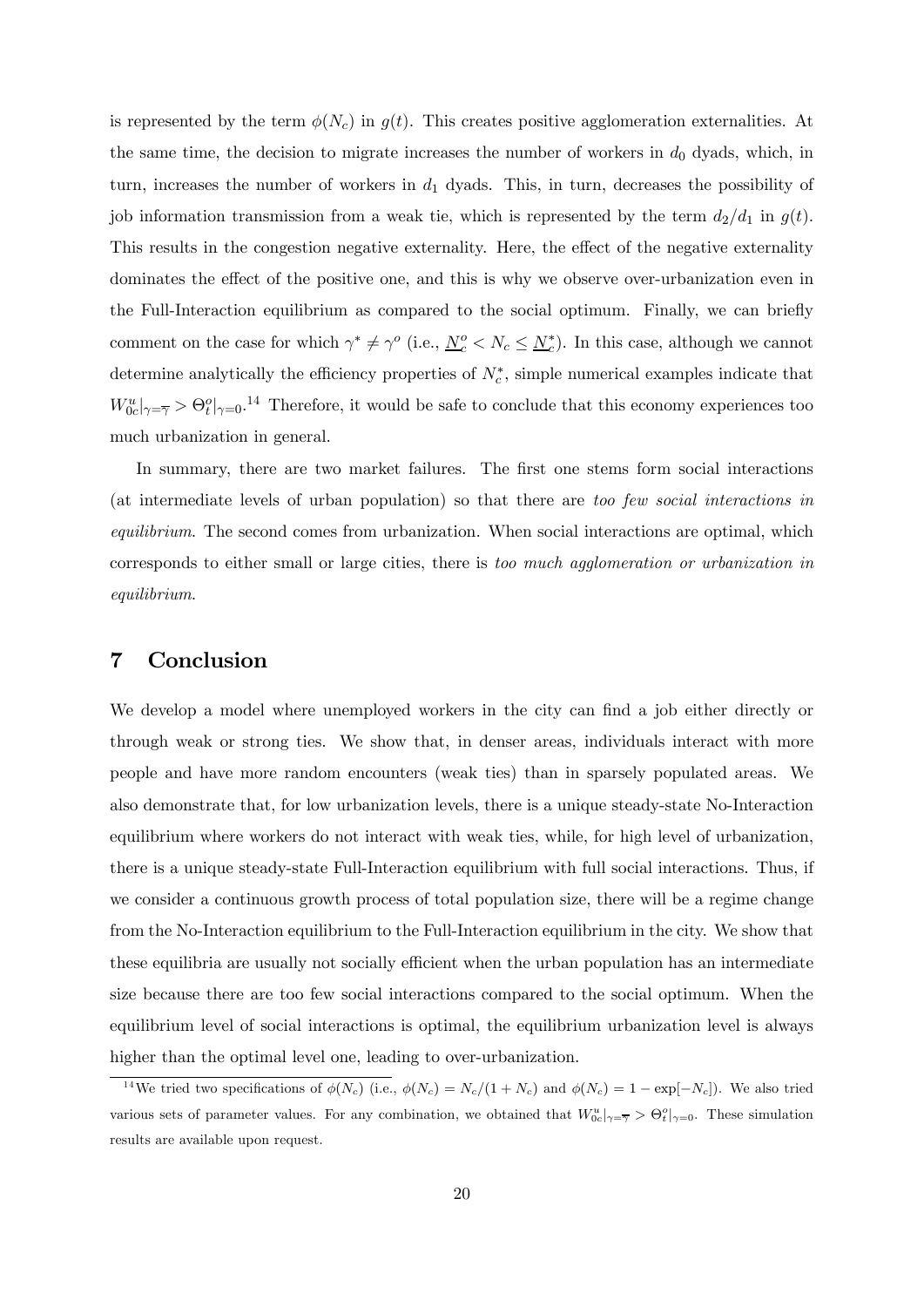is represented by the term $\phi(N_c)$ in $g(t)$. This creates positive agglomeration externalities. At the same time, the decision to migrate increases the number of workers in $d_0$ dyads, which, in turn, increases the number of workers in $d_1$ dyads. This, in turn, decreases the possibility of job information transmission from a weak tie, which is represented by the term $d_2/d_1$ in $g(t)$. This results in the congestion negative externality. Here, the effect of the negative externality dominates the effect of the positive one, and this is why we observe over-urbanization even in the Full-Interaction equilibrium as compared to the social optimum. Finally, we can briefly comment on the case for which $\gamma^* \neq \gamma^o$ (i.e., $\underline{N}_c^o < N_c \leq \underline{N}_c^*$). In this case, although we cannot determine analytically the efficiency properties of $N_c^*$, simple numerical examples indicate that $W_{0c}^u|_{\gamma=\overline{\gamma}} > \Theta_t^o|_{\gamma=0}$.[14] Therefore, it would be safe to conclude that this economy experiences too much urbanization in general.

In summary, there are two market failures. The first one stems form social interactions (at intermediate levels of urban population) so that there are *too few social interactions in equilibrium*. The second comes from urbanization. When social interactions are optimal, which corresponds to either small or large cities, there is *too much agglomeration or urbanization in equilibrium*.

# 7 Conclusion

We develop a model where unemployed workers in the city can find a job either directly or through weak or strong ties. We show that, in denser areas, individuals interact with more people and have more random encounters (weak ties) than in sparsely populated areas. We also demonstrate that, for low urbanization levels, there is a unique steady-state No-Interaction equilibrium where workers do not interact with weak ties, while, for high level of urbanization, there is a unique steady-state Full-Interaction equilibrium with full social interactions. Thus, if we consider a continuous growth process of total population size, there will be a regime change from the No-Interaction equilibrium to the Full-Interaction equilibrium in the city. We show that these equilibria are usually not socially efficient when the urban population has an intermediate size because there are too few social interactions compared to the social optimum. When the equilibrium level of social interactions is optimal, the equilibrium urbanization level is always higher than the optimal level one, leading to over-urbanization.

[14] We tried two specifications of $\phi(N_c)$ (i.e., $\phi(N_c) = N_c/(1 + N_c)$ and $\phi(N_c) = 1 - \exp[-N_c]$). We also tried various sets of parameter values. For any combination, we obtained that $W_{0c}^u|_{\gamma=\overline{\gamma}} > \Theta_t^o|_{\gamma=0}$. These simulation results are available upon request.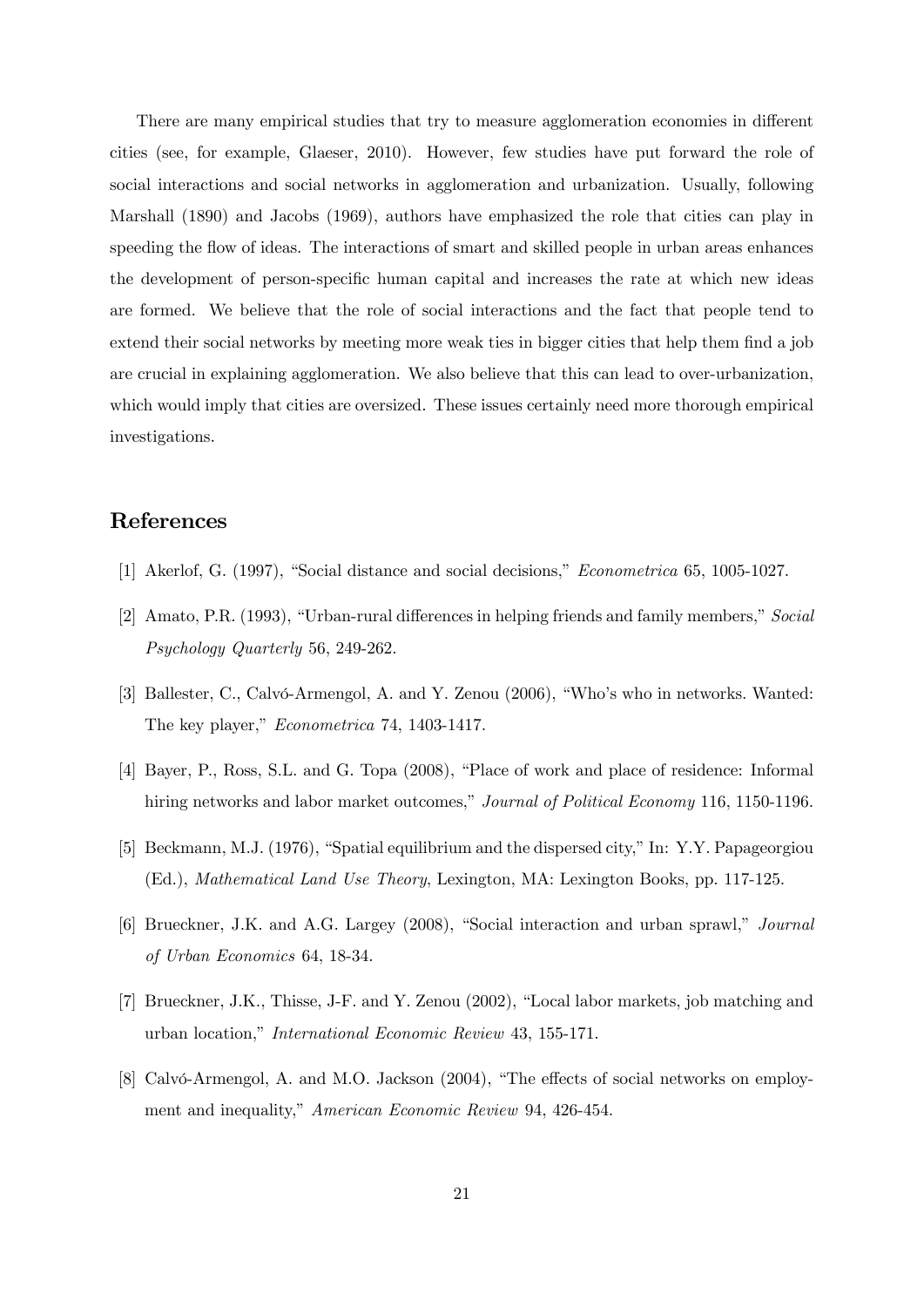There are many empirical studies that try to measure agglomeration economies in different cities (see, for example, Glaeser, 2010). However, few studies have put forward the role of social interactions and social networks in agglomeration and urbanization. Usually, following Marshall (1890) and Jacobs (1969), authors have emphasized the role that cities can play in speeding the flow of ideas. The interactions of smart and skilled people in urban areas enhances the development of person-specific human capital and increases the rate at which new ideas are formed. We believe that the role of social interactions and the fact that people tend to extend their social networks by meeting more weak ties in bigger cities that help them find a job are crucial in explaining agglomeration. We also believe that this can lead to over-urbanization, which would imply that cities are oversized. These issues certainly need more thorough empirical investigations.

## References

[1] Akerlof, G. (1997), "Social distance and social decisions," *Econometrica* 65, 1005-1027.

[2] Amato, P.R. (1993), "Urban-rural differences in helping friends and family members," *Social Psychology Quarterly* 56, 249-262.

[3] Ballester, C., Calvó-Armengol, A. and Y. Zenou (2006), "Who's who in networks. Wanted: The key player," *Econometrica* 74, 1403-1417.

[4] Bayer, P., Ross, S.L. and G. Topa (2008), "Place of work and place of residence: Informal hiring networks and labor market outcomes," *Journal of Political Economy* 116, 1150-1196.

[5] Beckmann, M.J. (1976), "Spatial equilibrium and the dispersed city," In: Y.Y. Papageorgiou (Ed.), *Mathematical Land Use Theory*, Lexington, MA: Lexington Books, pp. 117-125.

[6] Brueckner, J.K. and A.G. Largey (2008), "Social interaction and urban sprawl," *Journal of Urban Economics* 64, 18-34.

[7] Brueckner, J.K., Thisse, J-F. and Y. Zenou (2002), "Local labor markets, job matching and urban location," *International Economic Review* 43, 155-171.

[8] Calvó-Armengol, A. and M.O. Jackson (2004), "The effects of social networks on employment and inequality," *American Economic Review* 94, 426-454.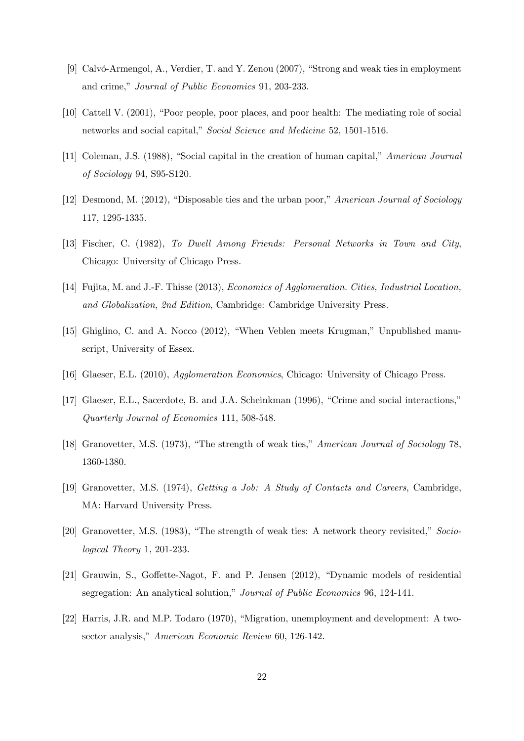[9] Calvó-Armengol, A., Verdier, T. and Y. Zenou (2007), "Strong and weak ties in employment and crime," *Journal of Public Economics* 91, 203-233.

[10] Cattell V. (2001), "Poor people, poor places, and poor health: The mediating role of social networks and social capital," *Social Science and Medicine* 52, 1501-1516.

[11] Coleman, J.S. (1988), "Social capital in the creation of human capital," *American Journal of Sociology* 94, S95-S120.

[12] Desmond, M. (2012), "Disposable ties and the urban poor," *American Journal of Sociology* 117, 1295-1335.

[13] Fischer, C. (1982), *To Dwell Among Friends: Personal Networks in Town and City*, Chicago: University of Chicago Press.

[14] Fujita, M. and J.-F. Thisse (2013), *Economics of Agglomeration. Cities, Industrial Location, and Globalization, 2nd Edition*, Cambridge: Cambridge University Press.

[15] Ghiglino, C. and A. Nocco (2012), "When Veblen meets Krugman," Unpublished manuscript, University of Essex.

[16] Glaeser, E.L. (2010), *Agglomeration Economics*, Chicago: University of Chicago Press.

[17] Glaeser, E.L., Sacerdote, B. and J.A. Scheinkman (1996), "Crime and social interactions," *Quarterly Journal of Economics* 111, 508-548.

[18] Granovetter, M.S. (1973), "The strength of weak ties," *American Journal of Sociology* 78, 1360-1380.

[19] Granovetter, M.S. (1974), *Getting a Job: A Study of Contacts and Careers*, Cambridge, MA: Harvard University Press.

[20] Granovetter, M.S. (1983), "The strength of weak ties: A network theory revisited," *Sociological Theory* 1, 201-233.

[21] Grauwin, S., Goffette-Nagot, F. and P. Jensen (2012), "Dynamic models of residential segregation: An analytical solution," *Journal of Public Economics* 96, 124-141.

[22] Harris, J.R. and M.P. Todaro (1970), "Migration, unemployment and development: A two-sector analysis," *American Economic Review* 60, 126-142.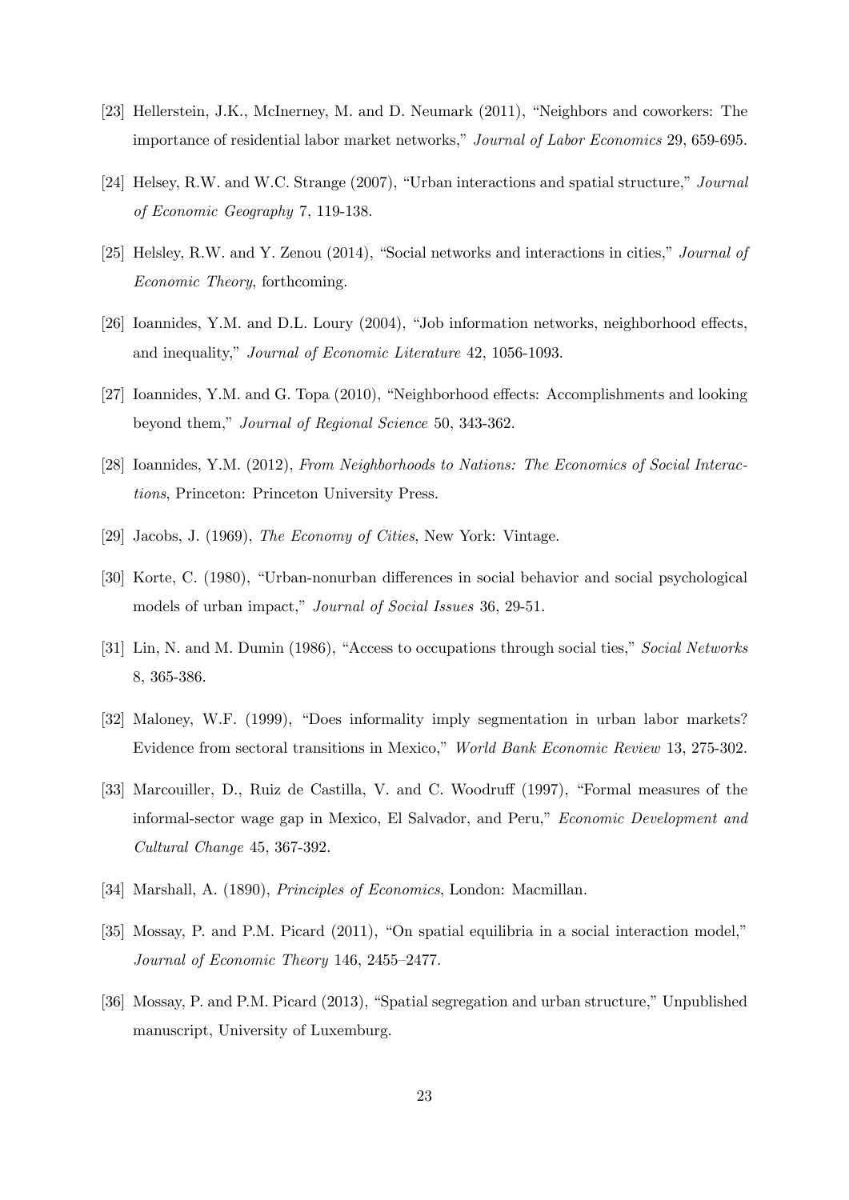[23] Hellerstein, J.K., McInerney, M. and D. Neumark (2011), "Neighbors and coworkers: The importance of residential labor market networks," *Journal of Labor Economics* 29, 659-695.

[24] Helsey, R.W. and W.C. Strange (2007), "Urban interactions and spatial structure," *Journal of Economic Geography* 7, 119-138.

[25] Helsley, R.W. and Y. Zenou (2014), "Social networks and interactions in cities," *Journal of Economic Theory*, forthcoming.

[26] Ioannides, Y.M. and D.L. Loury (2004), "Job information networks, neighborhood effects, and inequality," *Journal of Economic Literature* 42, 1056-1093.

[27] Ioannides, Y.M. and G. Topa (2010), "Neighborhood effects: Accomplishments and looking beyond them," *Journal of Regional Science* 50, 343-362.

[28] Ioannides, Y.M. (2012), *From Neighborhoods to Nations: The Economics of Social Interactions*, Princeton: Princeton University Press.

[29] Jacobs, J. (1969), *The Economy of Cities*, New York: Vintage.

[30] Korte, C. (1980), "Urban-nonurban differences in social behavior and social psychological models of urban impact," *Journal of Social Issues* 36, 29-51.

[31] Lin, N. and M. Dumin (1986), "Access to occupations through social ties," *Social Networks* 8, 365-386.

[32] Maloney, W.F. (1999), "Does informality imply segmentation in urban labor markets? Evidence from sectoral transitions in Mexico," *World Bank Economic Review* 13, 275-302.

[33] Marcouiller, D., Ruiz de Castilla, V. and C. Woodruff (1997), "Formal measures of the informal-sector wage gap in Mexico, El Salvador, and Peru," *Economic Development and Cultural Change* 45, 367-392.

[34] Marshall, A. (1890), *Principles of Economics*, London: Macmillan.

[35] Mossay, P. and P.M. Picard (2011), "On spatial equilibria in a social interaction model," *Journal of Economic Theory* 146, 2455–2477.

[36] Mossay, P. and P.M. Picard (2013), "Spatial segregation and urban structure," Unpublished manuscript, University of Luxemburg.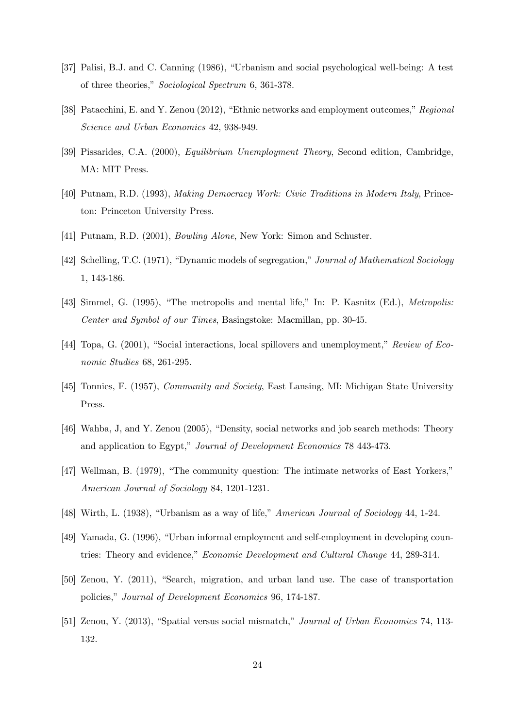[37] Palisi, B.J. and C. Canning (1986), "Urbanism and social psychological well-being: A test of three theories," *Sociological Spectrum* 6, 361-378.

[38] Patacchini, E. and Y. Zenou (2012), "Ethnic networks and employment outcomes," *Regional Science and Urban Economics* 42, 938-949.

[39] Pissarides, C.A. (2000), *Equilibrium Unemployment Theory*, Second edition, Cambridge, MA: MIT Press.

[40] Putnam, R.D. (1993), *Making Democracy Work: Civic Traditions in Modern Italy*, Princeton: Princeton University Press.

[41] Putnam, R.D. (2001), *Bowling Alone*, New York: Simon and Schuster.

[42] Schelling, T.C. (1971), "Dynamic models of segregation," *Journal of Mathematical Sociology* 1, 143-186.

[43] Simmel, G. (1995), "The metropolis and mental life," In: P. Kasnitz (Ed.), *Metropolis: Center and Symbol of our Times*, Basingstoke: Macmillan, pp. 30-45.

[44] Topa, G. (2001), "Social interactions, local spillovers and unemployment," *Review of Economic Studies* 68, 261-295.

[45] Tonnies, F. (1957), *Community and Society*, East Lansing, MI: Michigan State University Press.

[46] Wahba, J, and Y. Zenou (2005), "Density, social networks and job search methods: Theory and application to Egypt," *Journal of Development Economics* 78 443-473.

[47] Wellman, B. (1979), "The community question: The intimate networks of East Yorkers," *American Journal of Sociology* 84, 1201-1231.

[48] Wirth, L. (1938), "Urbanism as a way of life," *American Journal of Sociology* 44, 1-24.

[49] Yamada, G. (1996), "Urban informal employment and self-employment in developing countries: Theory and evidence," *Economic Development and Cultural Change* 44, 289-314.

[50] Zenou, Y. (2011), "Search, migration, and urban land use. The case of transportation policies," *Journal of Development Economics* 96, 174-187.

[51] Zenou, Y. (2013), "Spatial versus social mismatch," *Journal of Urban Economics* 74, 113-132.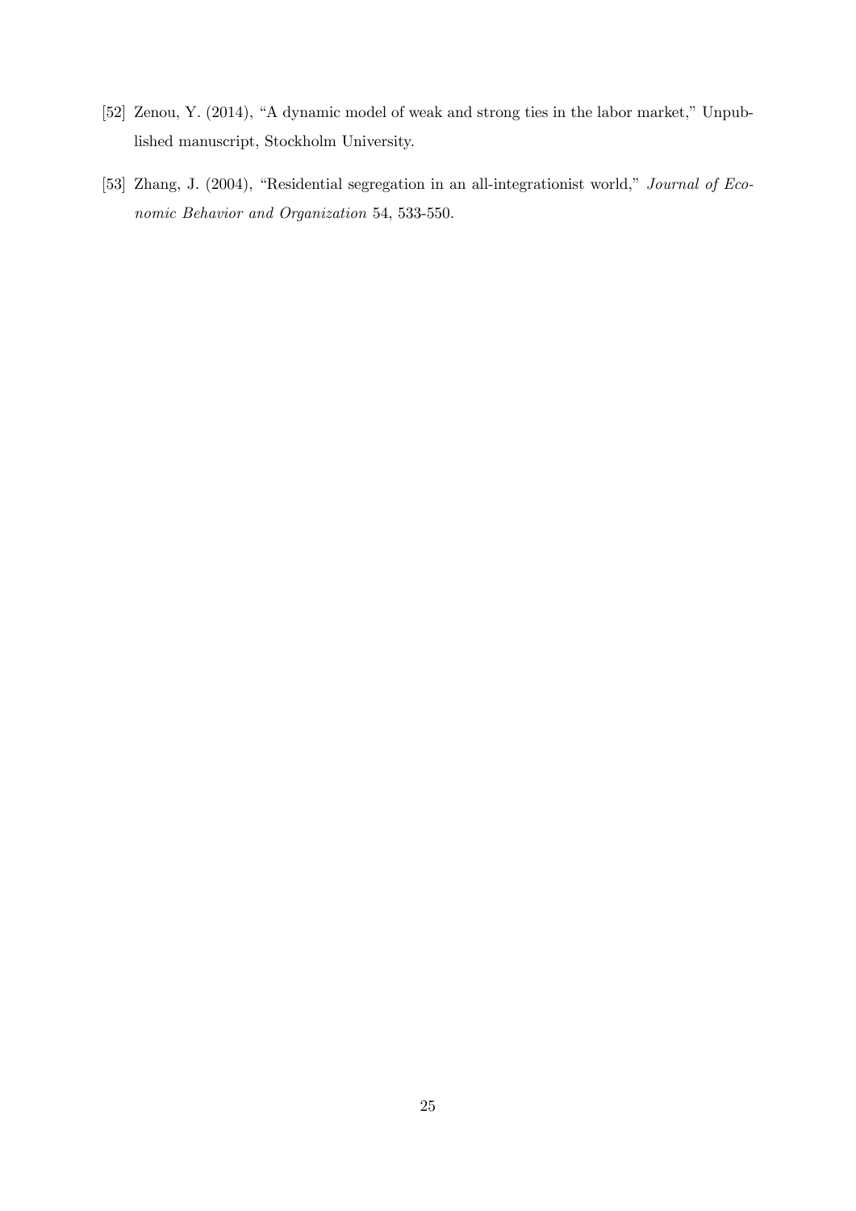[52] Zenou, Y. (2014), "A dynamic model of weak and strong ties in the labor market," Unpublished manuscript, Stockholm University.

[53] Zhang, J. (2004), "Residential segregation in an all-integrationist world," *Journal of Economic Behavior and Organization* 54, 533-550.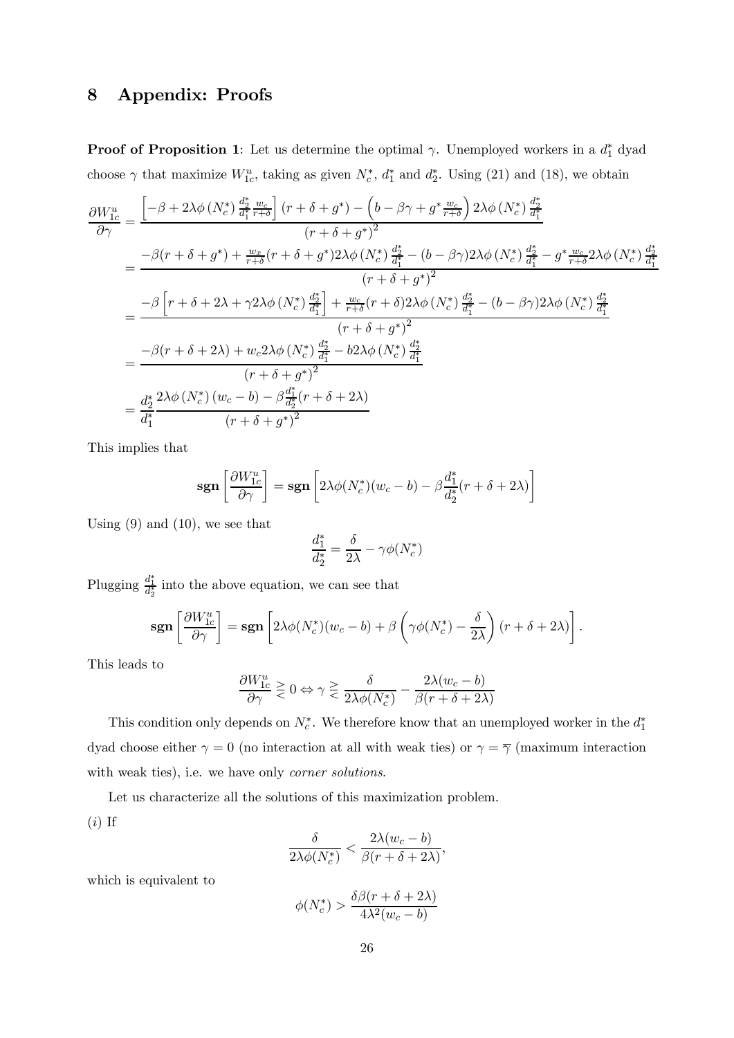# 8 Appendix: Proofs

**Proof of Proposition 1**: Let us determine the optimal $\gamma$. Unemployed workers in a $d_1^*$ dyad choose $\gamma$ that maximize $W_{1c}^u$, taking as given $N_c^*$, $d_1^*$ and $d_2^*$. Using (21) and (18), we obtain

$$
\begin{aligned}
\frac{\partial W_{1c}^u}{\partial \gamma} &= \frac{\left[-\beta + 2\lambda\phi\left(N_c^*\right)\frac{d_2^*}{d_1^*}\frac{w_c}{r+\delta}\right](r+\delta+g^*) - \left(b - \beta\gamma + g^*\frac{w_c}{r+\delta}\right)2\lambda\phi\left(N_c^*\right)\frac{d_2^*}{d_1^*}}{(r+\delta+g^*)^2} \\
&= \frac{-\beta(r+\delta+g^*) + \frac{w_c}{r+\delta}(r+\delta+g^*)2\lambda\phi\left(N_c^*\right)\frac{d_2^*}{d_1^*} - (b-\beta\gamma)2\lambda\phi\left(N_c^*\right)\frac{d_2^*}{d_1^*} - g^*\frac{w_c}{r+\delta}2\lambda\phi\left(N_c^*\right)\frac{d_2^*}{d_1^*}}{(r+\delta+g^*)^2} \\
&= \frac{-\beta\left[r+\delta+2\lambda+\gamma 2\lambda\phi\left(N_c^*\right)\frac{d_2^*}{d_1^*}\right] + \frac{w_c}{r+\delta}(r+\delta)2\lambda\phi\left(N_c^*\right)\frac{d_2^*}{d_1^*} - (b-\beta\gamma)2\lambda\phi\left(N_c^*\right)\frac{d_2^*}{d_1^*}}{(r+\delta+g^*)^2} \\
&= \frac{-\beta(r+\delta+2\lambda) + w_c 2\lambda\phi\left(N_c^*\right)\frac{d_2^*}{d_1^*} - b2\lambda\phi\left(N_c^*\right)\frac{d_2^*}{d_1^*}}{(r+\delta+g^*)^2} \\
&= \frac{d_2^*}{d_1^*}\frac{2\lambda\phi\left(N_c^*\right)(w_c-b) - \beta\frac{d_1^*}{d_2^*}(r+\delta+2\lambda)}{(r+\delta+g^*)^2}
\end{aligned}
$$

This implies that

$$
\mathbf{sgn}\left[\frac{\partial W_{1c}^u}{\partial \gamma}\right] = \mathbf{sgn}\left[2\lambda\phi(N_c^*)(w_c-b) - \beta\frac{d_1^*}{d_2^*}(r+\delta+2\lambda)\right]
$$

Using (9) and (10), we see that

$$
\frac{d_1^*}{d_2^*} = \frac{\delta}{2\lambda} - \gamma\phi(N_c^*)
$$

Plugging $\frac{d_1^*}{d_2^*}$ into the above equation, we can see that

$$
\mathbf{sgn}\left[\frac{\partial W_{1c}^u}{\partial \gamma}\right] = \mathbf{sgn}\left[2\lambda\phi(N_c^*)(w_c-b) + \beta\left(\gamma\phi(N_c^*) - \frac{\delta}{2\lambda}\right)(r+\delta+2\lambda)\right].
$$

This leads to

$$
\frac{\partial W_{1c}^u}{\partial \gamma} \gtreqless 0 \Leftrightarrow \gamma \gtreqless \frac{\delta}{2\lambda\phi(N_c^*)} - \frac{2\lambda(w_c-b)}{\beta(r+\delta+2\lambda)}
$$

This condition only depends on $N_c^*$. We therefore know that an unemployed worker in the $d_1^*$ dyad choose either $\gamma = 0$ (no interaction at all with weak ties) or $\gamma = \overline{\gamma}$ (maximum interaction with weak ties), i.e. we have only *corner solutions*.

Let us characterize all the solutions of this maximization problem.

$(i)$ If

$$
\frac{\delta}{2\lambda\phi(N_c^*)} < \frac{2\lambda(w_c-b)}{\beta(r+\delta+2\lambda)},
$$

which is equivalent to

$$
\phi(N_c^*) > \frac{\delta\beta(r+\delta+2\lambda)}{4\lambda^2(w_c-b)}
$$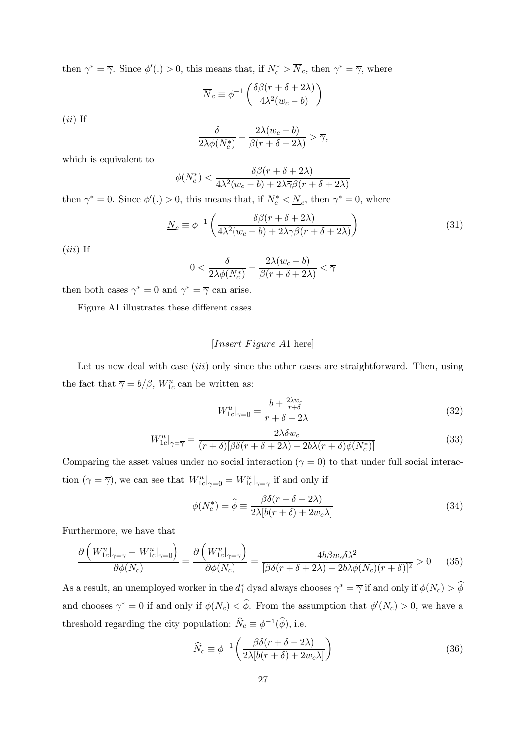then $\gamma^* = \overline{\gamma}$. Since $\phi'(.) > 0$, this means that, if $N_c^* > \overline{N}_c$, then $\gamma^* = \overline{\gamma}$, where

$$\overline{N}_c \equiv \phi^{-1}\left(\frac{\delta\beta(r+\delta+2\lambda)}{4\lambda^2(w_c - b)}\right)$$

$(ii)$ If

$$\frac{\delta}{2\lambda\phi(N_c^*)} - \frac{2\lambda(w_c - b)}{\beta(r+\delta+2\lambda)} > \overline{\gamma},$$

which is equivalent to

$$\phi(N_c^*) < \frac{\delta\beta(r+\delta+2\lambda)}{4\lambda^2(w_c - b) + 2\lambda\overline{\gamma}\beta(r+\delta+2\lambda)}$$

then $\gamma^* = 0$. Since $\phi'(.) > 0$, this means that, if $N_c^* < \underline{N}_c$, then $\gamma^* = 0$, where

$$\underline{N}_c \equiv \phi^{-1}\left(\frac{\delta\beta(r+\delta+2\lambda)}{4\lambda^2(w_c - b) + 2\lambda\overline{\gamma}\beta(r+\delta+2\lambda)}\right) \tag{31}$$

$(iii)$ If

$$0 < \frac{\delta}{2\lambda\phi(N_c^*)} - \frac{2\lambda(w_c - b)}{\beta(r+\delta+2\lambda)} < \overline{\gamma}$$

then both cases $\gamma^* = 0$ and $\gamma^* = \overline{\gamma}$ can arise.

Figure A1 illustrates these different cases.

[*Insert Figure A*1 here]

Let us now deal with case $(iii)$ only since the other cases are straightforward. Then, using the fact that $\overline{\gamma} = b/\beta$, $W_{1c}^u$ can be written as:

$$W_{1c}^u|_{\gamma=0} = \frac{b + \frac{2\lambda w_c}{r+\delta}}{r+\delta+2\lambda} \tag{32}$$

$$W_{1c}^u|_{\gamma=\overline{\gamma}} = \frac{2\lambda\delta w_c}{(r+\delta)[\beta\delta(r+\delta+2\lambda) - 2b\lambda(r+\delta)\phi(N_c^*)]} \tag{33}$$

Comparing the asset values under no social interaction ($\gamma = 0$) to that under full social interaction ($\gamma = \overline{\gamma}$), we can see that $W_{1c}^u|_{\gamma=0} = W_{1c}^u|_{\gamma=\overline{\gamma}}$ if and only if

$$\phi(N_c^*) = \widehat{\phi} \equiv \frac{\beta\delta(r+\delta+2\lambda)}{2\lambda[b(r+\delta) + 2w_c\lambda]} \tag{34}$$

Furthermore, we have that

$$\frac{\partial\left(W_{1c}^u|_{\gamma=\overline{\gamma}} - W_{1c}^u|_{\gamma=0}\right)}{\partial\phi(N_c)} = \frac{\partial\left(W_{1c}^u|_{\gamma=\overline{\gamma}}\right)}{\partial\phi(N_c)} = \frac{4b\beta w_c\delta\lambda^2}{[\beta\delta(r+\delta+2\lambda) - 2b\lambda\phi(N_c)(r+\delta)]^2} > 0 \tag{35}$$

As a result, an unemployed worker in the $d_1^*$ dyad always chooses $\gamma^* = \overline{\gamma}$ if and only if $\phi(N_c) > \widehat{\phi}$ and chooses $\gamma^* = 0$ if and only if $\phi(N_c) < \widehat{\phi}$. From the assumption that $\phi'(N_c) > 0$, we have a threshold regarding the city population: $\widehat{N}_c \equiv \phi^{-1}(\widehat{\phi})$, i.e.

$$\widehat{N}_c \equiv \phi^{-1}\left(\frac{\beta\delta(r+\delta+2\lambda)}{2\lambda[b(r+\delta) + 2w_c\lambda]}\right) \tag{36}$$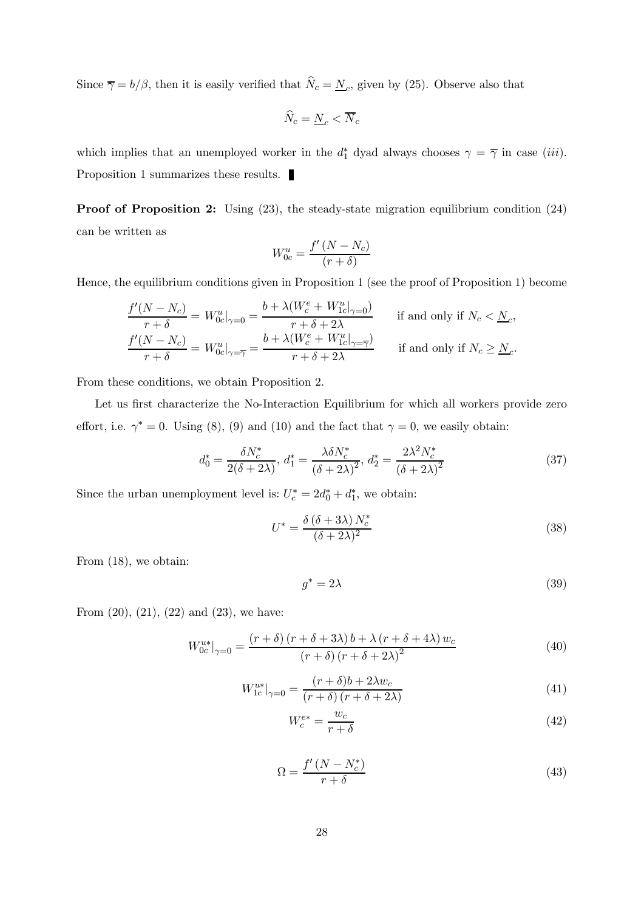Since $\overline{\gamma} = b/\beta$, then it is easily verified that $\widehat{N}_c = \underline{N}_c$, given by (25). Observe also that

$$\widehat{N}_c = \underline{N}_c < \overline{N}_c$$

which implies that an unemployed worker in the $d_1^*$ dyad always chooses $\gamma = \overline{\gamma}$ in case $(iii)$. Proposition 1 summarizes these results. ■

**Proof of Proposition 2:** Using (23), the steady-state migration equilibrium condition (24) can be written as

$$W_{0c}^u = \frac{f'(N - N_c)}{(r + \delta)}$$

Hence, the equilibrium conditions given in Proposition 1 (see the proof of Proposition 1) become

$$\frac{f'(N - N_c)}{r + \delta} = W_{0c}^u|_{\gamma=0} = \frac{b + \lambda(W_c^e + W_{1c}^u|_{\gamma=0})}{r + \delta + 2\lambda} \qquad \text{if and only if } N_c < \underline{N}_c,$$

$$\frac{f'(N - N_c)}{r + \delta} = W_{0c}^u|_{\gamma=\overline{\gamma}} = \frac{b + \lambda(W_c^e + W_{1c}^u|_{\gamma=\overline{\gamma}})}{r + \delta + 2\lambda} \qquad \text{if and only if } N_c \geq \underline{N}_c.$$

From these conditions, we obtain Proposition 2.

Let us first characterize the No-Interaction Equilibrium for which all workers provide zero effort, i.e. $\gamma^* = 0$. Using (8), (9) and (10) and the fact that $\gamma = 0$, we easily obtain:

$$d_0^* = \frac{\delta N_c^*}{2(\delta + 2\lambda)},\ d_1^* = \frac{\lambda \delta N_c^*}{(\delta + 2\lambda)^2},\ d_2^* = \frac{2\lambda^2 N_c^*}{(\delta + 2\lambda)^2} \tag{37}$$

Since the urban unemployment level is: $U_c^* = 2d_0^* + d_1^*$, we obtain:

$$U^* = \frac{\delta(\delta + 3\lambda) N_c^*}{(\delta + 2\lambda)^2} \tag{38}$$

From (18), we obtain:

$$g^* = 2\lambda \tag{39}$$

From (20), (21), (22) and (23), we have:

$$W_{0c}^{u*}|_{\gamma=0} = \frac{(r + \delta)(r + \delta + 3\lambda) b + \lambda(r + \delta + 4\lambda) w_c}{(r + \delta)(r + \delta + 2\lambda)^2} \tag{40}$$

$$W_{1c}^{u*}|_{\gamma=0} = \frac{(r + \delta)b + 2\lambda w_c}{(r + \delta)(r + \delta + 2\lambda)} \tag{41}$$

$$W_c^{e*} = \frac{w_c}{r + \delta} \tag{42}$$

$$\Omega = \frac{f'(N - N_c^*)}{r + \delta} \tag{43}$$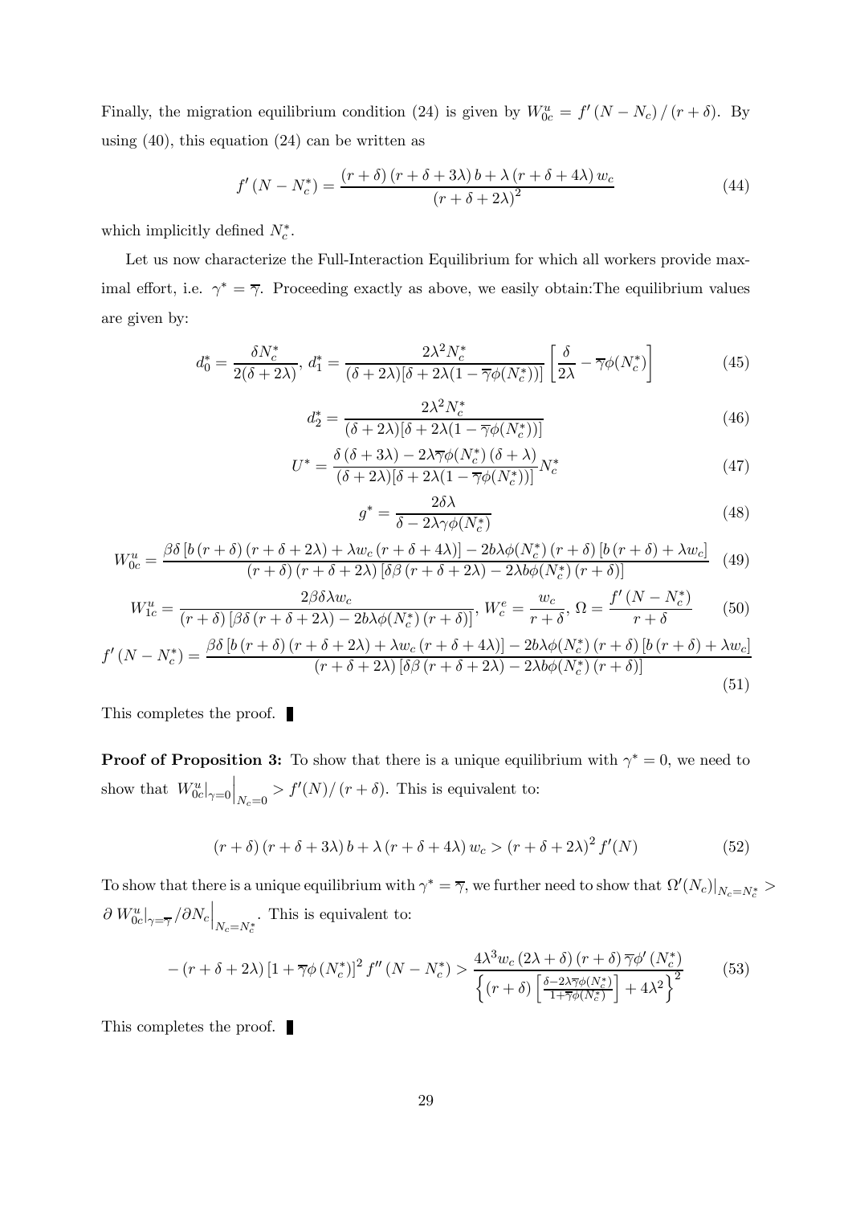Finally, the migration equilibrium condition (24) is given by $W_{0c}^u = f'(N - N_c)/(r+\delta)$. By using (40), this equation (24) can be written as

$$f'(N - N_c^*) = \frac{(r+\delta)(r+\delta+3\lambda)\,b + \lambda(r+\delta+4\lambda)\,w_c}{(r+\delta+2\lambda)^2} \tag{44}$$

which implicitly defined $N_c^*$.

Let us now characterize the Full-Interaction Equilibrium for which all workers provide maximal effort, i.e. $\gamma^* = \overline{\gamma}$. Proceeding exactly as above, we easily obtain:The equilibrium values are given by:

$$d_0^* = \frac{\delta N_c^*}{2(\delta+2\lambda)},\; d_1^* = \frac{2\lambda^2 N_c^*}{(\delta+2\lambda)[\delta+2\lambda(1-\overline{\gamma}\phi(N_c^*))]}\left[\frac{\delta}{2\lambda} - \overline{\gamma}\phi(N_c^*)\right] \tag{45}$$

$$d_2^* = \frac{2\lambda^2 N_c^*}{(\delta+2\lambda)[\delta+2\lambda(1-\overline{\gamma}\phi(N_c^*))]} \tag{46}$$

$$U^* = \frac{\delta(\delta+3\lambda) - 2\lambda\overline{\gamma}\phi(N_c^*)(\delta+\lambda)}{(\delta+2\lambda)[\delta+2\lambda(1-\overline{\gamma}\phi(N_c^*))]}N_c^* \tag{47}$$

$$g^* = \frac{2\delta\lambda}{\delta - 2\lambda\gamma\phi(N_c^*)} \tag{48}$$

$$W_{0c}^u = \frac{\beta\delta\left[b(r+\delta)(r+\delta+2\lambda) + \lambda w_c(r+\delta+4\lambda)\right] - 2b\lambda\phi(N_c^*)(r+\delta)\left[b(r+\delta)+\lambda w_c\right]}{(r+\delta)(r+\delta+2\lambda)\left[\delta\beta(r+\delta+2\lambda) - 2\lambda b\phi(N_c^*)(r+\delta)\right]} \tag{49}$$

$$W_{1c}^u = \frac{2\beta\delta\lambda w_c}{(r+\delta)\left[\beta\delta(r+\delta+2\lambda) - 2b\lambda\phi(N_c^*)(r+\delta)\right]},\; W_c^e = \frac{w_c}{r+\delta},\; \Omega = \frac{f'(N-N_c^*)}{r+\delta} \tag{50}$$

$$f'(N-N_c^*) = \frac{\beta\delta\left[b(r+\delta)(r+\delta+2\lambda) + \lambda w_c(r+\delta+4\lambda)\right] - 2b\lambda\phi(N_c^*)(r+\delta)\left[b(r+\delta)+\lambda w_c\right]}{(r+\delta+2\lambda)\left[\delta\beta(r+\delta+2\lambda) - 2\lambda b\phi(N_c^*)(r+\delta)\right]} \tag{51}$$

This completes the proof. ∎

**Proof of Proposition 3:** To show that there is a unique equilibrium with $\gamma^* = 0$, we need to show that $W_{0c}^u|_{\gamma=0}\Big|_{N_c=0} > f'(N)/(r+\delta)$. This is equivalent to:

$$(r+\delta)(r+\delta+3\lambda)\,b + \lambda(r+\delta+4\lambda)\,w_c > (r+\delta+2\lambda)^2 f'(N) \tag{52}$$

To show that there is a unique equilibrium with $\gamma^* = \overline{\gamma}$, we further need to show that $\Omega'(N_c)|_{N_c=N_c^*} > \partial\, W_{0c}^u|_{\gamma=\overline{\gamma}}/\partial N_c\Big|_{N_c=N_c^*}$. This is equivalent to:

$$-(r+\delta+2\lambda)\left[1+\overline{\gamma}\phi(N_c^*)\right]^2 f''(N-N_c^*) > \frac{4\lambda^3 w_c(2\lambda+\delta)(r+\delta)\overline{\gamma}\phi'(N_c^*)}{\left\{(r+\delta)\left[\frac{\delta-2\lambda\overline{\gamma}\phi(N_c^*)}{1+\overline{\gamma}\phi(N_c^*)}\right]+4\lambda^2\right\}^2} \tag{53}$$

This completes the proof. ∎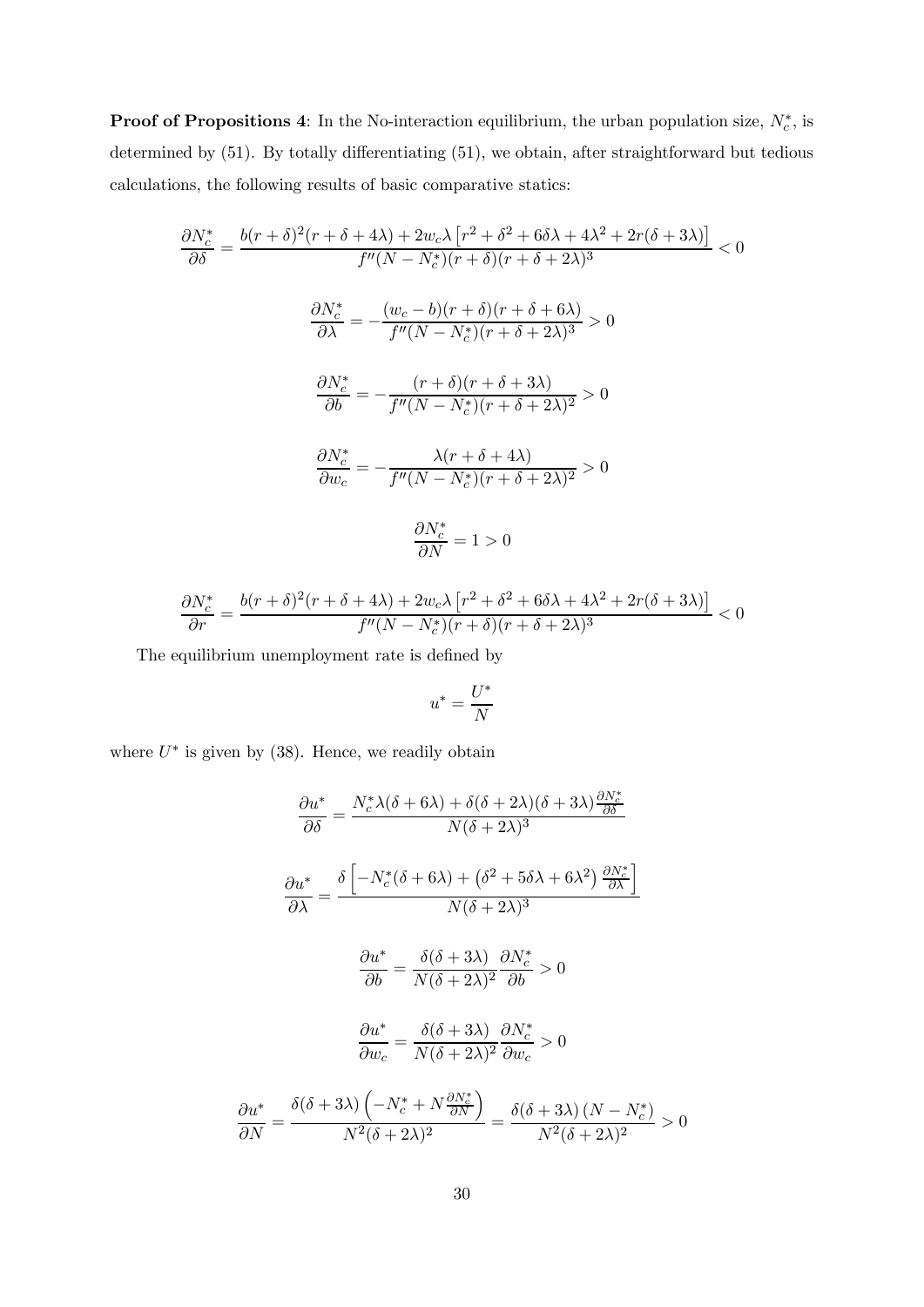**Proof of Propositions 4**: In the No-interaction equilibrium, the urban population size, $N_c^*$, is determined by (51). By totally differentiating (51), we obtain, after straightforward but tedious calculations, the following results of basic comparative statics:

$$\frac{\partial N_c^*}{\partial \delta} = \frac{b(r+\delta)^2(r+\delta+4\lambda) + 2w_c\lambda\left[r^2+\delta^2+6\delta\lambda+4\lambda^2+2r(\delta+3\lambda)\right]}{f''(N-N_c^*)(r+\delta)(r+\delta+2\lambda)^3} < 0$$

$$\frac{\partial N_c^*}{\partial \lambda} = -\frac{(w_c-b)(r+\delta)(r+\delta+6\lambda)}{f''(N-N_c^*)(r+\delta+2\lambda)^3} > 0$$

$$\frac{\partial N_c^*}{\partial b} = -\frac{(r+\delta)(r+\delta+3\lambda)}{f''(N-N_c^*)(r+\delta+2\lambda)^2} > 0$$

$$\frac{\partial N_c^*}{\partial w_c} = -\frac{\lambda(r+\delta+4\lambda)}{f''(N-N_c^*)(r+\delta+2\lambda)^2} > 0$$

$$\frac{\partial N_c^*}{\partial N} = 1 > 0$$

$$\frac{\partial N_c^*}{\partial r} = \frac{b(r+\delta)^2(r+\delta+4\lambda) + 2w_c\lambda\left[r^2+\delta^2+6\delta\lambda+4\lambda^2+2r(\delta+3\lambda)\right]}{f''(N-N_c^*)(r+\delta)(r+\delta+2\lambda)^3} < 0$$

The equilibrium unemployment rate is defined by

$$u^* = \frac{U^*}{N}$$

where $U^*$ is given by (38). Hence, we readily obtain

$$\frac{\partial u^*}{\partial \delta} = \frac{N_c^*\lambda(\delta+6\lambda) + \delta(\delta+2\lambda)(\delta+3\lambda)\frac{\partial N_c^*}{\partial \delta}}{N(\delta+2\lambda)^3}$$

$$\frac{\partial u^*}{\partial \lambda} = \frac{\delta\left[-N_c^*(\delta+6\lambda) + \left(\delta^2+5\delta\lambda+6\lambda^2\right)\frac{\partial N_c^*}{\partial \lambda}\right]}{N(\delta+2\lambda)^3}$$

$$\frac{\partial u^*}{\partial b} = \frac{\delta(\delta+3\lambda)}{N(\delta+2\lambda)^2}\frac{\partial N_c^*}{\partial b} > 0$$

$$\frac{\partial u^*}{\partial w_c} = \frac{\delta(\delta+3\lambda)}{N(\delta+2\lambda)^2}\frac{\partial N_c^*}{\partial w_c} > 0$$

$$\frac{\partial u^*}{\partial N} = \frac{\delta(\delta+3\lambda)\left(-N_c^* + N\frac{\partial N_c^*}{\partial N}\right)}{N^2(\delta+2\lambda)^2} = \frac{\delta(\delta+3\lambda)\left(N-N_c^*\right)}{N^2(\delta+2\lambda)^2} > 0$$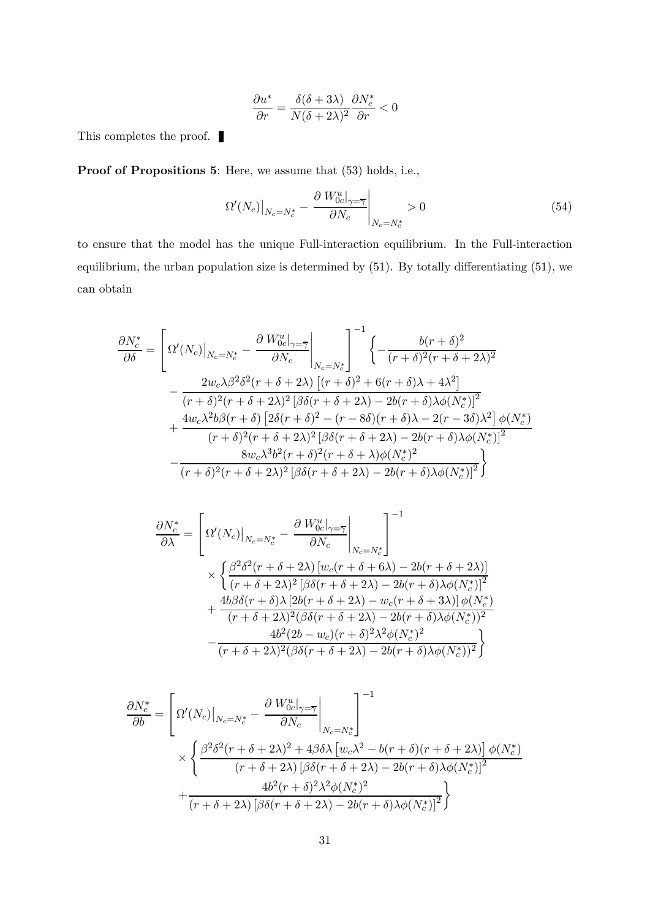$$\frac{\partial u^*}{\partial r} = \frac{\delta(\delta + 3\lambda)}{N(\delta + 2\lambda)^2}\frac{\partial N_c^*}{\partial r} < 0$$

This completes the proof. ▌

**Proof of Propositions 5**: Here, we assume that (53) holds, i.e.,

$$\Omega'(N_c)\big|_{N_c=N_c^*} - \left.\frac{\partial \left. W_{0c}^u\right|_{\gamma=\overline{\gamma}}}{\partial N_c}\right|_{N_c=N_c^*} > 0 \tag{54}$$

to ensure that the model has the unique Full-interaction equilibrium. In the Full-interaction equilibrium, the urban population size is determined by (51). By totally differentiating (51), we can obtain

$$\begin{aligned}
\frac{\partial N_c^*}{\partial \delta} = &\left[\Omega'(N_c)\big|_{N_c=N_c^*} - \left.\frac{\partial \left. W_{0c}^u\right|_{\gamma=\overline{\gamma}}}{\partial N_c}\right|_{N_c=N_c^*}\right]^{-1} \left\{ -\frac{b(r+\delta)^2}{(r+\delta)^2(r+\delta+2\lambda)^2} \right.\\
&- \frac{2w_c\lambda\beta^2\delta^2(r+\delta+2\lambda)\left[(r+\delta)^2 + 6(r+\delta)\lambda + 4\lambda^2\right]}{(r+\delta)^2(r+\delta+2\lambda)^2\left[\beta\delta(r+\delta+2\lambda) - 2b(r+\delta)\lambda\phi(N_c^*)\right]^2}\\
&+ \frac{4w_c\lambda^2 b\beta(r+\delta)\left[2\delta(r+\delta)^2 - (r-8\delta)(r+\delta)\lambda - 2(r-3\delta)\lambda^2\right]\phi(N_c^*)}{(r+\delta)^2(r+\delta+2\lambda)^2\left[\beta\delta(r+\delta+2\lambda) - 2b(r+\delta)\lambda\phi(N_c^*)\right]^2}\\
&\left. - \frac{8w_c\lambda^3 b^2(r+\delta)^2(r+\delta+\lambda)\phi(N_c^*)^2}{(r+\delta)^2(r+\delta+2\lambda)^2\left[\beta\delta(r+\delta+2\lambda) - 2b(r+\delta)\lambda\phi(N_c^*)\right]^2}\right\}
\end{aligned}$$

$$\begin{aligned}
\frac{\partial N_c^*}{\partial \lambda} = &\left[\Omega'(N_c)\big|_{N_c=N_c^*} - \left.\frac{\partial \left. W_{0c}^u\right|_{\gamma=\overline{\gamma}}}{\partial N_c}\right|_{N_c=N_c^*}\right]^{-1}\\
&\times \left\{ \frac{\beta^2\delta^2(r+\delta+2\lambda)\left[w_c(r+\delta+6\lambda) - 2b(r+\delta+2\lambda)\right]}{(r+\delta+2\lambda)^2\left[\beta\delta(r+\delta+2\lambda) - 2b(r+\delta)\lambda\phi(N_c^*)\right]^2} \right.\\
&+ \frac{4b\beta\delta(r+\delta)\lambda\left[2b(r+\delta+2\lambda) - w_c(r+\delta+3\lambda)\right]\phi(N_c^*)}{(r+\delta+2\lambda)^2(\beta\delta(r+\delta+2\lambda) - 2b(r+\delta)\lambda\phi(N_c^*))^2}\\
&\left. - \frac{4b^2(2b-w_c)(r+\delta)^2\lambda^2\phi(N_c^*)^2}{(r+\delta+2\lambda)^2(\beta\delta(r+\delta+2\lambda) - 2b(r+\delta)\lambda\phi(N_c^*))^2}\right\}
\end{aligned}$$

$$\begin{aligned}
\frac{\partial N_c^*}{\partial b} = &\left[\Omega'(N_c)\big|_{N_c=N_c^*} - \left.\frac{\partial \left. W_{0c}^u\right|_{\gamma=\overline{\gamma}}}{\partial N_c}\right|_{N_c=N_c^*}\right]^{-1}\\
&\times \left\{ \frac{\beta^2\delta^2(r+\delta+2\lambda)^2 + 4\beta\delta\lambda\left[w_c\lambda^2 - b(r+\delta)(r+\delta+2\lambda)\right]\phi(N_c^*)}{(r+\delta+2\lambda)\left[\beta\delta(r+\delta+2\lambda) - 2b(r+\delta)\lambda\phi(N_c^*)\right]^2} \right.\\
&\left. + \frac{4b^2(r+\delta)^2\lambda^2\phi(N_c^*)^2}{(r+\delta+2\lambda)\left[\beta\delta(r+\delta+2\lambda) - 2b(r+\delta)\lambda\phi(N_c^*)\right]^2}\right\}
\end{aligned}$$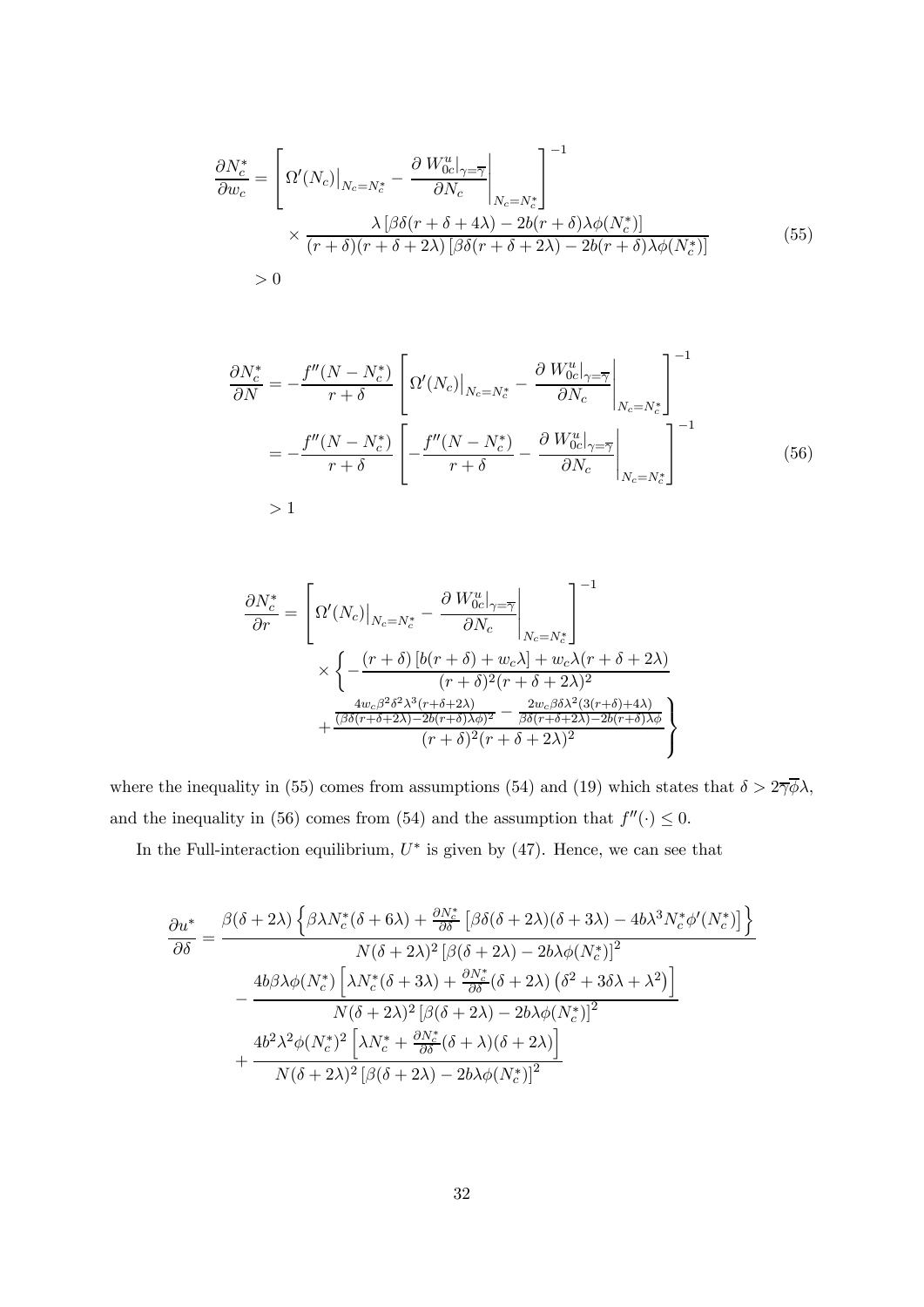$$\frac{\partial N_c^*}{\partial w_c} = \left[ \Omega'(N_c)\big|_{N_c=N_c^*} - \frac{\partial \left. W_{0c}^u\right|_{\gamma=\overline{\gamma}}}{\partial N_c}\Bigg|_{N_c=N_c^*} \right]^{-1} \times \frac{\lambda \left[\beta\delta(r+\delta+4\lambda) - 2b(r+\delta)\lambda\phi(N_c^*)\right]}{(r+\delta)(r+\delta+2\lambda)\left[\beta\delta(r+\delta+2\lambda) - 2b(r+\delta)\lambda\phi(N_c^*)\right]} > 0 \tag{55}$$

$$\begin{aligned}
\frac{\partial N_c^*}{\partial N} &= -\frac{f''(N-N_c^*)}{r+\delta} \left[ \Omega'(N_c)\big|_{N_c=N_c^*} - \frac{\partial \left. W_{0c}^u\right|_{\gamma=\overline{\gamma}}}{\partial N_c}\Bigg|_{N_c=N_c^*} \right]^{-1} \\
&= -\frac{f''(N-N_c^*)}{r+\delta} \left[ -\frac{f''(N-N_c^*)}{r+\delta} - \frac{\partial \left. W_{0c}^u\right|_{\gamma=\overline{\gamma}}}{\partial N_c}\Bigg|_{N_c=N_c^*} \right]^{-1} \\
&> 1
\end{aligned} \tag{56}$$

$$\begin{aligned}
\frac{\partial N_c^*}{\partial r} = &\left[ \Omega'(N_c)\big|_{N_c=N_c^*} - \frac{\partial \left. W_{0c}^u\right|_{\gamma=\overline{\gamma}}}{\partial N_c}\Bigg|_{N_c=N_c^*} \right]^{-1} \\
&\times \left\{ -\frac{(r+\delta)\left[b(r+\delta)+w_c\lambda\right] + w_c\lambda(r+\delta+2\lambda)}{(r+\delta)^2(r+\delta+2\lambda)^2} \right. \\
&\left. + \frac{\frac{4w_c\beta^2\delta^2\lambda^3(r+\delta+2\lambda)}{(\beta\delta(r+\delta+2\lambda)-2b(r+\delta)\lambda\phi)^2} - \frac{2w_c\beta\delta\lambda^2(3(r+\delta)+4\lambda)}{\beta\delta(r+\delta+2\lambda)-2b(r+\delta)\lambda\phi}}{(r+\delta)^2(r+\delta+2\lambda)^2} \right\}
\end{aligned}$$

where the inequality in (55) comes from assumptions (54) and (19) which states that $\delta > 2\overline{\gamma}\overline{\phi}\lambda$, and the inequality in (56) comes from (54) and the assumption that $f''(\cdot) \leq 0$.

In the Full-interaction equilibrium, $U^*$ is given by (47). Hence, we can see that

$$\begin{aligned}
\frac{\partial u^*}{\partial \delta} = &\frac{\beta(\delta+2\lambda)\left\{\beta\lambda N_c^*(\delta+6\lambda) + \frac{\partial N_c^*}{\partial \delta}\left[\beta\delta(\delta+2\lambda)(\delta+3\lambda) - 4b\lambda^3 N_c^*\phi'(N_c^*)\right]\right\}}{N(\delta+2\lambda)^2\left[\beta(\delta+2\lambda) - 2b\lambda\phi(N_c^*)\right]^2} \\
&- \frac{4b\beta\lambda\phi(N_c^*)\left[\lambda N_c^*(\delta+3\lambda) + \frac{\partial N_c^*}{\partial \delta}(\delta+2\lambda)\left(\delta^2+3\delta\lambda+\lambda^2\right)\right]}{N(\delta+2\lambda)^2\left[\beta(\delta+2\lambda) - 2b\lambda\phi(N_c^*)\right]^2} \\
&+ \frac{4b^2\lambda^2\phi(N_c^*)^2\left[\lambda N_c^* + \frac{\partial N_c^*}{\partial \delta}(\delta+\lambda)(\delta+2\lambda)\right]}{N(\delta+2\lambda)^2\left[\beta(\delta+2\lambda) - 2b\lambda\phi(N_c^*)\right]^2}
\end{aligned}$$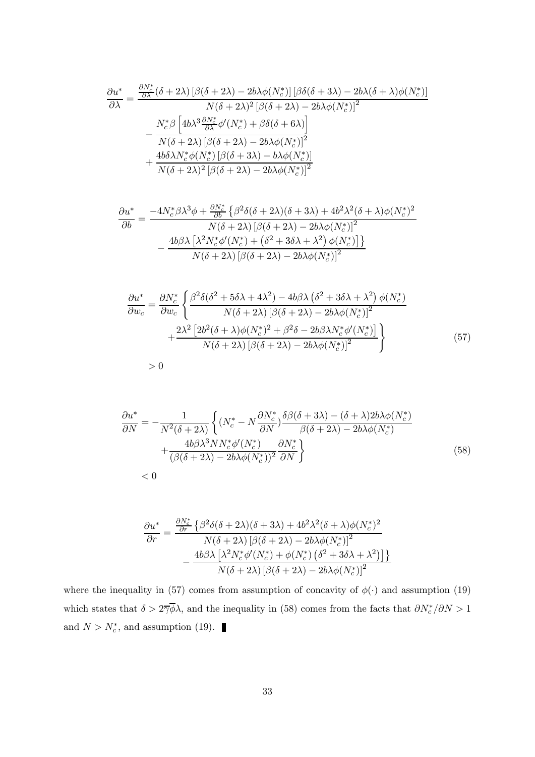$$\frac{\partial u^*}{\partial \lambda} = \frac{\frac{\partial N_c^*}{\partial \lambda}(\delta + 2\lambda)\left[\beta(\delta + 2\lambda) - 2b\lambda\phi(N_c^*)\right]\left[\beta\delta(\delta + 3\lambda) - 2b\lambda(\delta + \lambda)\phi(N_c^*)\right]}{N(\delta + 2\lambda)^2\left[\beta(\delta + 2\lambda) - 2b\lambda\phi(N_c^*)\right]^2}$$
$$- \frac{N_c^*\beta\left[4b\lambda^3\frac{\partial N_c^*}{\partial \lambda}\phi'(N_c^*) + \beta\delta(\delta + 6\lambda)\right]}{N(\delta + 2\lambda)\left[\beta(\delta + 2\lambda) - 2b\lambda\phi(N_c^*)\right]^2}$$
$$+ \frac{4b\delta\lambda N_c^*\phi(N_c^*)\left[\beta(\delta + 3\lambda) - b\lambda\phi(N_c^*)\right]}{N(\delta + 2\lambda)^2\left[\beta(\delta + 2\lambda) - 2b\lambda\phi(N_c^*)\right]^2}$$

$$\frac{\partial u^*}{\partial b} = \frac{-4N_c^*\beta\lambda^3\phi + \frac{\partial N_c^*}{\partial b}\left\{\beta^2\delta(\delta + 2\lambda)(\delta + 3\lambda) + 4b^2\lambda^2(\delta + \lambda)\phi(N_c^*)^2\right.}{N(\delta + 2\lambda)\left[\beta(\delta + 2\lambda) - 2b\lambda\phi(N_c^*)\right]^2}$$
$$- \frac{\left.4b\beta\lambda\left[\lambda^2 N_c^*\phi'(N_c^*) + \left(\delta^2 + 3\delta\lambda + \lambda^2\right)\phi(N_c^*)\right]\right\}}{N(\delta + 2\lambda)\left[\beta(\delta + 2\lambda) - 2b\lambda\phi(N_c^*)\right]^2}$$

$$\frac{\partial u^*}{\partial w_c} = \frac{\partial N_c^*}{\partial w_c}\left\{\frac{\beta^2\delta(\delta^2 + 5\delta\lambda + 4\lambda^2) - 4b\beta\lambda\left(\delta^2 + 3\delta\lambda + \lambda^2\right)\phi(N_c^*)}{N(\delta + 2\lambda)\left[\beta(\delta + 2\lambda) - 2b\lambda\phi(N_c^*)\right]^2}\right.$$
$$\left.+\frac{2\lambda^2\left[2b^2(\delta + \lambda)\phi(N_c^*)^2 + \beta^2\delta - 2b\beta\lambda N_c^*\phi'(N_c^*)\right]}{N(\delta + 2\lambda)\left[\beta(\delta + 2\lambda) - 2b\lambda\phi(N_c^*)\right]^2}\right\} \tag{57}$$
$$> 0$$

$$\frac{\partial u^*}{\partial N} = -\frac{1}{N^2(\delta + 2\lambda)}\left\{(N_c^* - N\frac{\partial N_c^*}{\partial N})\frac{\delta\beta(\delta + 3\lambda) - (\delta + \lambda)2b\lambda\phi(N_c^*)}{\beta(\delta + 2\lambda) - 2b\lambda\phi(N_c^*)}\right.$$
$$\left.+\frac{4b\beta\lambda^3 N N_c^*\phi'(N_c^*)}{(\beta(\delta + 2\lambda) - 2b\lambda\phi(N_c^*))^2}\frac{\partial N_c^*}{\partial N}\right\} \tag{58}$$
$$< 0$$

$$\frac{\partial u^*}{\partial r} = \frac{\frac{\partial N_c^*}{\partial r}\left\{\beta^2\delta(\delta + 2\lambda)(\delta + 3\lambda) + 4b^2\lambda^2(\delta + \lambda)\phi(N_c^*)^2\right.}{N(\delta + 2\lambda)\left[\beta(\delta + 2\lambda) - 2b\lambda\phi(N_c^*)\right]^2}$$
$$- \frac{\left.4b\beta\lambda\left[\lambda^2 N_c^*\phi'(N_c^*) + \phi(N_c^*)\left(\delta^2 + 3\delta\lambda + \lambda^2\right)\right]\right\}}{N(\delta + 2\lambda)\left[\beta(\delta + 2\lambda) - 2b\lambda\phi(N_c^*)\right]^2}$$

where the inequality in (57) comes from assumption of concavity of $\phi(\cdot)$ and assumption (19) which states that $\delta > 2\overline{\gamma}\overline{\phi}\lambda$, and the inequality in (58) comes from the facts that $\partial N_c^*/\partial N > 1$ and $N > N_c^*$, and assumption (19). ∎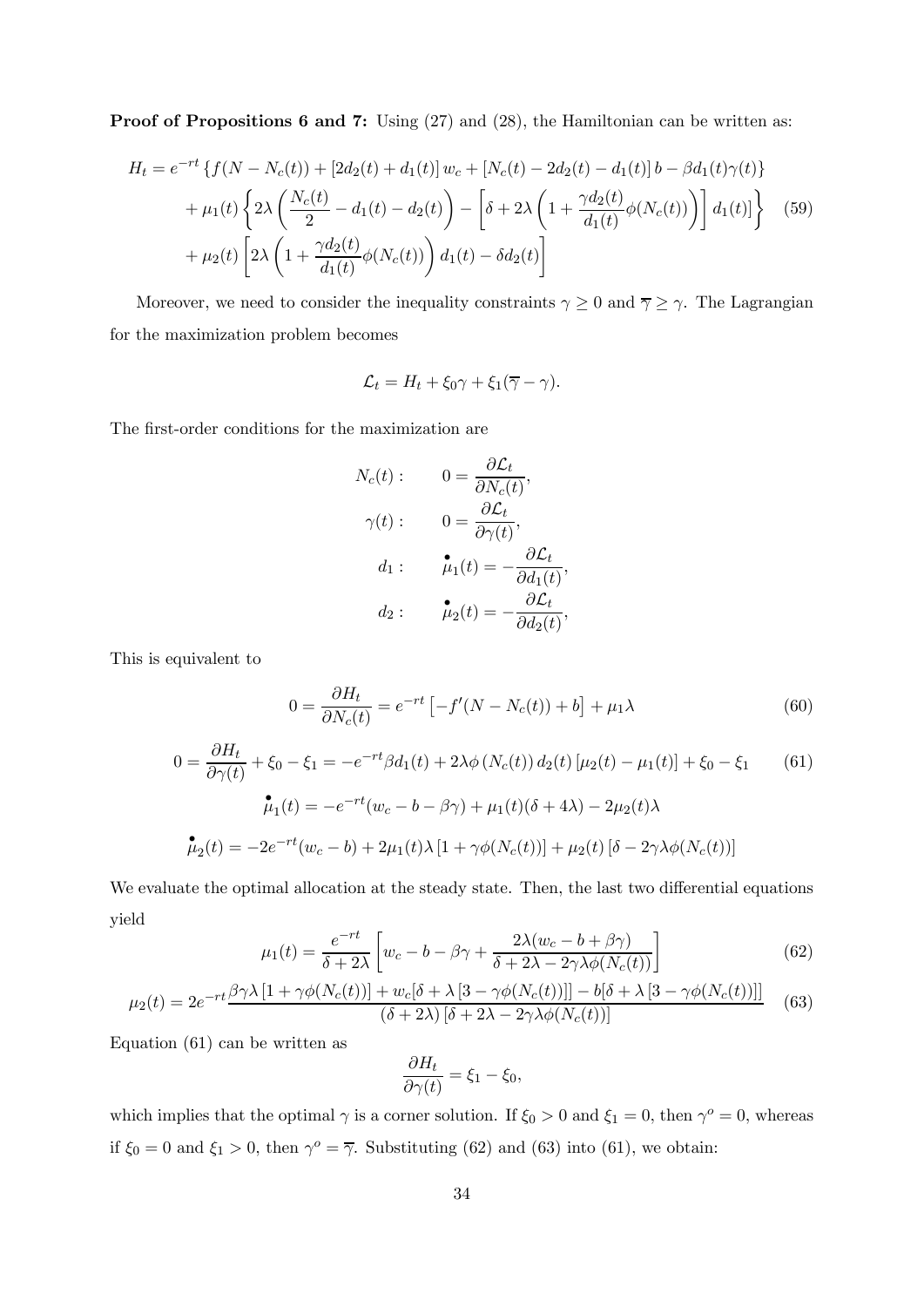**Proof of Propositions 6 and 7:** Using (27) and (28), the Hamiltonian can be written as:

$$
\begin{aligned}
H_t = & e^{-rt}\left\{f(N-N_c(t)) + [2d_2(t)+d_1(t)]\,w_c + [N_c(t)-2d_2(t)-d_1(t)]\,b - \beta d_1(t)\gamma(t)\right\} \\
& + \mu_1(t)\left\{2\lambda\left(\frac{N_c(t)}{2} - d_1(t) - d_2(t)\right) - \left[\delta + 2\lambda\left(1+\frac{\gamma d_2(t)}{d_1(t)}\phi(N_c(t))\right)\right] d_1(t)\right\} \\
& + \mu_2(t)\left[2\lambda\left(1+\frac{\gamma d_2(t)}{d_1(t)}\phi(N_c(t))\right) d_1(t) - \delta d_2(t)\right]
\end{aligned} \tag{59}
$$

Moreover, we need to consider the inequality constraints $\gamma \geq 0$ and $\overline{\gamma} \geq \gamma$. The Lagrangian for the maximization problem becomes

$$
\mathcal{L}_t = H_t + \xi_0\gamma + \xi_1(\overline{\gamma}-\gamma).
$$

The first-order conditions for the maximization are

$$
\begin{aligned}
N_c(t): & \qquad 0 = \frac{\partial \mathcal{L}_t}{\partial N_c(t)}, \\
\gamma(t): & \qquad 0 = \frac{\partial \mathcal{L}_t}{\partial \gamma(t)}, \\
d_1: & \qquad \overset{\bullet}{\mu}_1(t) = -\frac{\partial \mathcal{L}_t}{\partial d_1(t)}, \\
d_2: & \qquad \overset{\bullet}{\mu}_2(t) = -\frac{\partial \mathcal{L}_t}{\partial d_2(t)},
\end{aligned}
$$

This is equivalent to

$$
0 = \frac{\partial H_t}{\partial N_c(t)} = e^{-rt}\left[-f'(N-N_c(t)) + b\right] + \mu_1\lambda \tag{60}
$$

$$
0 = \frac{\partial H_t}{\partial \gamma(t)} + \xi_0 - \xi_1 = -e^{-rt}\beta d_1(t) + 2\lambda\phi\left(N_c(t)\right) d_2(t)\left[\mu_2(t)-\mu_1(t)\right] + \xi_0 - \xi_1 \tag{61}
$$

$$
\overset{\bullet}{\mu}_1(t) = -e^{-rt}(w_c - b - \beta\gamma) + \mu_1(t)(\delta+4\lambda) - 2\mu_2(t)\lambda
$$

$$
\overset{\bullet}{\mu}_2(t) = -2e^{-rt}(w_c - b) + 2\mu_1(t)\lambda\left[1+\gamma\phi(N_c(t))\right] + \mu_2(t)\left[\delta - 2\gamma\lambda\phi(N_c(t))\right]
$$

We evaluate the optimal allocation at the steady state. Then, the last two differential equations yield

$$
\mu_1(t) = \frac{e^{-rt}}{\delta+2\lambda}\left[w_c - b - \beta\gamma + \frac{2\lambda(w_c - b + \beta\gamma)}{\delta + 2\lambda - 2\gamma\lambda\phi(N_c(t))}\right] \tag{62}
$$

$$
\mu_2(t) = 2e^{-rt}\frac{\beta\gamma\lambda\left[1+\gamma\phi(N_c(t))\right] + w_c[\delta+\lambda\left[3-\gamma\phi(N_c(t))\right]] - b[\delta+\lambda\left[3-\gamma\phi(N_c(t))\right]]}{(\delta+2\lambda)\left[\delta+2\lambda-2\gamma\lambda\phi(N_c(t))\right]} \tag{63}
$$

Equation (61) can be written as

$$
\frac{\partial H_t}{\partial \gamma(t)} = \xi_1 - \xi_0,
$$

which implies that the optimal $\gamma$ is a corner solution. If $\xi_0 > 0$ and $\xi_1 = 0$, then $\gamma^o = 0$, whereas if $\xi_0 = 0$ and $\xi_1 > 0$, then $\gamma^o = \overline{\gamma}$. Substituting (62) and (63) into (61), we obtain: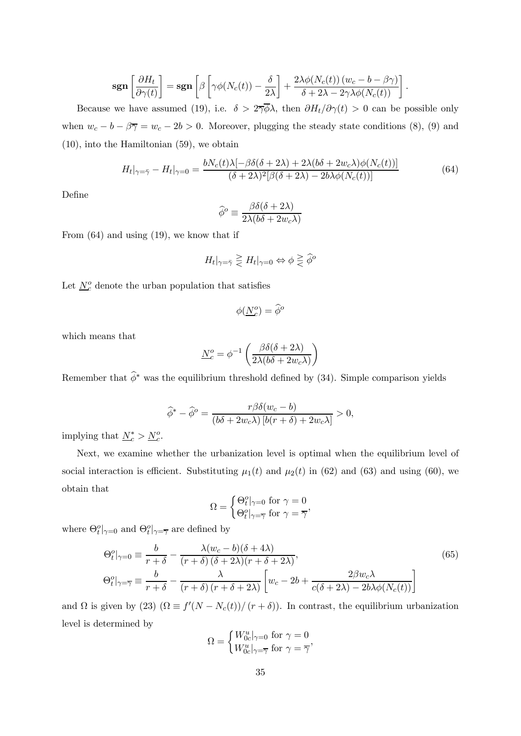$$\mathbf{sgn}\left[\frac{\partial H_t}{\partial \gamma(t)}\right] = \mathbf{sgn}\left[\beta\left[\gamma\phi(N_c(t)) - \frac{\delta}{2\lambda}\right] + \frac{2\lambda\phi(N_c(t))\,(w_c - b - \beta\gamma)}{\delta + 2\lambda - 2\gamma\lambda\phi(N_c(t))}\right].$$

Because we have assumed (19), i.e. $\delta > 2\overline{\gamma}\overline{\phi}\lambda$, then $\partial H_t / \partial \gamma(t) > 0$ can be possible only when $w_c - b - \beta\overline{\gamma} = w_c - 2b > 0$. Moreover, plugging the steady state conditions (8), (9) and (10), into the Hamiltonian (59), we obtain

$$H_t|_{\gamma=\bar{\gamma}} - H_t|_{\gamma=0} = \frac{bN_c(t)\lambda[-\beta\delta(\delta+2\lambda) + 2\lambda(b\delta + 2w_c\lambda)\phi(N_c(t))]}{(\delta+2\lambda)^2[\beta(\delta+2\lambda) - 2b\lambda\phi(N_c(t))]} \tag{64}$$

Define

$$\widehat{\phi}^o \equiv \frac{\beta\delta(\delta+2\lambda)}{2\lambda(b\delta + 2w_c\lambda)}$$

From (64) and using (19), we know that if

$$H_t|_{\gamma=\bar{\gamma}} \gtreqless H_t|_{\gamma=0} \Leftrightarrow \phi \gtreqless \widehat{\phi}^o$$

Let $\underline{N}_c^o$ denote the urban population that satisfies

$$\phi(\underline{N}_c^o) = \widehat{\phi}^o$$

which means that

$$\underline{N}_c^o = \phi^{-1}\left(\frac{\beta\delta(\delta+2\lambda)}{2\lambda(b\delta + 2w_c\lambda)}\right)$$

Remember that $\widehat{\phi}^*$ was the equilibrium threshold defined by (34). Simple comparison yields

$$\widehat{\phi}^* - \widehat{\phi}^o = \frac{r\beta\delta(w_c - b)}{(b\delta + 2w_c\lambda)\left[b(r+\delta) + 2w_c\lambda\right]} > 0,$$

implying that $\underline{N}_c^* > \underline{N}_c^o$.

Next, we examine whether the urbanization level is optimal when the equilibrium level of social interaction is efficient. Substituting $\mu_1(t)$ and $\mu_2(t)$ in (62) and (63) and using (60), we obtain that

$$\Omega = \begin{cases} \Theta_t^o|_{\gamma=0} \text{ for } \gamma = 0 \\ \Theta_t^o|_{\gamma=\overline{\gamma}} \text{ for } \gamma = \overline{\gamma} \end{cases},$$

where $\Theta_t^o|_{\gamma=0}$ and $\Theta_t^o|_{\gamma=\overline{\gamma}}$ are defined by

$$\begin{aligned} \Theta_t^o|_{\gamma=0} &\equiv \frac{b}{r+\delta} - \frac{\lambda(w_c - b)(\delta + 4\lambda)}{(r+\delta)\,(\delta+2\lambda)(r+\delta+2\lambda)}, \\ \Theta_t^o|_{\gamma=\overline{\gamma}} &\equiv \frac{b}{r+\delta} - \frac{\lambda}{(r+\delta)\,(r+\delta+2\lambda)}\left[w_c - 2b + \frac{2\beta w_c\lambda}{c(\delta+2\lambda) - 2b\lambda\phi(N_c(t))}\right] \end{aligned} \tag{65}$$

and $\Omega$ is given by (23) ($\Omega \equiv f'(N - N_c(t))/\,(r+\delta)$). In contrast, the equilibrium urbanization level is determined by

$$\Omega = \begin{cases} W_{0c}^u|_{\gamma=0} \text{ for } \gamma = 0 \\ W_{0c}^u|_{\gamma=\overline{\gamma}} \text{ for } \gamma = \overline{\gamma} \end{cases},$$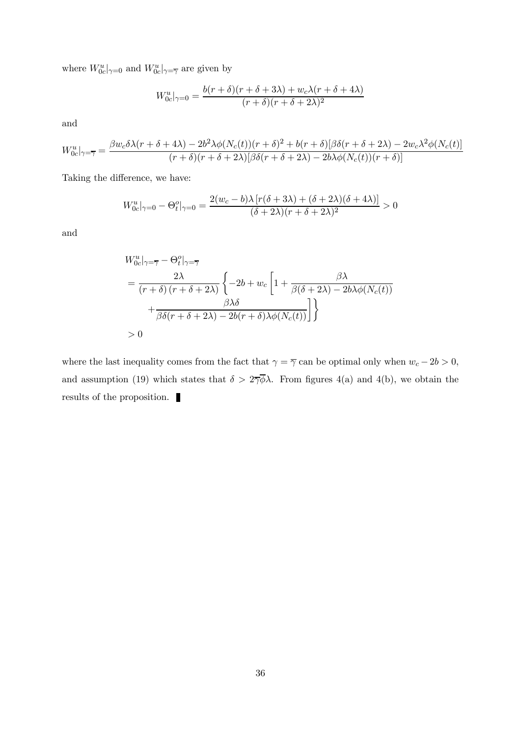where $W_{0c}^u|_{\gamma=0}$ and $W_{0c}^u|_{\gamma=\overline{\gamma}}$ are given by

$$W_{0c}^u|_{\gamma=0} = \frac{b(r+\delta)(r+\delta+3\lambda) + w_c\lambda(r+\delta+4\lambda)}{(r+\delta)(r+\delta+2\lambda)^2}$$

and

$$W_{0c}^u|_{\gamma=\overline{\gamma}} = \frac{\beta w_c \delta\lambda(r+\delta+4\lambda) - 2b^2\lambda\phi(N_c(t))(r+\delta)^2 + b(r+\delta)[\beta\delta(r+\delta+2\lambda) - 2w_c\lambda^2\phi(N_c(t)]}{(r+\delta)(r+\delta+2\lambda)[\beta\delta(r+\delta+2\lambda) - 2b\lambda\phi(N_c(t))(r+\delta)]}$$

Taking the difference, we have:

$$W_{0c}^u|_{\gamma=0} - \Theta_t^o|_{\gamma=0} = \frac{2(w_c-b)\lambda\left[r(\delta+3\lambda) + (\delta+2\lambda)(\delta+4\lambda)\right]}{(\delta+2\lambda)(r+\delta+2\lambda)^2} > 0$$

and

$$\begin{aligned}
& W_{0c}^u|_{\gamma=\overline{\gamma}} - \Theta_t^o|_{\gamma=\overline{\gamma}} \\
&= \frac{2\lambda}{(r+\delta)\,(r+\delta+2\lambda)}\left\{-2b + w_c\left[1 + \frac{\beta\lambda}{\beta(\delta+2\lambda) - 2b\lambda\phi(N_c(t))}\right.\right. \\
&\qquad \left.\left. + \frac{\beta\lambda\delta}{\beta\delta(r+\delta+2\lambda) - 2b(r+\delta)\lambda\phi(N_c(t))}\right]\right\} \\
&> 0
\end{aligned}$$

where the last inequality comes from the fact that $\gamma = \overline{\gamma}$ can be optimal only when $w_c - 2b > 0$, and assumption (19) which states that $\delta > 2\overline{\gamma}\overline{\phi}\lambda$. From figures 4(a) and 4(b), we obtain the results of the proposition. ∎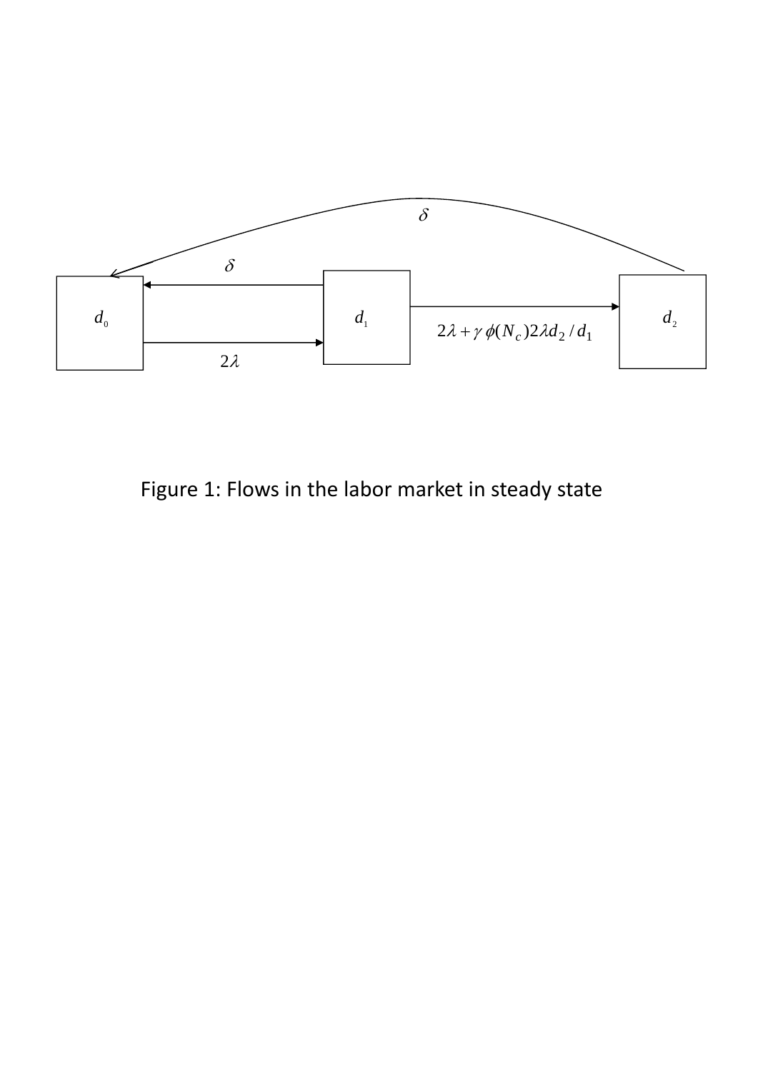$\delta$

$\delta$

$d_0$

$d_1$

$d_2$

$2\lambda$

$2\lambda + \gamma\,\phi(N_c) 2\lambda d_2 / d_1$

Figure 1: Flows in the labor market in steady state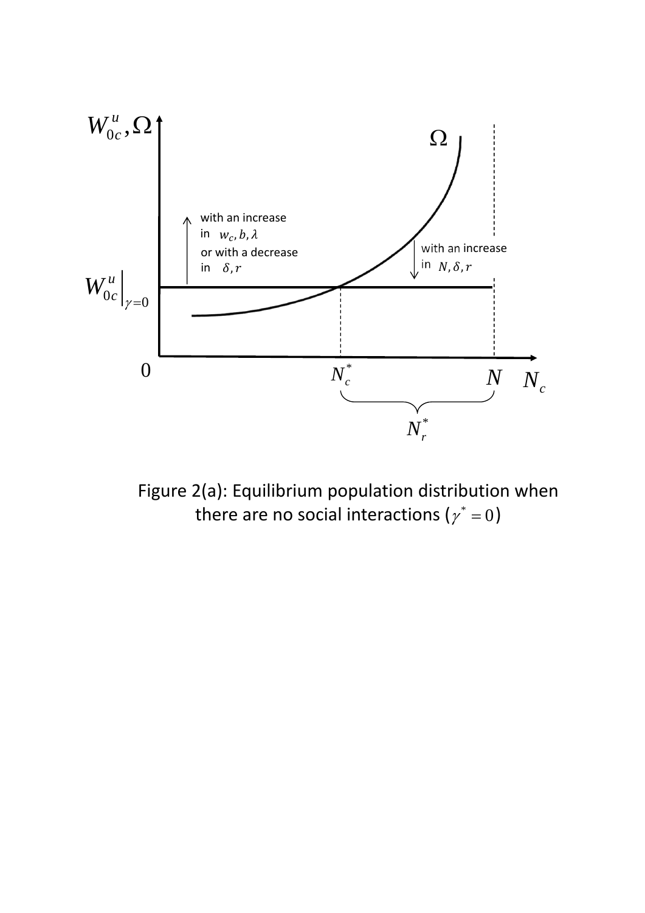Figure 2(a): Equilibrium population distribution when there are no social interactions ($\gamma^* = 0$)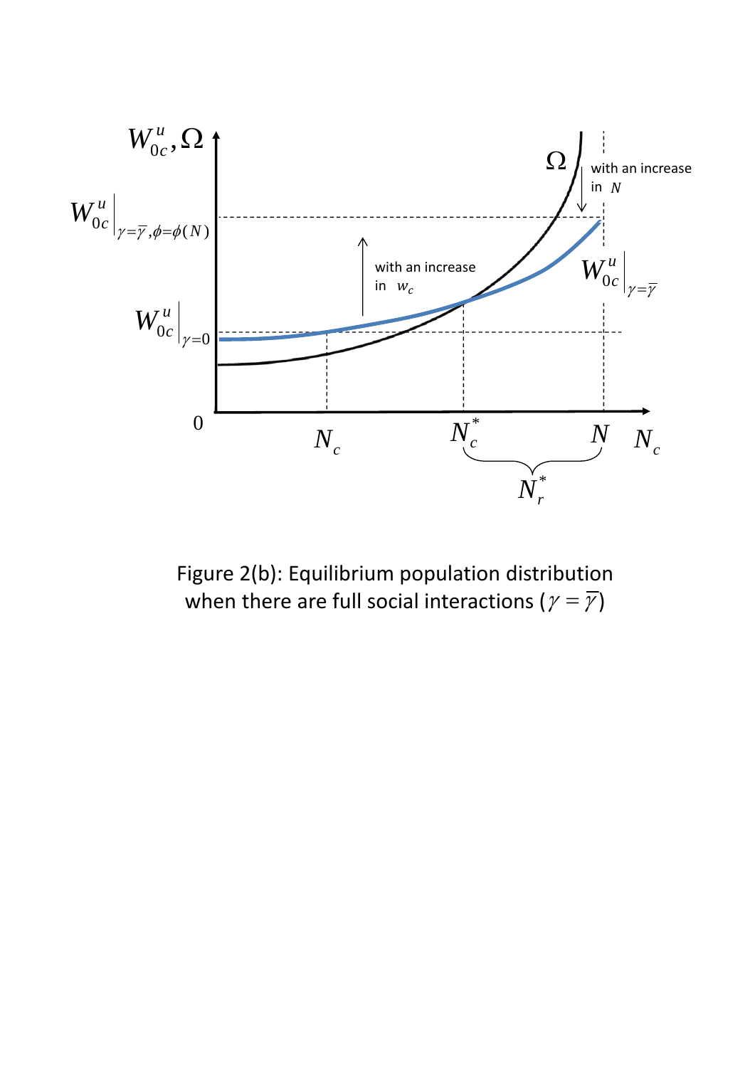Figure 2(b): Equilibrium population distribution when there are full social interactions ($\gamma = \overline{\gamma}$)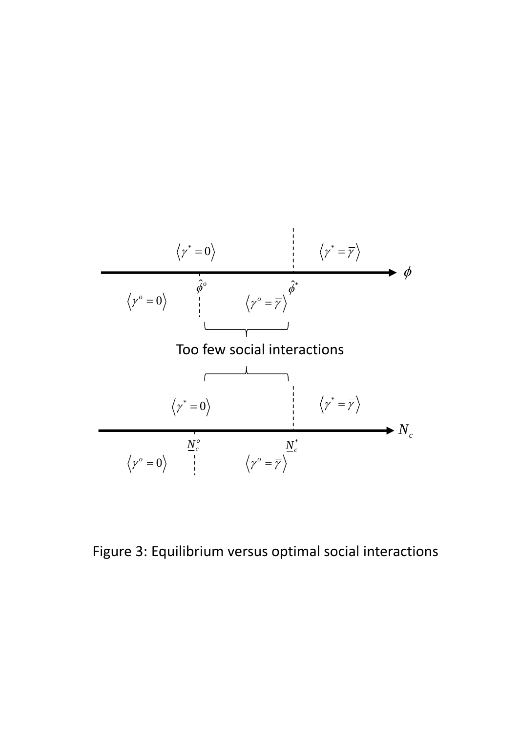$\langle \gamma^* = 0 \rangle$ $\langle \gamma^* = \overline{\gamma} \rangle$

$\phi$

$\hat{\phi}^o$ $\hat{\phi}^*$

$\langle \gamma^o = 0 \rangle$ $\langle \gamma^o = \overline{\gamma} \rangle$

Too few social interactions

$\langle \gamma^* = 0 \rangle$ $\langle \gamma^* = \overline{\gamma} \rangle$

$N_c$

$\underline{N}_c^o$ $\underline{N}_c^*$

$\langle \gamma^o = 0 \rangle$ $\langle \gamma^o = \overline{\gamma} \rangle$

Figure 3: Equilibrium versus optimal social interactions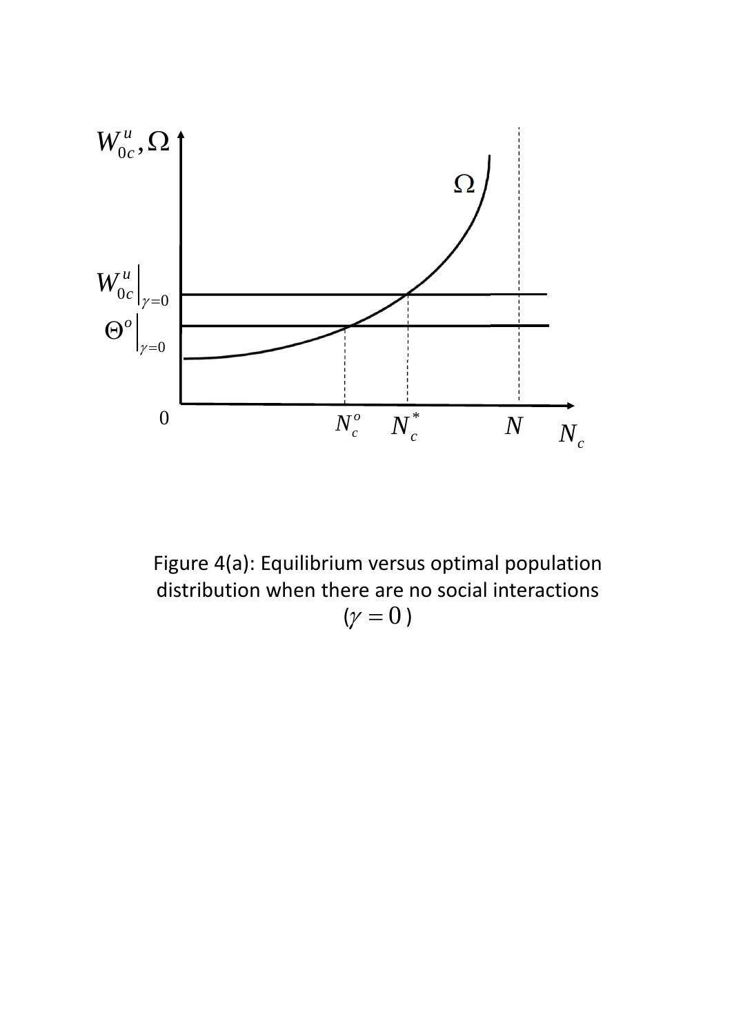Figure 4(a): Equilibrium versus optimal population distribution when there are no social interactions ($\gamma = 0$)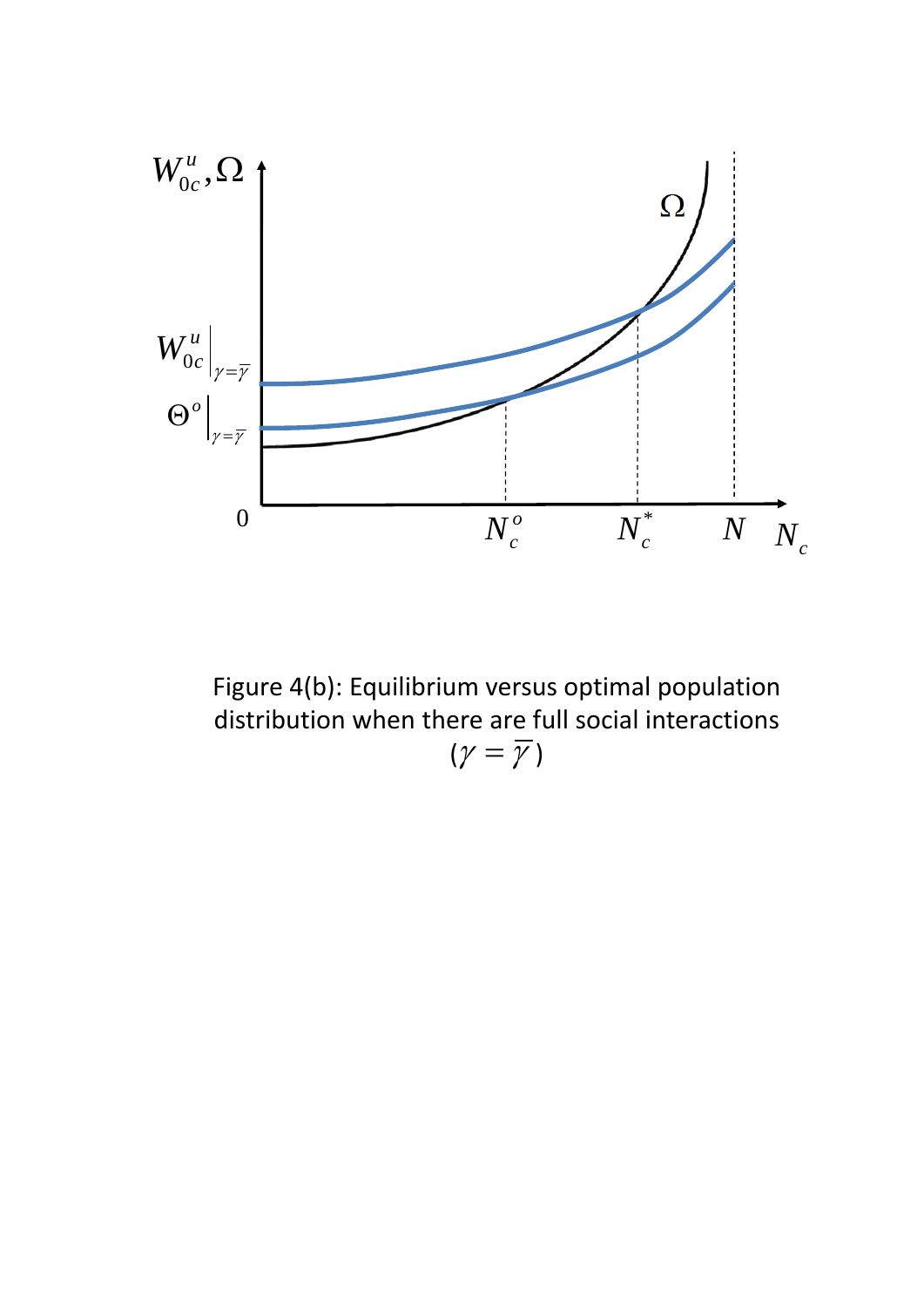Figure 4(b): Equilibrium versus optimal population distribution when there are full social interactions ($\gamma = \overline{\gamma}$)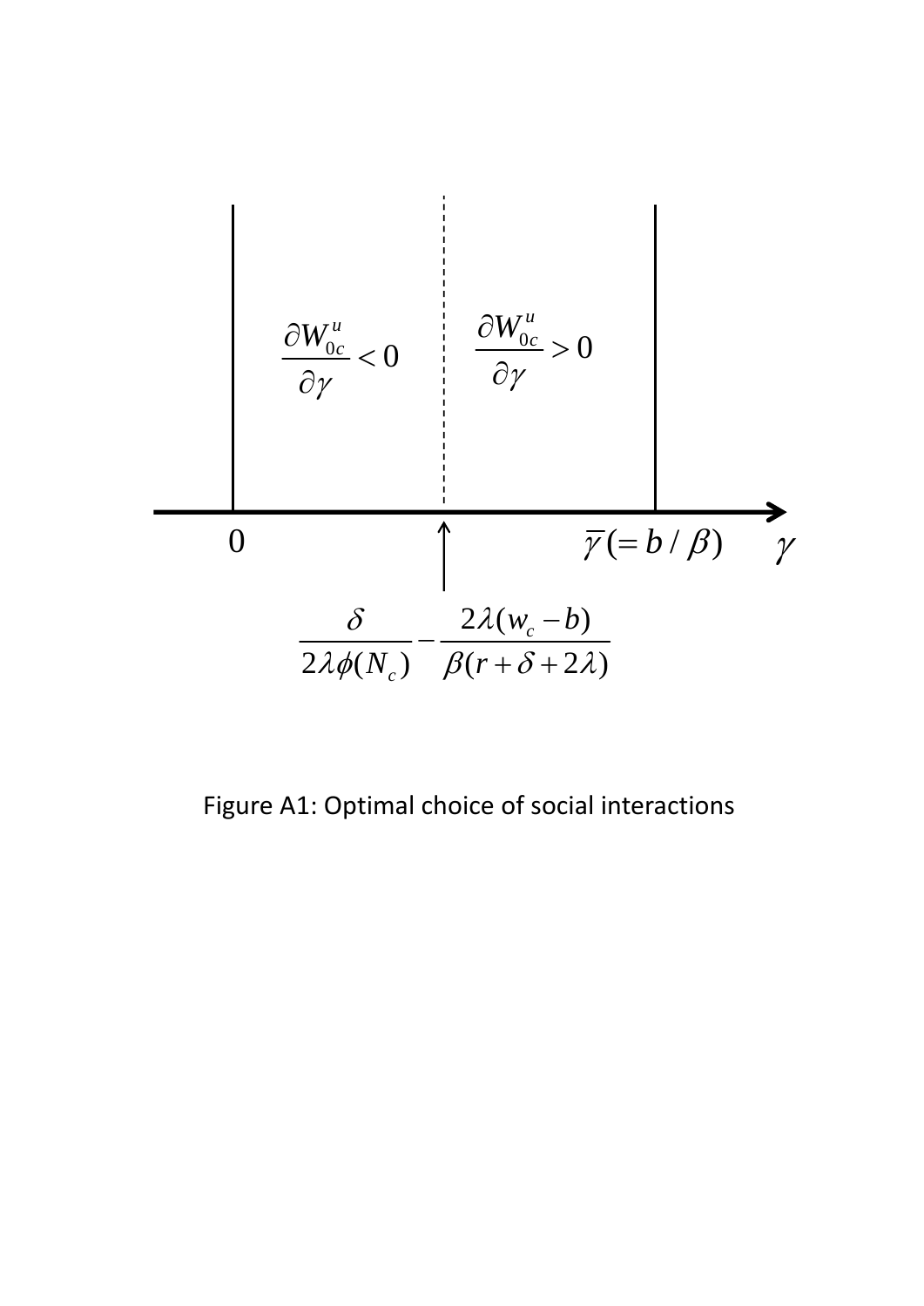$$\frac{\partial W_{0c}^{u}}{\partial \gamma} < 0$$

$$\frac{\partial W_{0c}^{u}}{\partial \gamma} > 0$$

0

$\overline{\gamma}(= b / \beta)$

$\gamma$

$$\frac{\delta}{2\lambda \phi(N_c)} - \frac{2\lambda(w_c - b)}{\beta(r + \delta + 2\lambda)}$$

Figure A1: Optimal choice of social interactions